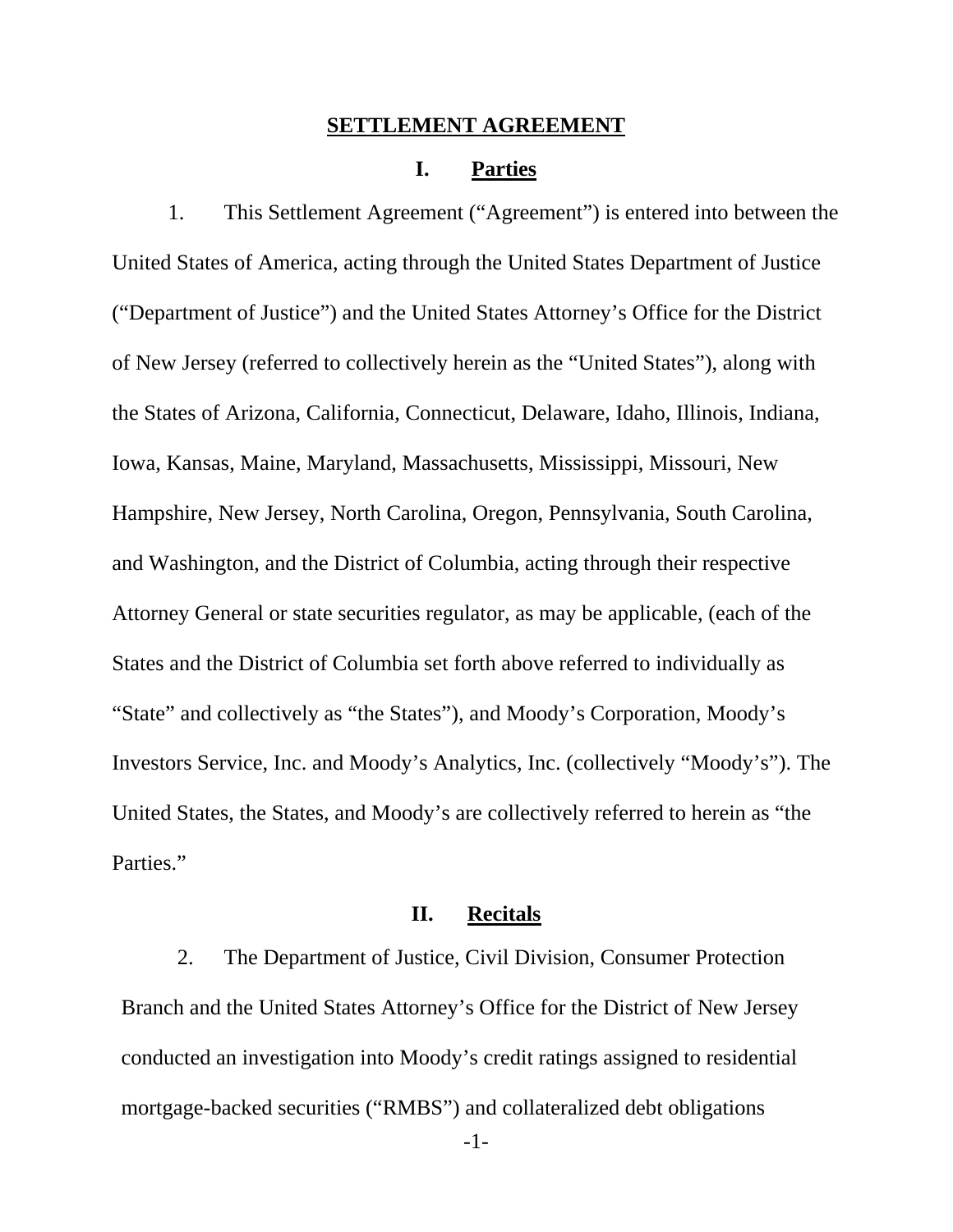# SETTLEMENT AGREEMENT

## I. Parties

1. This Settlement Agreement ("Agreement") is entered into between the United States of America, acting through the United States Department of Justice ("Department of Justice") and the United States Attorney's Office for the District of New Jersey (referred to collectively herein as the "United States"), along with the States of Arizona, California, Connecticut, Delaware, Idaho, Illinois, Indiana, Iowa, Kansas, Maine, Maryland, Massachusetts, Mississippi, Missouri, New Hampshire, New Jersey, North Carolina, Oregon, Pennsylvania, South Carolina, and Washington, and the District of Columbia, acting through their respective Attorney General or state securities regulator, as may be applicable, (each of the States and the District of Columbia set forth above referred to individually as "State" and collectively as "the States"), and Moody's Corporation, Moody's Investors Service, Inc. and Moody's Analytics, Inc. (collectively "Moody's"). The United States, the States, and Moody's are collectively referred to herein as "the Parties."

## II. Recitals

2. The Department of Justice, Civil Division, Consumer Protection Branch and the United States Attorney's Office for the District of New Jersey conducted an investigation into Moody's credit ratings assigned to residential mortgage-backed securities ("RMBS") and collateralized debt obligations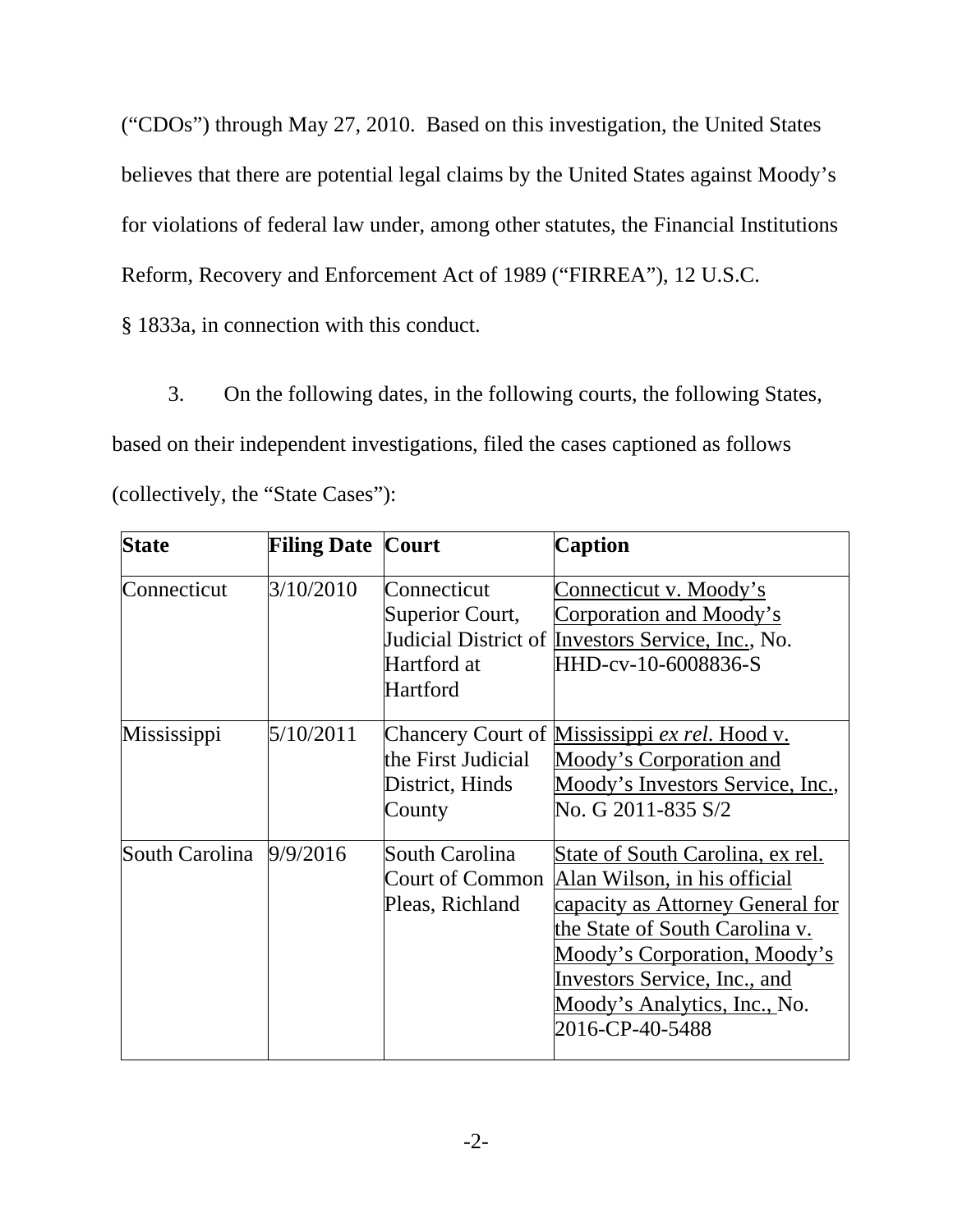("CDOs") through May 27, 2010. Based on this investigation, the United States believes that there are potential legal claims by the United States against Moody's for violations of federal law under, among other statutes, the Financial Institutions Reform, Recovery and Enforcement Act of 1989 ("FIRREA"), 12 U.S.C. § 1833a, in connection with this conduct.

3. On the following dates, in the following courts, the following States, based on their independent investigations, filed the cases captioned as follows (collectively, the "State Cases"):

| **State** | **Filing Date** | **Court** | **Caption** |
|---|---|---|---|
| Connecticut | 3/10/2010 | Connecticut Superior Court, Judicial District of Hartford at Hartford | Connecticut v. Moody's Corporation and Moody's Investors Service, Inc., No. HHD-cv-10-6008836-S |
| Mississippi | 5/10/2011 | Chancery Court of the First Judicial District, Hinds County | Mississippi *ex rel.* Hood v. Moody's Corporation and Moody's Investors Service, Inc., No. G 2011-835 S/2 |
| South Carolina | 9/9/2016 | South Carolina Court of Common Pleas, Richland | State of South Carolina, ex rel. Alan Wilson, in his official capacity as Attorney General for the State of South Carolina v. Moody's Corporation, Moody's Investors Service, Inc., and Moody's Analytics, Inc., No. 2016-CP-40-5488 |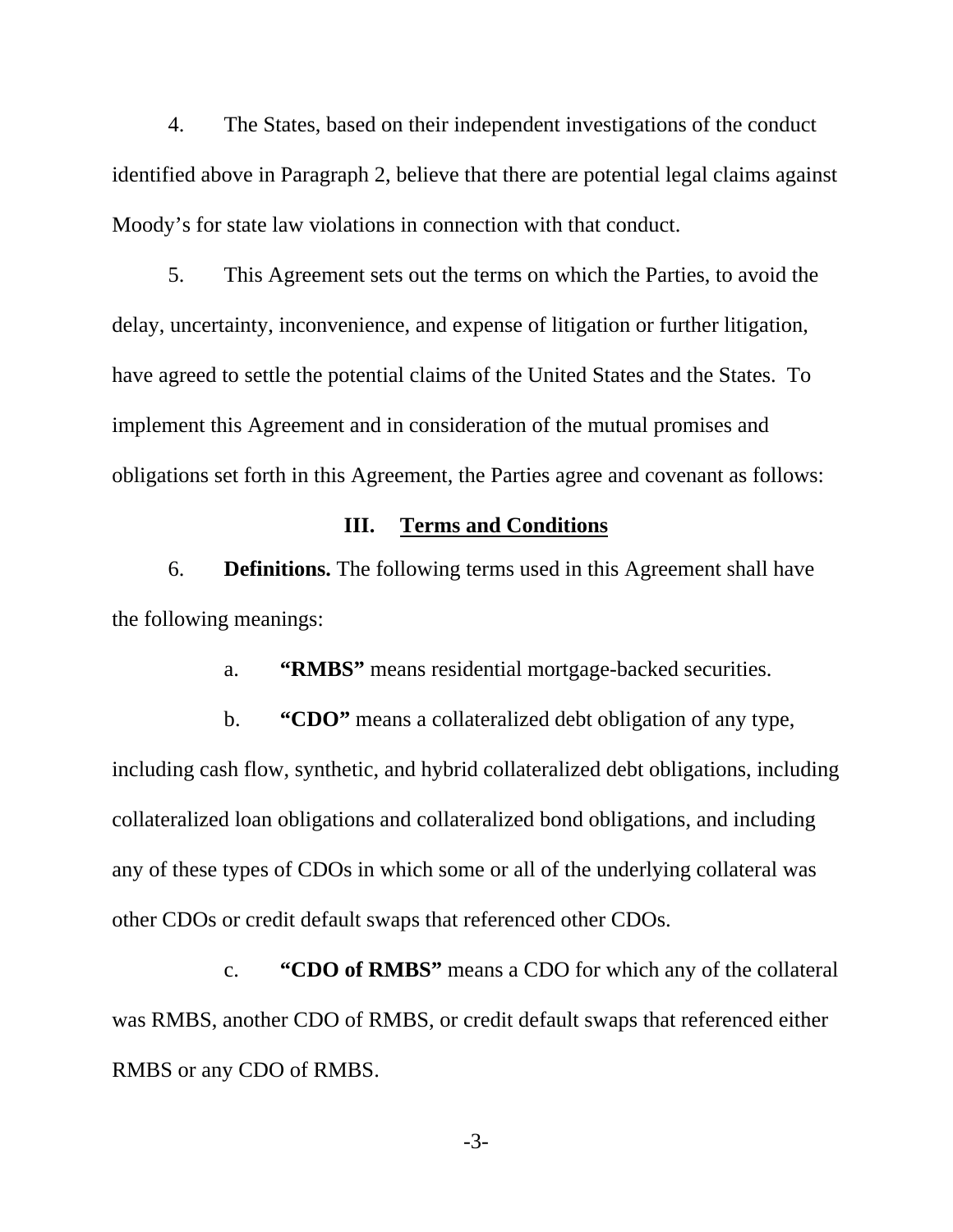4. The States, based on their independent investigations of the conduct identified above in Paragraph 2, believe that there are potential legal claims against Moody's for state law violations in connection with that conduct.

5. This Agreement sets out the terms on which the Parties, to avoid the delay, uncertainty, inconvenience, and expense of litigation or further litigation, have agreed to settle the potential claims of the United States and the States. To implement this Agreement and in consideration of the mutual promises and obligations set forth in this Agreement, the Parties agree and covenant as follows:

## III. Terms and Conditions

6. **Definitions.** The following terms used in this Agreement shall have the following meanings:

a. **"RMBS"** means residential mortgage-backed securities.

b. **"CDO"** means a collateralized debt obligation of any type, including cash flow, synthetic, and hybrid collateralized debt obligations, including collateralized loan obligations and collateralized bond obligations, and including any of these types of CDOs in which some or all of the underlying collateral was other CDOs or credit default swaps that referenced other CDOs.

c. **"CDO of RMBS"** means a CDO for which any of the collateral was RMBS, another CDO of RMBS, or credit default swaps that referenced either RMBS or any CDO of RMBS.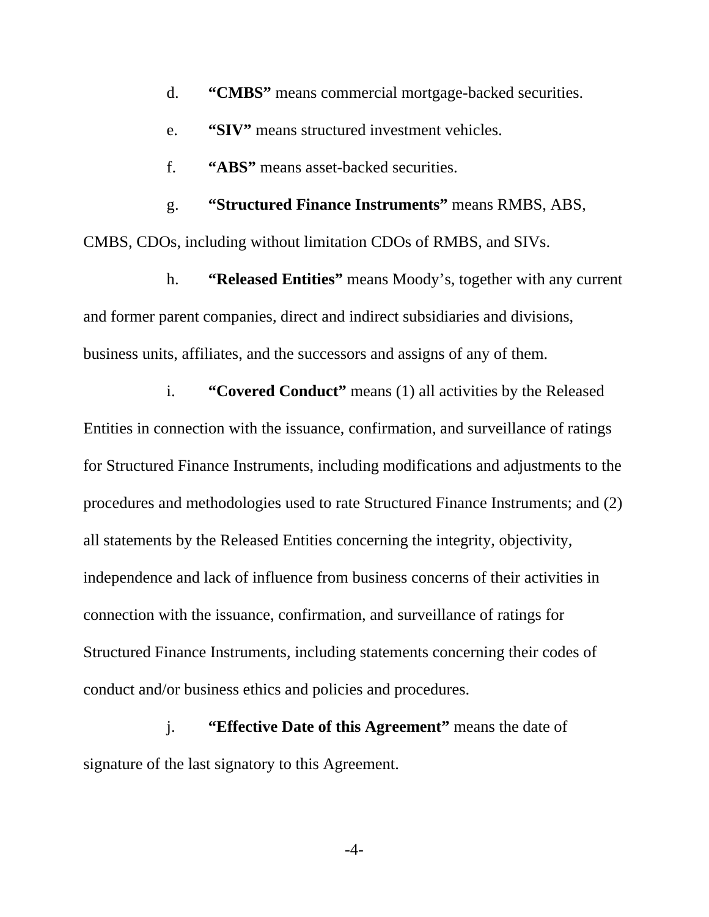d. **"CMBS"** means commercial mortgage-backed securities.

e. **"SIV"** means structured investment vehicles.

f. **"ABS"** means asset-backed securities.

g. **"Structured Finance Instruments"** means RMBS, ABS, CMBS, CDOs, including without limitation CDOs of RMBS, and SIVs.

h. **"Released Entities"** means Moody's, together with any current and former parent companies, direct and indirect subsidiaries and divisions, business units, affiliates, and the successors and assigns of any of them.

i. **"Covered Conduct"** means (1) all activities by the Released Entities in connection with the issuance, confirmation, and surveillance of ratings for Structured Finance Instruments, including modifications and adjustments to the procedures and methodologies used to rate Structured Finance Instruments; and (2) all statements by the Released Entities concerning the integrity, objectivity, independence and lack of influence from business concerns of their activities in connection with the issuance, confirmation, and surveillance of ratings for Structured Finance Instruments, including statements concerning their codes of conduct and/or business ethics and policies and procedures.

j. **"Effective Date of this Agreement"** means the date of signature of the last signatory to this Agreement.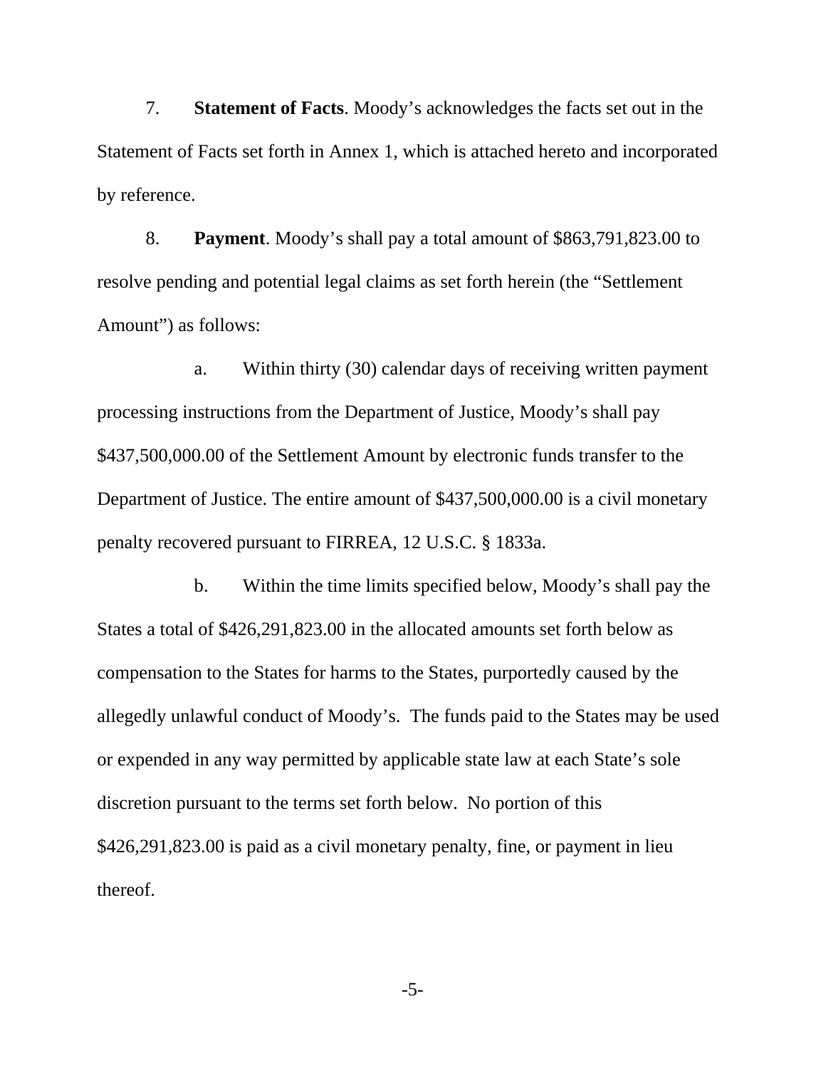7. **Statement of Facts**. Moody's acknowledges the facts set out in the Statement of Facts set forth in Annex 1, which is attached hereto and incorporated by reference.

8. **Payment**. Moody's shall pay a total amount of $863,791,823.00 to resolve pending and potential legal claims as set forth herein (the "Settlement Amount") as follows:

a. Within thirty (30) calendar days of receiving written payment processing instructions from the Department of Justice, Moody's shall pay $437,500,000.00 of the Settlement Amount by electronic funds transfer to the Department of Justice. The entire amount of $437,500,000.00 is a civil monetary penalty recovered pursuant to FIRREA, 12 U.S.C. § 1833a.

b. Within the time limits specified below, Moody's shall pay the States a total of $426,291,823.00 in the allocated amounts set forth below as compensation to the States for harms to the States, purportedly caused by the allegedly unlawful conduct of Moody's. The funds paid to the States may be used or expended in any way permitted by applicable state law at each State's sole discretion pursuant to the terms set forth below. No portion of this $426,291,823.00 is paid as a civil monetary penalty, fine, or payment in lieu thereof.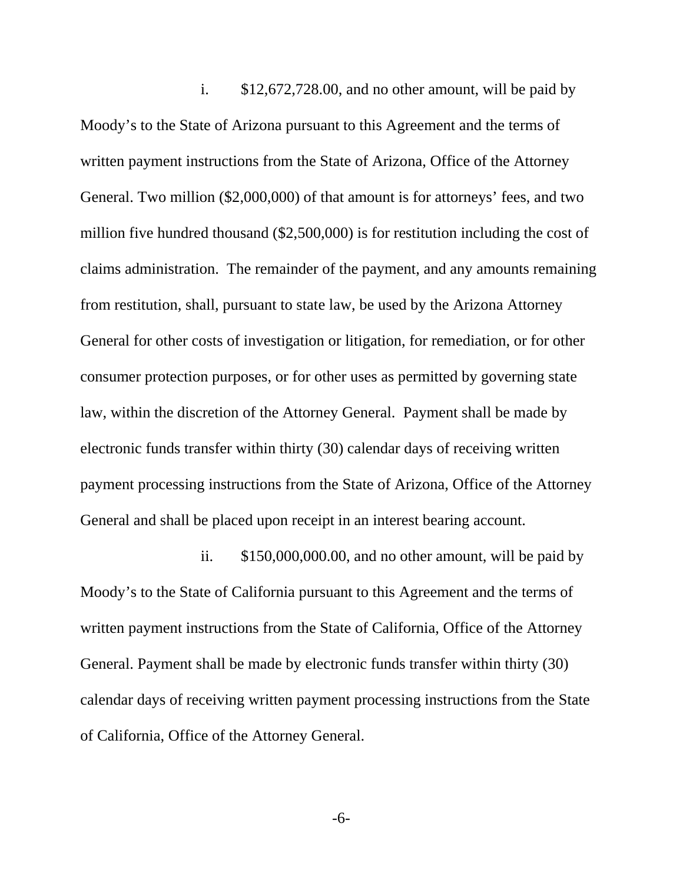i. $12,672,728.00, and no other amount, will be paid by Moody's to the State of Arizona pursuant to this Agreement and the terms of written payment instructions from the State of Arizona, Office of the Attorney General. Two million ($2,000,000) of that amount is for attorneys' fees, and two million five hundred thousand ($2,500,000) is for restitution including the cost of claims administration. The remainder of the payment, and any amounts remaining from restitution, shall, pursuant to state law, be used by the Arizona Attorney General for other costs of investigation or litigation, for remediation, or for other consumer protection purposes, or for other uses as permitted by governing state law, within the discretion of the Attorney General. Payment shall be made by electronic funds transfer within thirty (30) calendar days of receiving written payment processing instructions from the State of Arizona, Office of the Attorney General and shall be placed upon receipt in an interest bearing account.

ii. $150,000,000.00, and no other amount, will be paid by Moody's to the State of California pursuant to this Agreement and the terms of written payment instructions from the State of California, Office of the Attorney General. Payment shall be made by electronic funds transfer within thirty (30) calendar days of receiving written payment processing instructions from the State of California, Office of the Attorney General.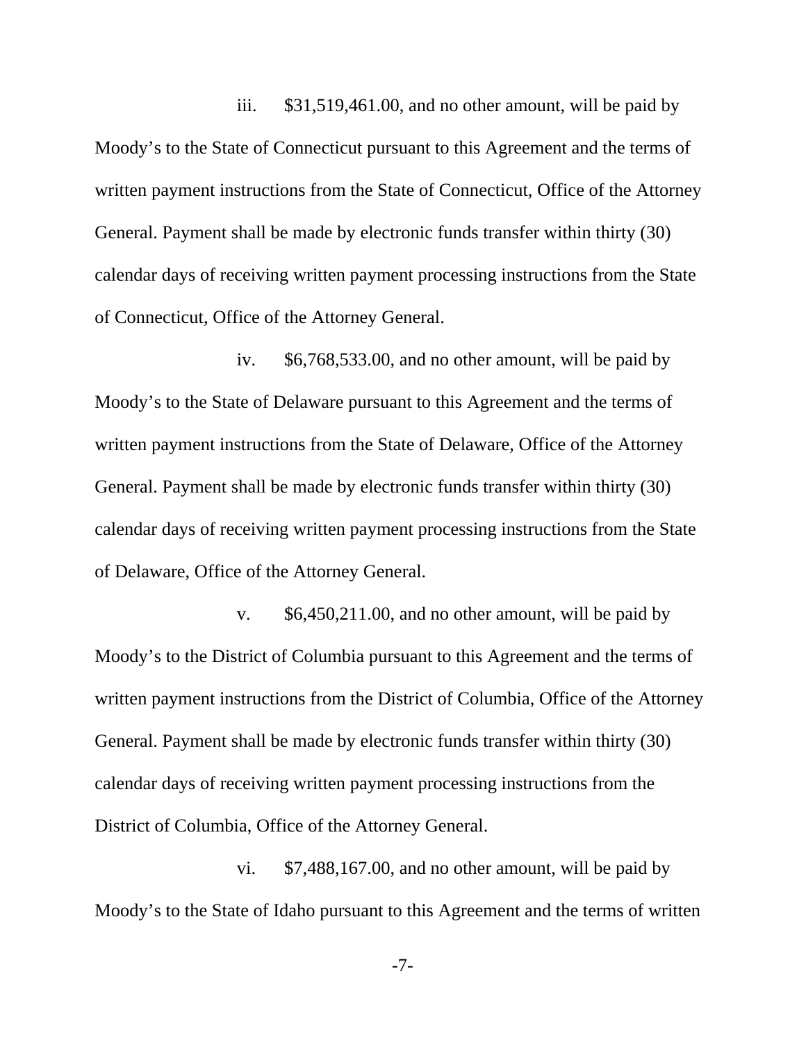iii. $31,519,461.00, and no other amount, will be paid by Moody's to the State of Connecticut pursuant to this Agreement and the terms of written payment instructions from the State of Connecticut, Office of the Attorney General. Payment shall be made by electronic funds transfer within thirty (30) calendar days of receiving written payment processing instructions from the State of Connecticut, Office of the Attorney General.

iv. $6,768,533.00, and no other amount, will be paid by Moody's to the State of Delaware pursuant to this Agreement and the terms of written payment instructions from the State of Delaware, Office of the Attorney General. Payment shall be made by electronic funds transfer within thirty (30) calendar days of receiving written payment processing instructions from the State of Delaware, Office of the Attorney General.

v. $6,450,211.00, and no other amount, will be paid by Moody's to the District of Columbia pursuant to this Agreement and the terms of written payment instructions from the District of Columbia, Office of the Attorney General. Payment shall be made by electronic funds transfer within thirty (30) calendar days of receiving written payment processing instructions from the District of Columbia, Office of the Attorney General.

vi. $7,488,167.00, and no other amount, will be paid by Moody's to the State of Idaho pursuant to this Agreement and the terms of written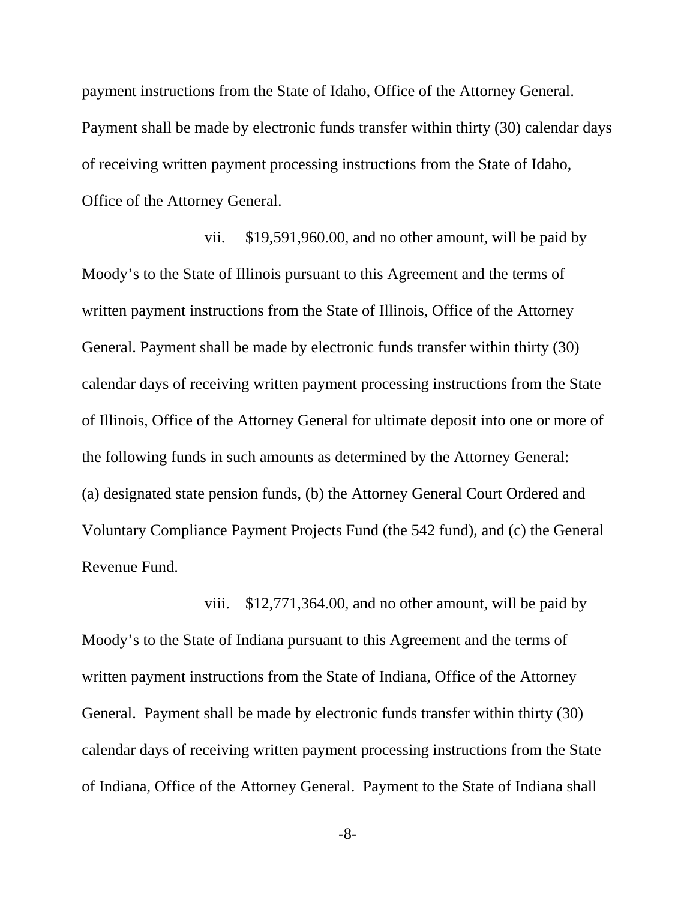payment instructions from the State of Idaho, Office of the Attorney General. Payment shall be made by electronic funds transfer within thirty (30) calendar days of receiving written payment processing instructions from the State of Idaho, Office of the Attorney General.

vii. $19,591,960.00, and no other amount, will be paid by Moody's to the State of Illinois pursuant to this Agreement and the terms of written payment instructions from the State of Illinois, Office of the Attorney General. Payment shall be made by electronic funds transfer within thirty (30) calendar days of receiving written payment processing instructions from the State of Illinois, Office of the Attorney General for ultimate deposit into one or more of the following funds in such amounts as determined by the Attorney General: (a) designated state pension funds, (b) the Attorney General Court Ordered and Voluntary Compliance Payment Projects Fund (the 542 fund), and (c) the General Revenue Fund.

viii. $12,771,364.00, and no other amount, will be paid by Moody's to the State of Indiana pursuant to this Agreement and the terms of written payment instructions from the State of Indiana, Office of the Attorney General. Payment shall be made by electronic funds transfer within thirty (30) calendar days of receiving written payment processing instructions from the State of Indiana, Office of the Attorney General. Payment to the State of Indiana shall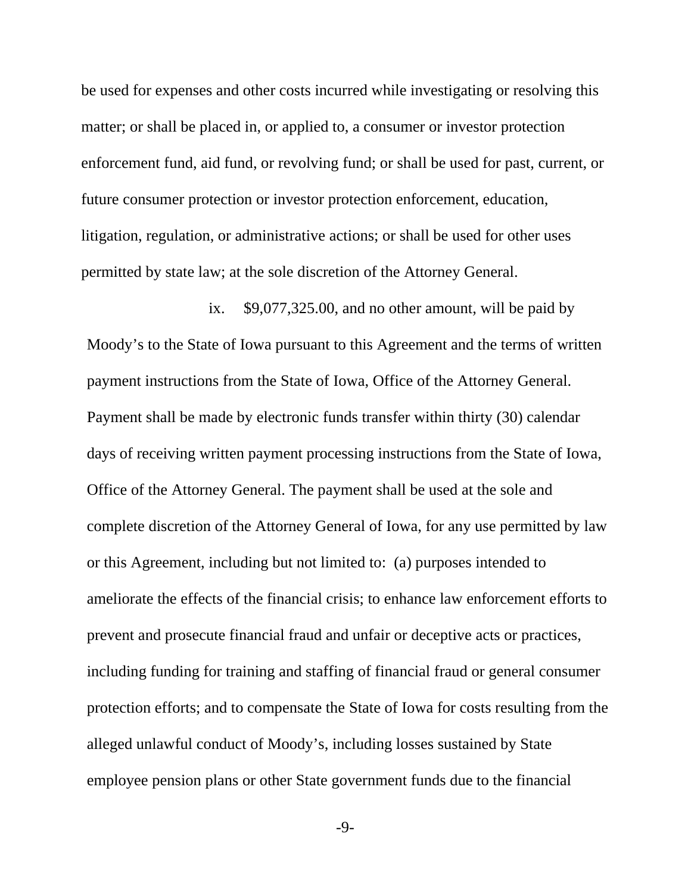be used for expenses and other costs incurred while investigating or resolving this matter; or shall be placed in, or applied to, a consumer or investor protection enforcement fund, aid fund, or revolving fund; or shall be used for past, current, or future consumer protection or investor protection enforcement, education, litigation, regulation, or administrative actions; or shall be used for other uses permitted by state law; at the sole discretion of the Attorney General.

ix. $9,077,325.00, and no other amount, will be paid by Moody's to the State of Iowa pursuant to this Agreement and the terms of written payment instructions from the State of Iowa, Office of the Attorney General. Payment shall be made by electronic funds transfer within thirty (30) calendar days of receiving written payment processing instructions from the State of Iowa, Office of the Attorney General. The payment shall be used at the sole and complete discretion of the Attorney General of Iowa, for any use permitted by law or this Agreement, including but not limited to: (a) purposes intended to ameliorate the effects of the financial crisis; to enhance law enforcement efforts to prevent and prosecute financial fraud and unfair or deceptive acts or practices, including funding for training and staffing of financial fraud or general consumer protection efforts; and to compensate the State of Iowa for costs resulting from the alleged unlawful conduct of Moody's, including losses sustained by State employee pension plans or other State government funds due to the financial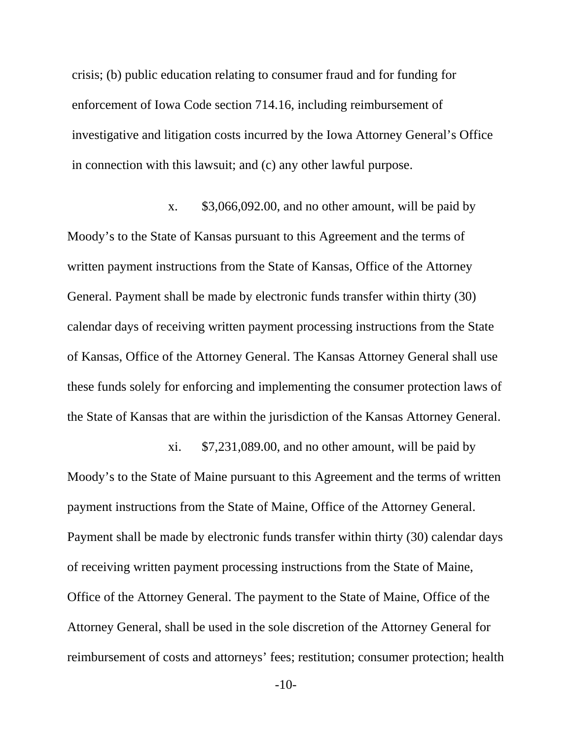crisis; (b) public education relating to consumer fraud and for funding for enforcement of Iowa Code section 714.16, including reimbursement of investigative and litigation costs incurred by the Iowa Attorney General's Office in connection with this lawsuit; and (c) any other lawful purpose.

x. $3,066,092.00, and no other amount, will be paid by Moody's to the State of Kansas pursuant to this Agreement and the terms of written payment instructions from the State of Kansas, Office of the Attorney General. Payment shall be made by electronic funds transfer within thirty (30) calendar days of receiving written payment processing instructions from the State of Kansas, Office of the Attorney General. The Kansas Attorney General shall use these funds solely for enforcing and implementing the consumer protection laws of the State of Kansas that are within the jurisdiction of the Kansas Attorney General.

xi. $7,231,089.00, and no other amount, will be paid by Moody's to the State of Maine pursuant to this Agreement and the terms of written payment instructions from the State of Maine, Office of the Attorney General. Payment shall be made by electronic funds transfer within thirty (30) calendar days of receiving written payment processing instructions from the State of Maine, Office of the Attorney General. The payment to the State of Maine, Office of the Attorney General, shall be used in the sole discretion of the Attorney General for reimbursement of costs and attorneys' fees; restitution; consumer protection; health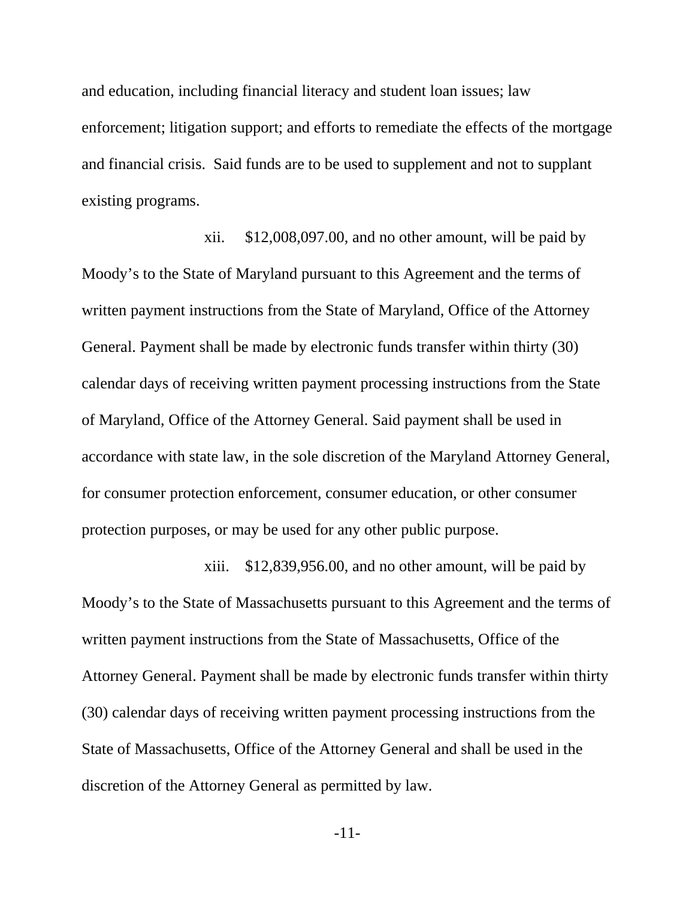and education, including financial literacy and student loan issues; law enforcement; litigation support; and efforts to remediate the effects of the mortgage and financial crisis. Said funds are to be used to supplement and not to supplant existing programs.

xii. $12,008,097.00, and no other amount, will be paid by Moody's to the State of Maryland pursuant to this Agreement and the terms of written payment instructions from the State of Maryland, Office of the Attorney General. Payment shall be made by electronic funds transfer within thirty (30) calendar days of receiving written payment processing instructions from the State of Maryland, Office of the Attorney General. Said payment shall be used in accordance with state law, in the sole discretion of the Maryland Attorney General, for consumer protection enforcement, consumer education, or other consumer protection purposes, or may be used for any other public purpose.

xiii. $12,839,956.00, and no other amount, will be paid by Moody's to the State of Massachusetts pursuant to this Agreement and the terms of written payment instructions from the State of Massachusetts, Office of the Attorney General. Payment shall be made by electronic funds transfer within thirty (30) calendar days of receiving written payment processing instructions from the State of Massachusetts, Office of the Attorney General and shall be used in the discretion of the Attorney General as permitted by law.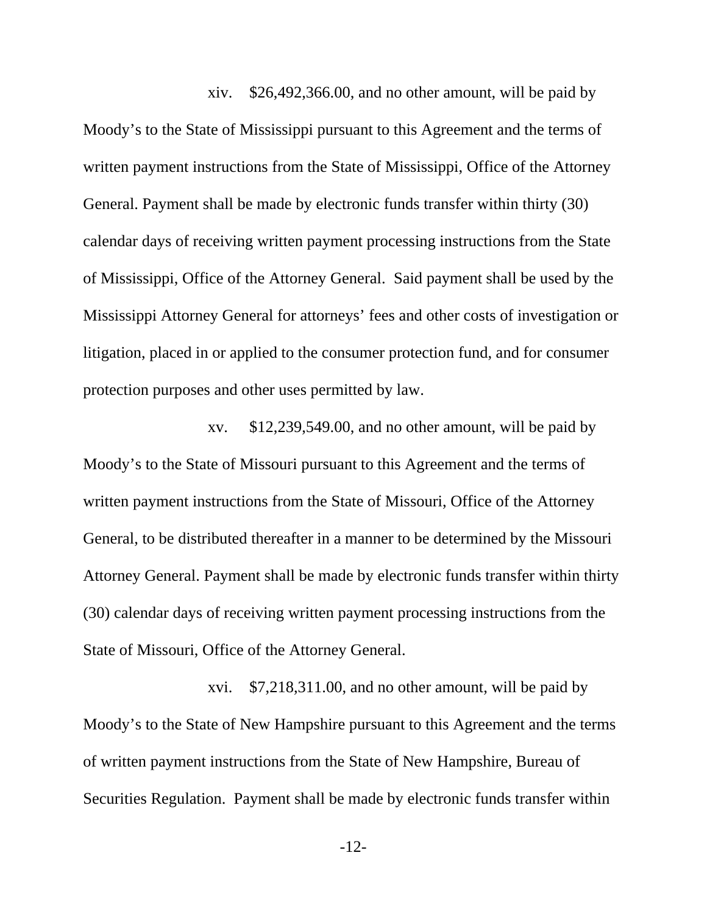xiv. $26,492,366.00, and no other amount, will be paid by Moody's to the State of Mississippi pursuant to this Agreement and the terms of written payment instructions from the State of Mississippi, Office of the Attorney General. Payment shall be made by electronic funds transfer within thirty (30) calendar days of receiving written payment processing instructions from the State of Mississippi, Office of the Attorney General. Said payment shall be used by the Mississippi Attorney General for attorneys' fees and other costs of investigation or litigation, placed in or applied to the consumer protection fund, and for consumer protection purposes and other uses permitted by law.

xv. $12,239,549.00, and no other amount, will be paid by Moody's to the State of Missouri pursuant to this Agreement and the terms of written payment instructions from the State of Missouri, Office of the Attorney General, to be distributed thereafter in a manner to be determined by the Missouri Attorney General. Payment shall be made by electronic funds transfer within thirty (30) calendar days of receiving written payment processing instructions from the State of Missouri, Office of the Attorney General.

xvi. $7,218,311.00, and no other amount, will be paid by Moody's to the State of New Hampshire pursuant to this Agreement and the terms of written payment instructions from the State of New Hampshire, Bureau of Securities Regulation. Payment shall be made by electronic funds transfer within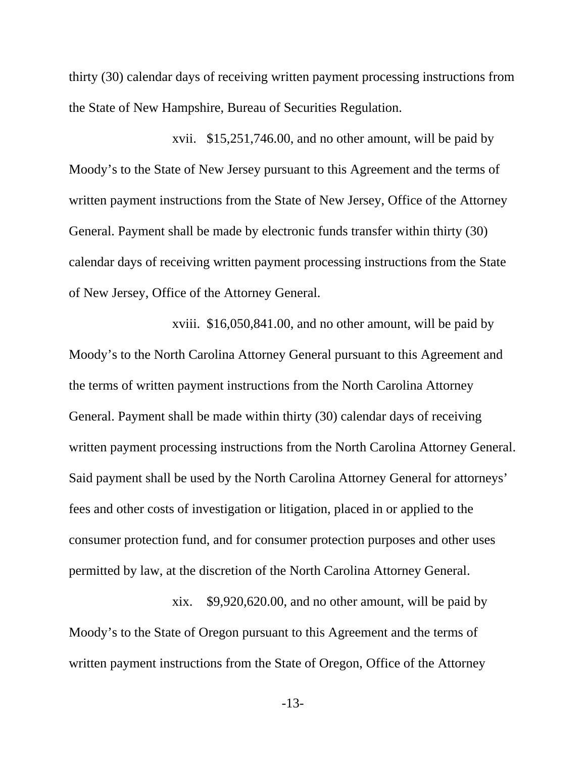thirty (30) calendar days of receiving written payment processing instructions from the State of New Hampshire, Bureau of Securities Regulation.

xvii. $15,251,746.00, and no other amount, will be paid by Moody's to the State of New Jersey pursuant to this Agreement and the terms of written payment instructions from the State of New Jersey, Office of the Attorney General. Payment shall be made by electronic funds transfer within thirty (30) calendar days of receiving written payment processing instructions from the State of New Jersey, Office of the Attorney General.

xviii. $16,050,841.00, and no other amount, will be paid by Moody's to the North Carolina Attorney General pursuant to this Agreement and the terms of written payment instructions from the North Carolina Attorney General. Payment shall be made within thirty (30) calendar days of receiving written payment processing instructions from the North Carolina Attorney General. Said payment shall be used by the North Carolina Attorney General for attorneys' fees and other costs of investigation or litigation, placed in or applied to the consumer protection fund, and for consumer protection purposes and other uses permitted by law, at the discretion of the North Carolina Attorney General.

xix. $9,920,620.00, and no other amount, will be paid by Moody's to the State of Oregon pursuant to this Agreement and the terms of written payment instructions from the State of Oregon, Office of the Attorney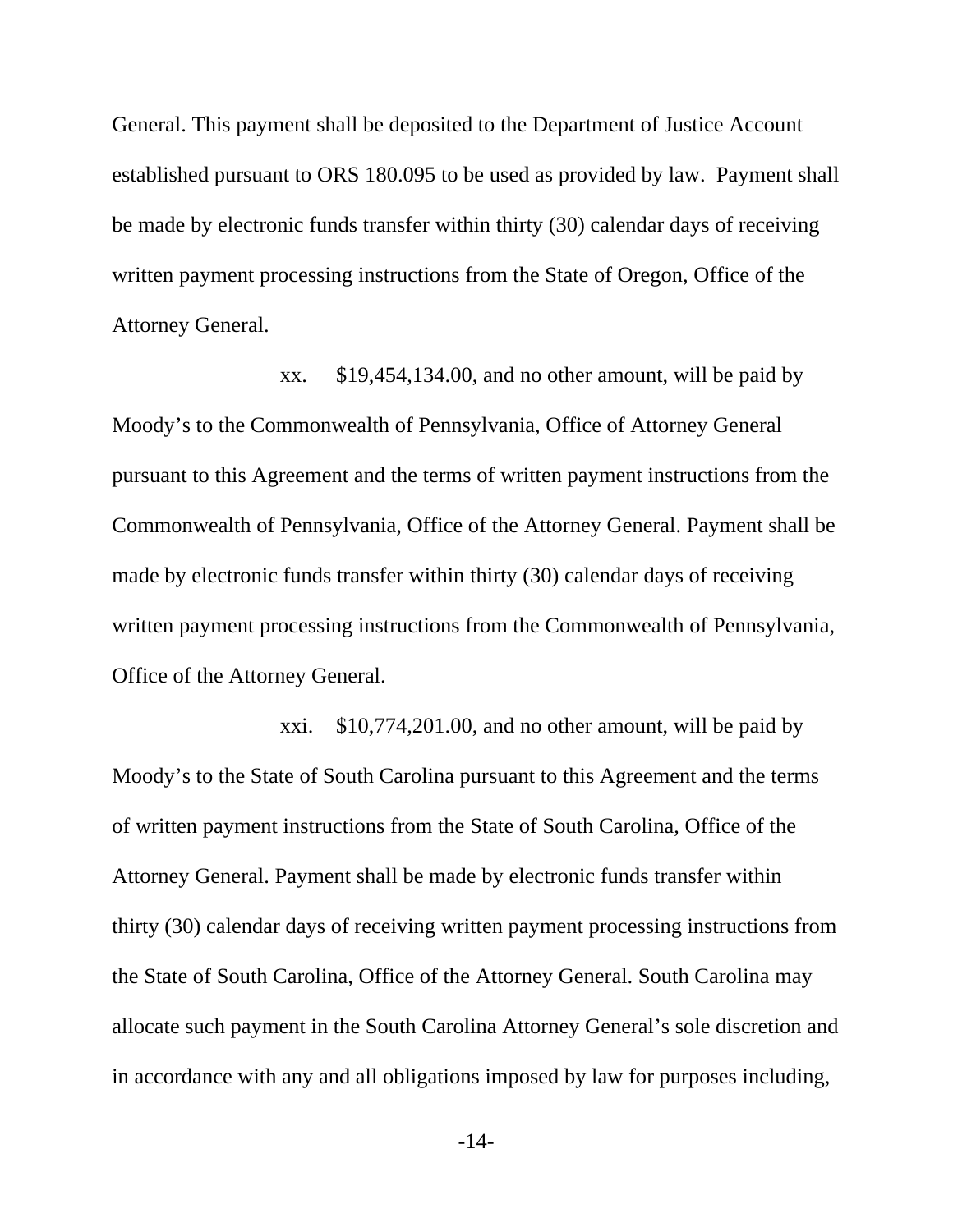General. This payment shall be deposited to the Department of Justice Account established pursuant to ORS 180.095 to be used as provided by law. Payment shall be made by electronic funds transfer within thirty (30) calendar days of receiving written payment processing instructions from the State of Oregon, Office of the Attorney General.

xx. $19,454,134.00, and no other amount, will be paid by Moody's to the Commonwealth of Pennsylvania, Office of Attorney General pursuant to this Agreement and the terms of written payment instructions from the Commonwealth of Pennsylvania, Office of the Attorney General. Payment shall be made by electronic funds transfer within thirty (30) calendar days of receiving written payment processing instructions from the Commonwealth of Pennsylvania, Office of the Attorney General.

xxi. $10,774,201.00, and no other amount, will be paid by Moody's to the State of South Carolina pursuant to this Agreement and the terms of written payment instructions from the State of South Carolina, Office of the Attorney General. Payment shall be made by electronic funds transfer within thirty (30) calendar days of receiving written payment processing instructions from the State of South Carolina, Office of the Attorney General. South Carolina may allocate such payment in the South Carolina Attorney General's sole discretion and in accordance with any and all obligations imposed by law for purposes including,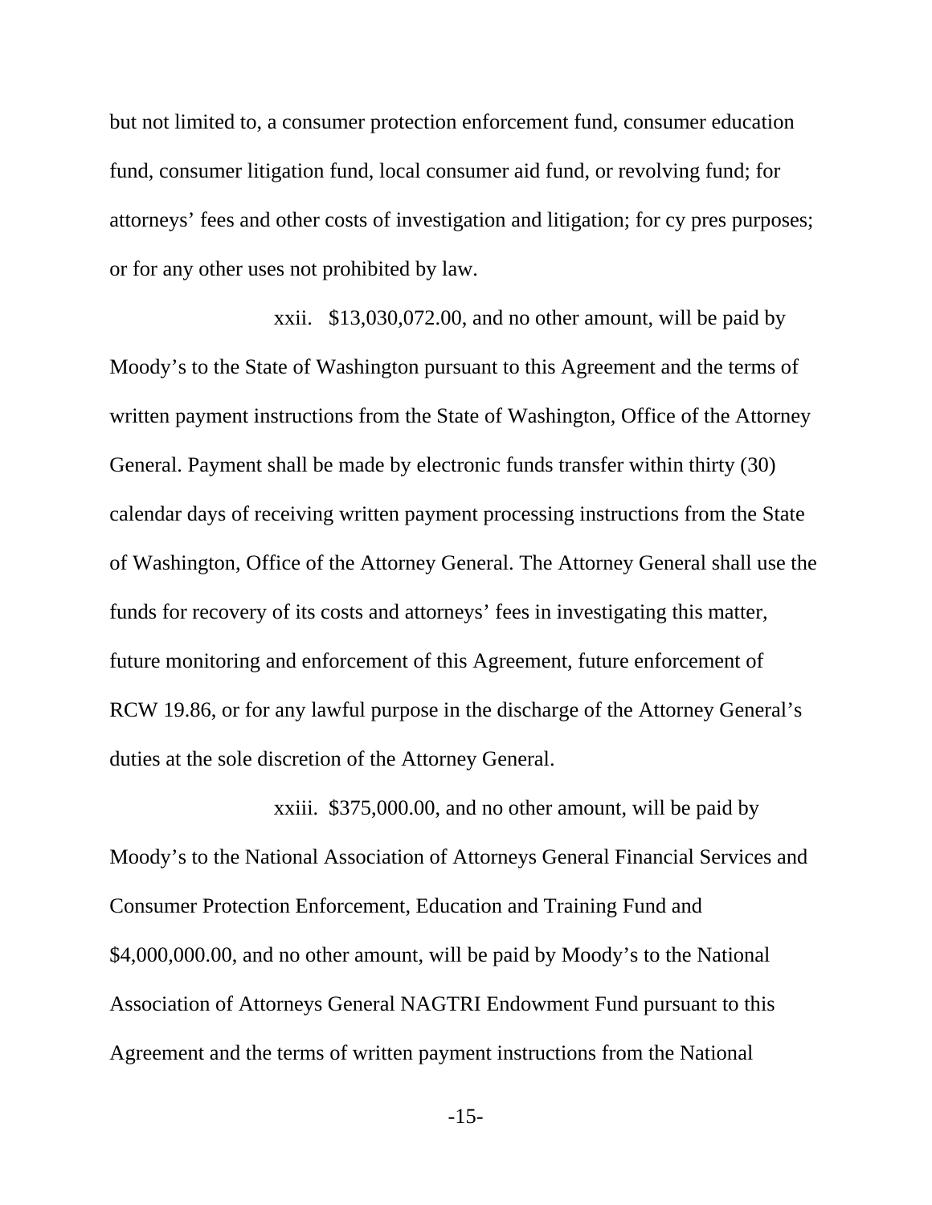but not limited to, a consumer protection enforcement fund, consumer education fund, consumer litigation fund, local consumer aid fund, or revolving fund; for attorneys' fees and other costs of investigation and litigation; for cy pres purposes; or for any other uses not prohibited by law.

xxii. $13,030,072.00, and no other amount, will be paid by Moody's to the State of Washington pursuant to this Agreement and the terms of written payment instructions from the State of Washington, Office of the Attorney General. Payment shall be made by electronic funds transfer within thirty (30) calendar days of receiving written payment processing instructions from the State of Washington, Office of the Attorney General. The Attorney General shall use the funds for recovery of its costs and attorneys' fees in investigating this matter, future monitoring and enforcement of this Agreement, future enforcement of RCW 19.86, or for any lawful purpose in the discharge of the Attorney General's duties at the sole discretion of the Attorney General.

xxiii. $375,000.00, and no other amount, will be paid by Moody's to the National Association of Attorneys General Financial Services and Consumer Protection Enforcement, Education and Training Fund and $4,000,000.00, and no other amount, will be paid by Moody's to the National Association of Attorneys General NAGTRI Endowment Fund pursuant to this Agreement and the terms of written payment instructions from the National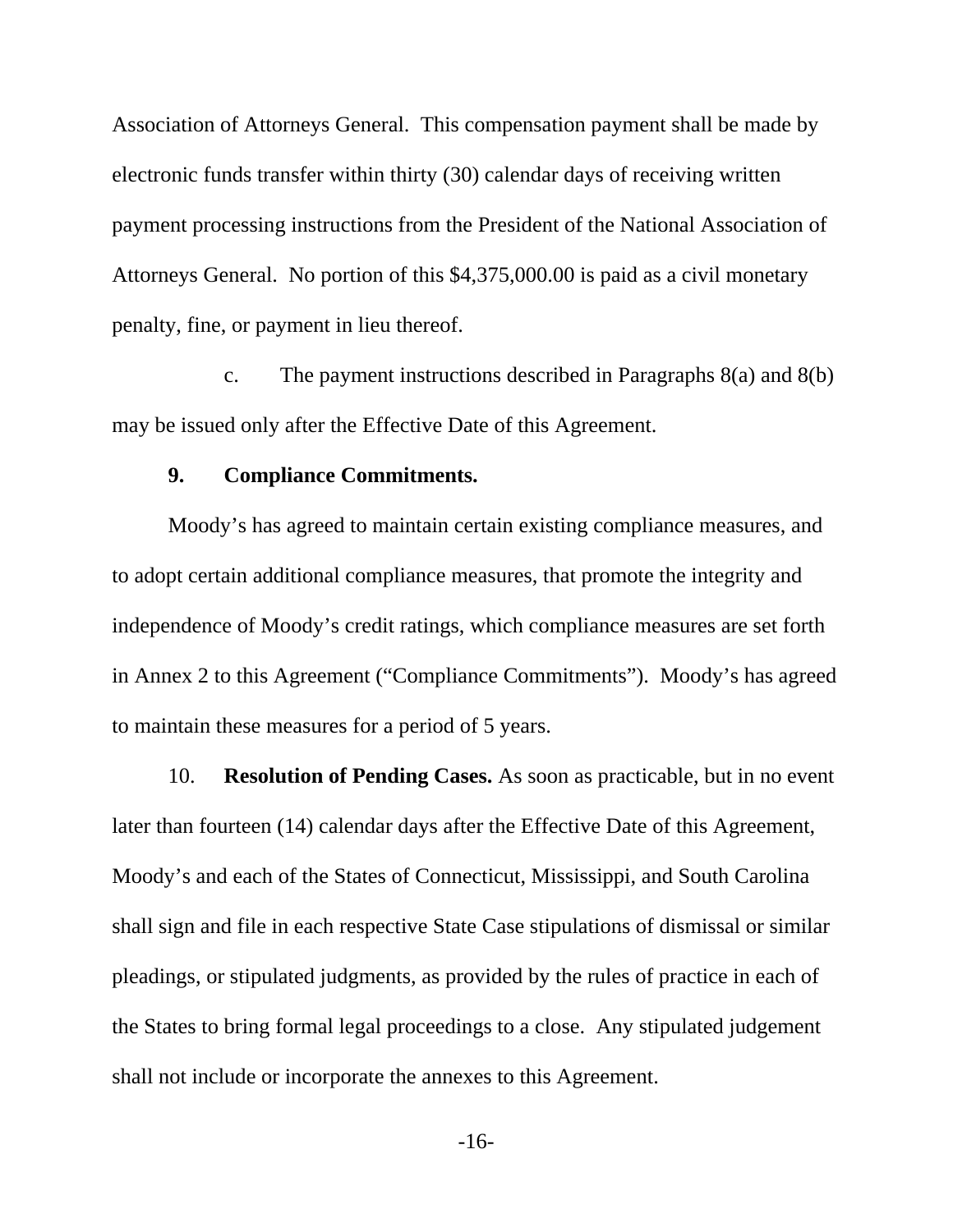Association of Attorneys General. This compensation payment shall be made by electronic funds transfer within thirty (30) calendar days of receiving written payment processing instructions from the President of the National Association of Attorneys General. No portion of this $4,375,000.00 is paid as a civil monetary penalty, fine, or payment in lieu thereof.

c. The payment instructions described in Paragraphs 8(a) and 8(b) may be issued only after the Effective Date of this Agreement.

**9. Compliance Commitments.**

Moody's has agreed to maintain certain existing compliance measures, and to adopt certain additional compliance measures, that promote the integrity and independence of Moody's credit ratings, which compliance measures are set forth in Annex 2 to this Agreement ("Compliance Commitments"). Moody's has agreed to maintain these measures for a period of 5 years.

10. **Resolution of Pending Cases.** As soon as practicable, but in no event later than fourteen (14) calendar days after the Effective Date of this Agreement, Moody's and each of the States of Connecticut, Mississippi, and South Carolina shall sign and file in each respective State Case stipulations of dismissal or similar pleadings, or stipulated judgments, as provided by the rules of practice in each of the States to bring formal legal proceedings to a close. Any stipulated judgement shall not include or incorporate the annexes to this Agreement.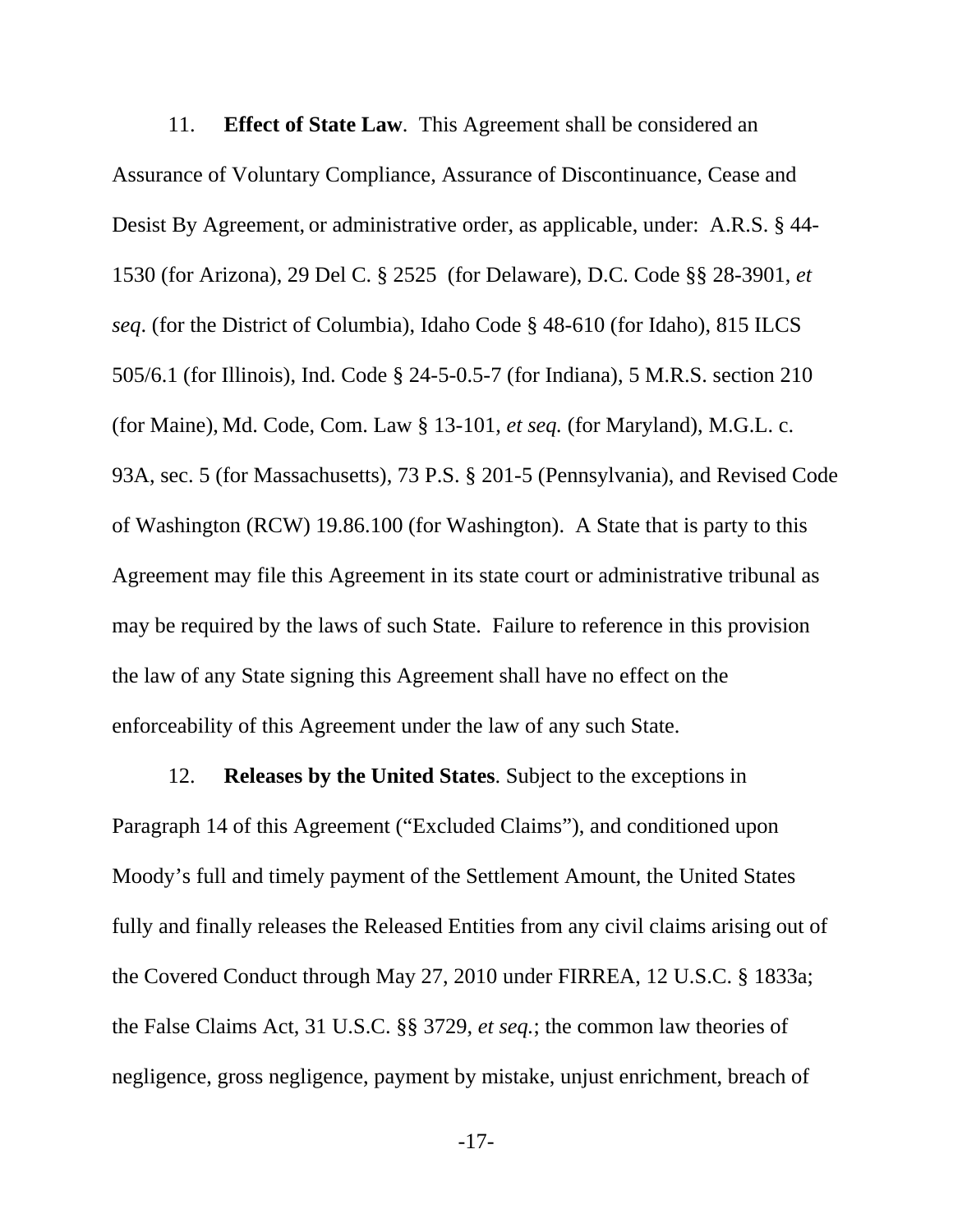11. **Effect of State Law**. This Agreement shall be considered an Assurance of Voluntary Compliance, Assurance of Discontinuance, Cease and Desist By Agreement, or administrative order, as applicable, under: A.R.S. § 44-1530 (for Arizona), 29 Del C. § 2525 (for Delaware), D.C. Code §§ 28-3901, *et seq*. (for the District of Columbia), Idaho Code § 48-610 (for Idaho), 815 ILCS 505/6.1 (for Illinois), Ind. Code § 24-5-0.5-7 (for Indiana), 5 M.R.S. section 210 (for Maine), Md. Code, Com. Law § 13-101, *et seq.* (for Maryland), M.G.L. c. 93A, sec. 5 (for Massachusetts), 73 P.S. § 201-5 (Pennsylvania), and Revised Code of Washington (RCW) 19.86.100 (for Washington). A State that is party to this Agreement may file this Agreement in its state court or administrative tribunal as may be required by the laws of such State. Failure to reference in this provision the law of any State signing this Agreement shall have no effect on the enforceability of this Agreement under the law of any such State.

12. **Releases by the United States**. Subject to the exceptions in Paragraph 14 of this Agreement ("Excluded Claims"), and conditioned upon Moody's full and timely payment of the Settlement Amount, the United States fully and finally releases the Released Entities from any civil claims arising out of the Covered Conduct through May 27, 2010 under FIRREA, 12 U.S.C. § 1833a; the False Claims Act, 31 U.S.C. §§ 3729, *et seq.*; the common law theories of negligence, gross negligence, payment by mistake, unjust enrichment, breach of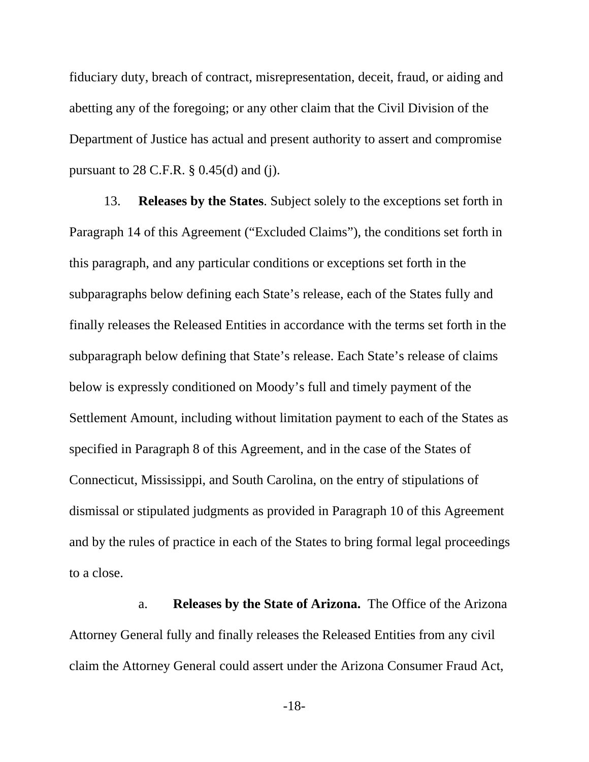fiduciary duty, breach of contract, misrepresentation, deceit, fraud, or aiding and abetting any of the foregoing; or any other claim that the Civil Division of the Department of Justice has actual and present authority to assert and compromise pursuant to 28 C.F.R. § 0.45(d) and (j).

13. **Releases by the States**. Subject solely to the exceptions set forth in Paragraph 14 of this Agreement ("Excluded Claims"), the conditions set forth in this paragraph, and any particular conditions or exceptions set forth in the subparagraphs below defining each State's release, each of the States fully and finally releases the Released Entities in accordance with the terms set forth in the subparagraph below defining that State's release. Each State's release of claims below is expressly conditioned on Moody's full and timely payment of the Settlement Amount, including without limitation payment to each of the States as specified in Paragraph 8 of this Agreement, and in the case of the States of Connecticut, Mississippi, and South Carolina, on the entry of stipulations of dismissal or stipulated judgments as provided in Paragraph 10 of this Agreement and by the rules of practice in each of the States to bring formal legal proceedings to a close.

a. **Releases by the State of Arizona.** The Office of the Arizona Attorney General fully and finally releases the Released Entities from any civil claim the Attorney General could assert under the Arizona Consumer Fraud Act,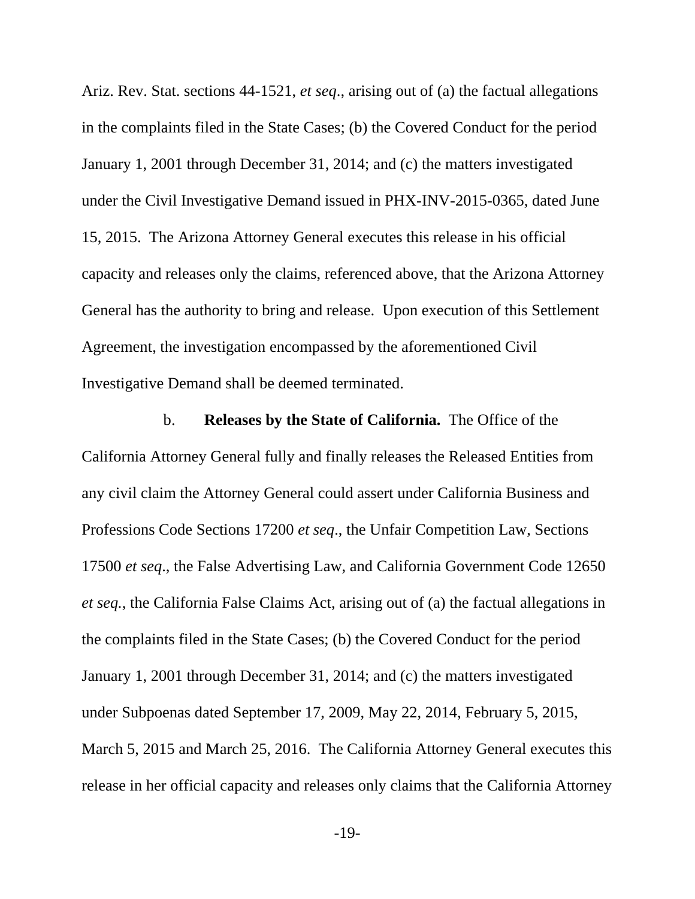Ariz. Rev. Stat. sections 44-1521, *et seq*., arising out of (a) the factual allegations in the complaints filed in the State Cases; (b) the Covered Conduct for the period January 1, 2001 through December 31, 2014; and (c) the matters investigated under the Civil Investigative Demand issued in PHX-INV-2015-0365, dated June 15, 2015. The Arizona Attorney General executes this release in his official capacity and releases only the claims, referenced above, that the Arizona Attorney General has the authority to bring and release. Upon execution of this Settlement Agreement, the investigation encompassed by the aforementioned Civil Investigative Demand shall be deemed terminated.

b. **Releases by the State of California.** The Office of the California Attorney General fully and finally releases the Released Entities from any civil claim the Attorney General could assert under California Business and Professions Code Sections 17200 *et seq*., the Unfair Competition Law, Sections 17500 *et seq*., the False Advertising Law, and California Government Code 12650 *et seq.*, the California False Claims Act, arising out of (a) the factual allegations in the complaints filed in the State Cases; (b) the Covered Conduct for the period January 1, 2001 through December 31, 2014; and (c) the matters investigated under Subpoenas dated September 17, 2009, May 22, 2014, February 5, 2015, March 5, 2015 and March 25, 2016. The California Attorney General executes this release in her official capacity and releases only claims that the California Attorney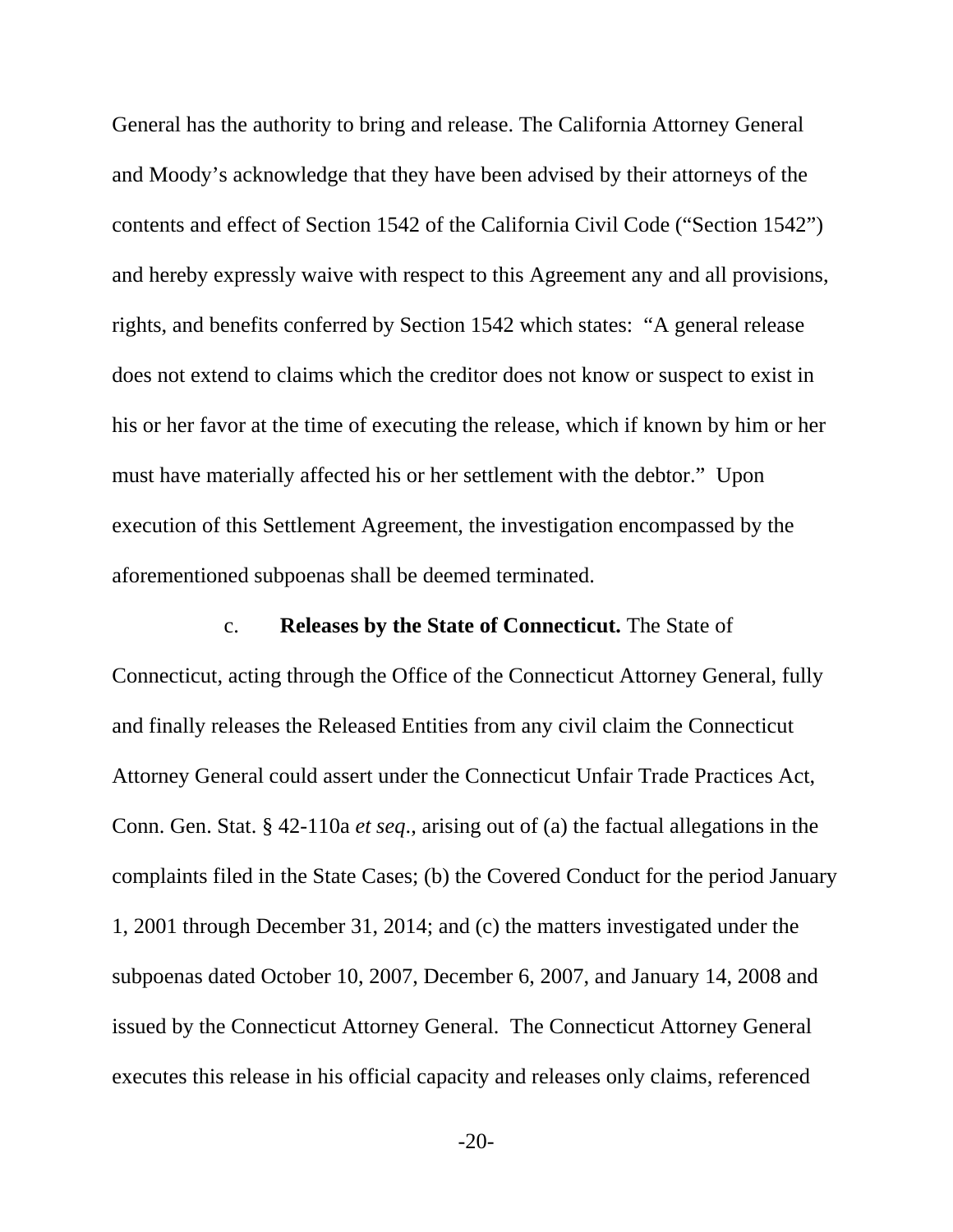General has the authority to bring and release. The California Attorney General and Moody's acknowledge that they have been advised by their attorneys of the contents and effect of Section 1542 of the California Civil Code ("Section 1542") and hereby expressly waive with respect to this Agreement any and all provisions, rights, and benefits conferred by Section 1542 which states: "A general release does not extend to claims which the creditor does not know or suspect to exist in his or her favor at the time of executing the release, which if known by him or her must have materially affected his or her settlement with the debtor." Upon execution of this Settlement Agreement, the investigation encompassed by the aforementioned subpoenas shall be deemed terminated.

c. **Releases by the State of Connecticut.** The State of Connecticut, acting through the Office of the Connecticut Attorney General, fully and finally releases the Released Entities from any civil claim the Connecticut Attorney General could assert under the Connecticut Unfair Trade Practices Act, Conn. Gen. Stat. § 42-110a *et seq.*, arising out of (a) the factual allegations in the complaints filed in the State Cases; (b) the Covered Conduct for the period January 1, 2001 through December 31, 2014; and (c) the matters investigated under the subpoenas dated October 10, 2007, December 6, 2007, and January 14, 2008 and issued by the Connecticut Attorney General. The Connecticut Attorney General executes this release in his official capacity and releases only claims, referenced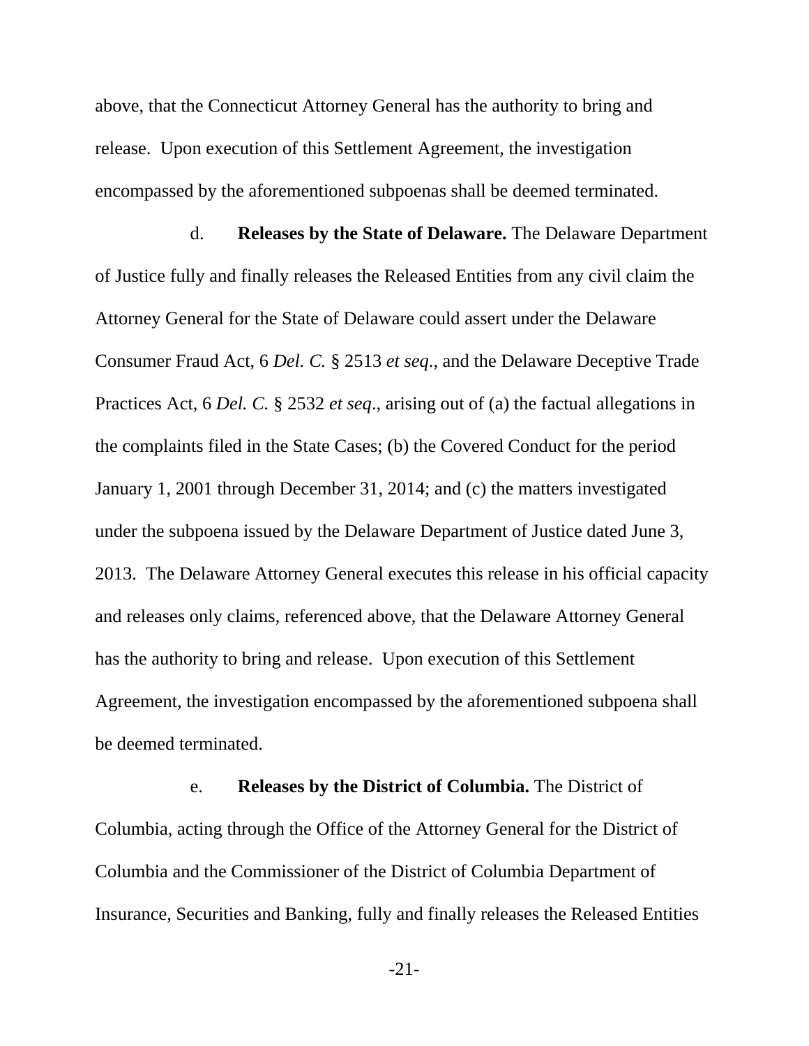above, that the Connecticut Attorney General has the authority to bring and release. Upon execution of this Settlement Agreement, the investigation encompassed by the aforementioned subpoenas shall be deemed terminated.

d. **Releases by the State of Delaware.** The Delaware Department of Justice fully and finally releases the Released Entities from any civil claim the Attorney General for the State of Delaware could assert under the Delaware Consumer Fraud Act, 6 *Del. C.* § 2513 *et seq*., and the Delaware Deceptive Trade Practices Act, 6 *Del. C.* § 2532 *et seq*., arising out of (a) the factual allegations in the complaints filed in the State Cases; (b) the Covered Conduct for the period January 1, 2001 through December 31, 2014; and (c) the matters investigated under the subpoena issued by the Delaware Department of Justice dated June 3, 2013. The Delaware Attorney General executes this release in his official capacity and releases only claims, referenced above, that the Delaware Attorney General has the authority to bring and release. Upon execution of this Settlement Agreement, the investigation encompassed by the aforementioned subpoena shall be deemed terminated.

e. **Releases by the District of Columbia.** The District of Columbia, acting through the Office of the Attorney General for the District of Columbia and the Commissioner of the District of Columbia Department of Insurance, Securities and Banking, fully and finally releases the Released Entities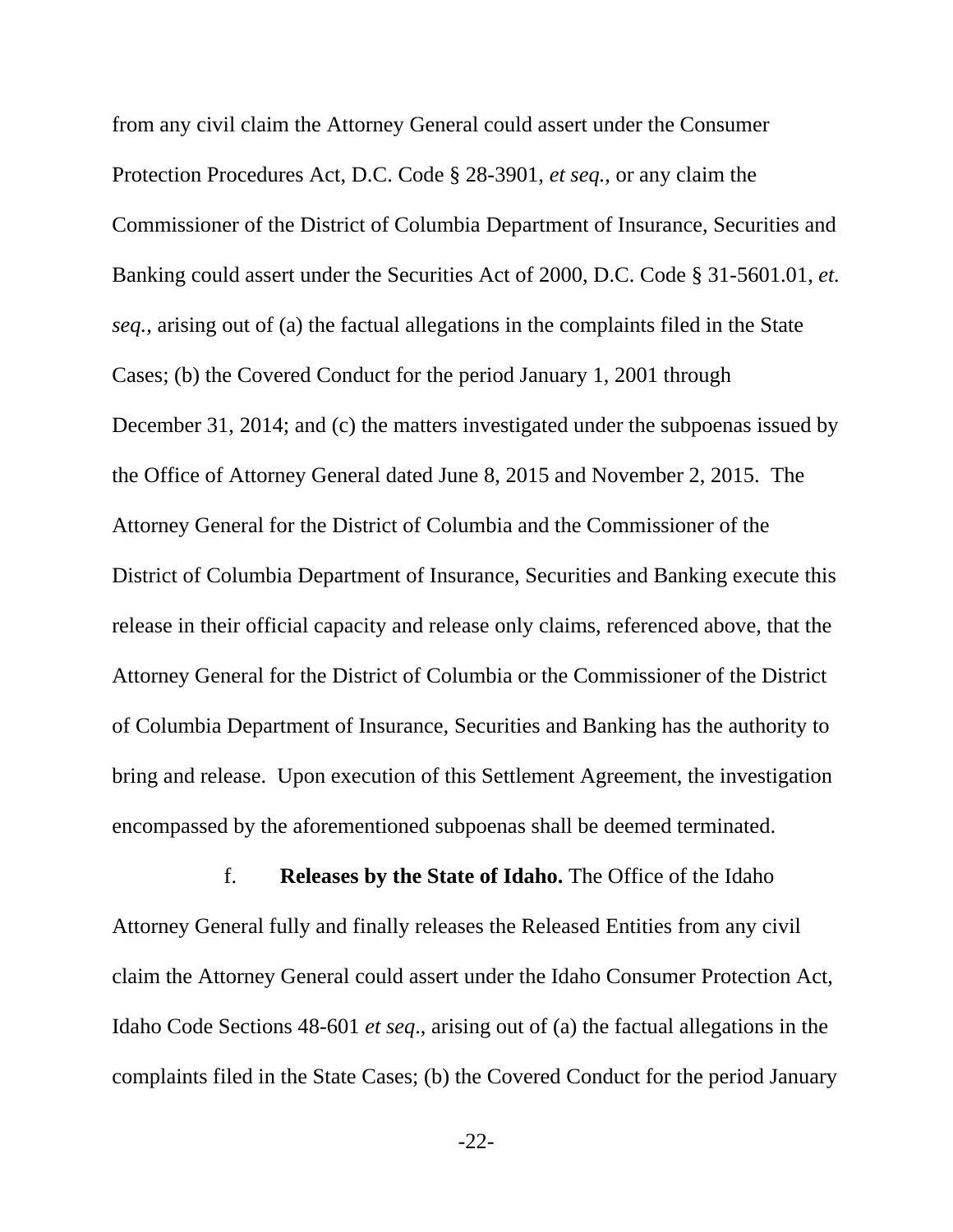from any civil claim the Attorney General could assert under the Consumer Protection Procedures Act, D.C. Code § 28-3901, *et seq.*, or any claim the Commissioner of the District of Columbia Department of Insurance, Securities and Banking could assert under the Securities Act of 2000, D.C. Code § 31-5601.01, *et. seq.*, arising out of (a) the factual allegations in the complaints filed in the State Cases; (b) the Covered Conduct for the period January 1, 2001 through December 31, 2014; and (c) the matters investigated under the subpoenas issued by the Office of Attorney General dated June 8, 2015 and November 2, 2015. The Attorney General for the District of Columbia and the Commissioner of the District of Columbia Department of Insurance, Securities and Banking execute this release in their official capacity and release only claims, referenced above, that the Attorney General for the District of Columbia or the Commissioner of the District of Columbia Department of Insurance, Securities and Banking has the authority to bring and release. Upon execution of this Settlement Agreement, the investigation encompassed by the aforementioned subpoenas shall be deemed terminated.

f. **Releases by the State of Idaho.** The Office of the Idaho Attorney General fully and finally releases the Released Entities from any civil claim the Attorney General could assert under the Idaho Consumer Protection Act, Idaho Code Sections 48-601 *et seq*., arising out of (a) the factual allegations in the complaints filed in the State Cases; (b) the Covered Conduct for the period January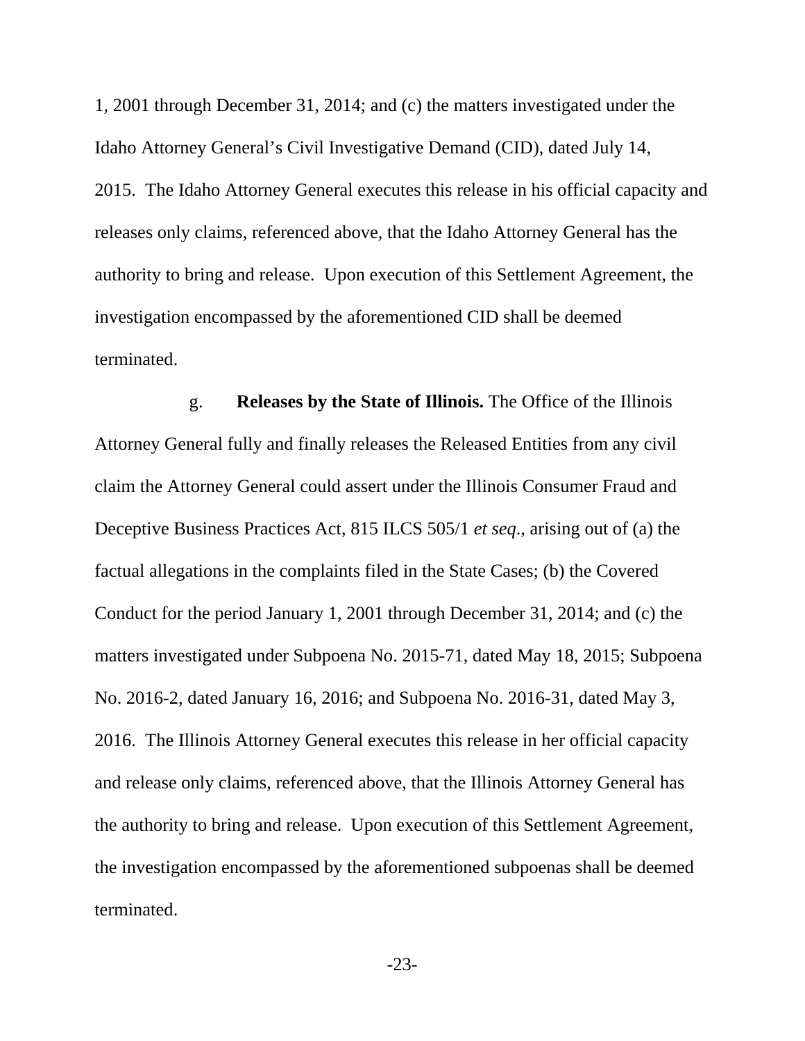1, 2001 through December 31, 2014; and (c) the matters investigated under the Idaho Attorney General's Civil Investigative Demand (CID), dated July 14, 2015. The Idaho Attorney General executes this release in his official capacity and releases only claims, referenced above, that the Idaho Attorney General has the authority to bring and release. Upon execution of this Settlement Agreement, the investigation encompassed by the aforementioned CID shall be deemed terminated.

g. **Releases by the State of Illinois.** The Office of the Illinois Attorney General fully and finally releases the Released Entities from any civil claim the Attorney General could assert under the Illinois Consumer Fraud and Deceptive Business Practices Act, 815 ILCS 505/1 *et seq*., arising out of (a) the factual allegations in the complaints filed in the State Cases; (b) the Covered Conduct for the period January 1, 2001 through December 31, 2014; and (c) the matters investigated under Subpoena No. 2015-71, dated May 18, 2015; Subpoena No. 2016-2, dated January 16, 2016; and Subpoena No. 2016-31, dated May 3, 2016. The Illinois Attorney General executes this release in her official capacity and release only claims, referenced above, that the Illinois Attorney General has the authority to bring and release. Upon execution of this Settlement Agreement, the investigation encompassed by the aforementioned subpoenas shall be deemed terminated.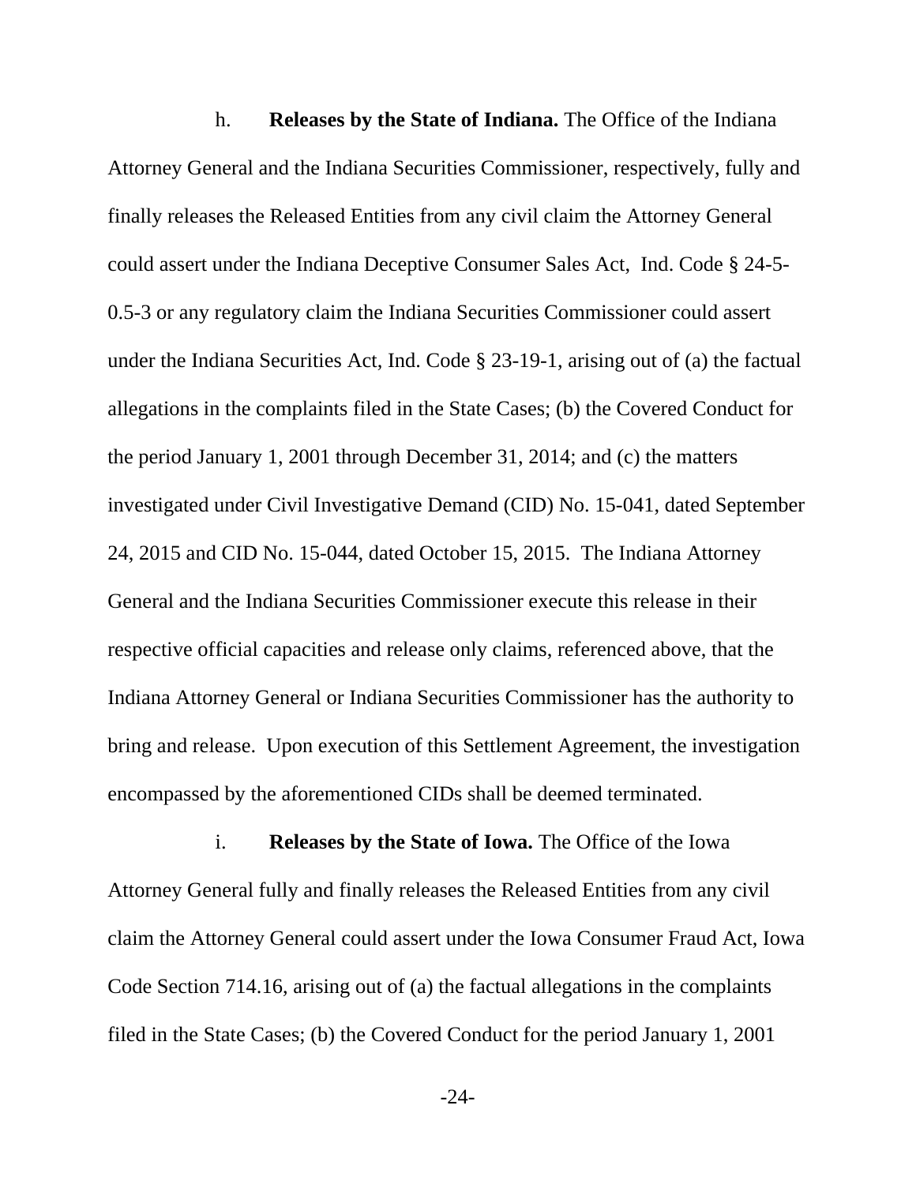h. **Releases by the State of Indiana.** The Office of the Indiana Attorney General and the Indiana Securities Commissioner, respectively, fully and finally releases the Released Entities from any civil claim the Attorney General could assert under the Indiana Deceptive Consumer Sales Act, Ind. Code § 24-5-0.5-3 or any regulatory claim the Indiana Securities Commissioner could assert under the Indiana Securities Act, Ind. Code § 23-19-1, arising out of (a) the factual allegations in the complaints filed in the State Cases; (b) the Covered Conduct for the period January 1, 2001 through December 31, 2014; and (c) the matters investigated under Civil Investigative Demand (CID) No. 15-041, dated September 24, 2015 and CID No. 15-044, dated October 15, 2015. The Indiana Attorney General and the Indiana Securities Commissioner execute this release in their respective official capacities and release only claims, referenced above, that the Indiana Attorney General or Indiana Securities Commissioner has the authority to bring and release. Upon execution of this Settlement Agreement, the investigation encompassed by the aforementioned CIDs shall be deemed terminated.

i. **Releases by the State of Iowa.** The Office of the Iowa Attorney General fully and finally releases the Released Entities from any civil claim the Attorney General could assert under the Iowa Consumer Fraud Act, Iowa Code Section 714.16, arising out of (a) the factual allegations in the complaints filed in the State Cases; (b) the Covered Conduct for the period January 1, 2001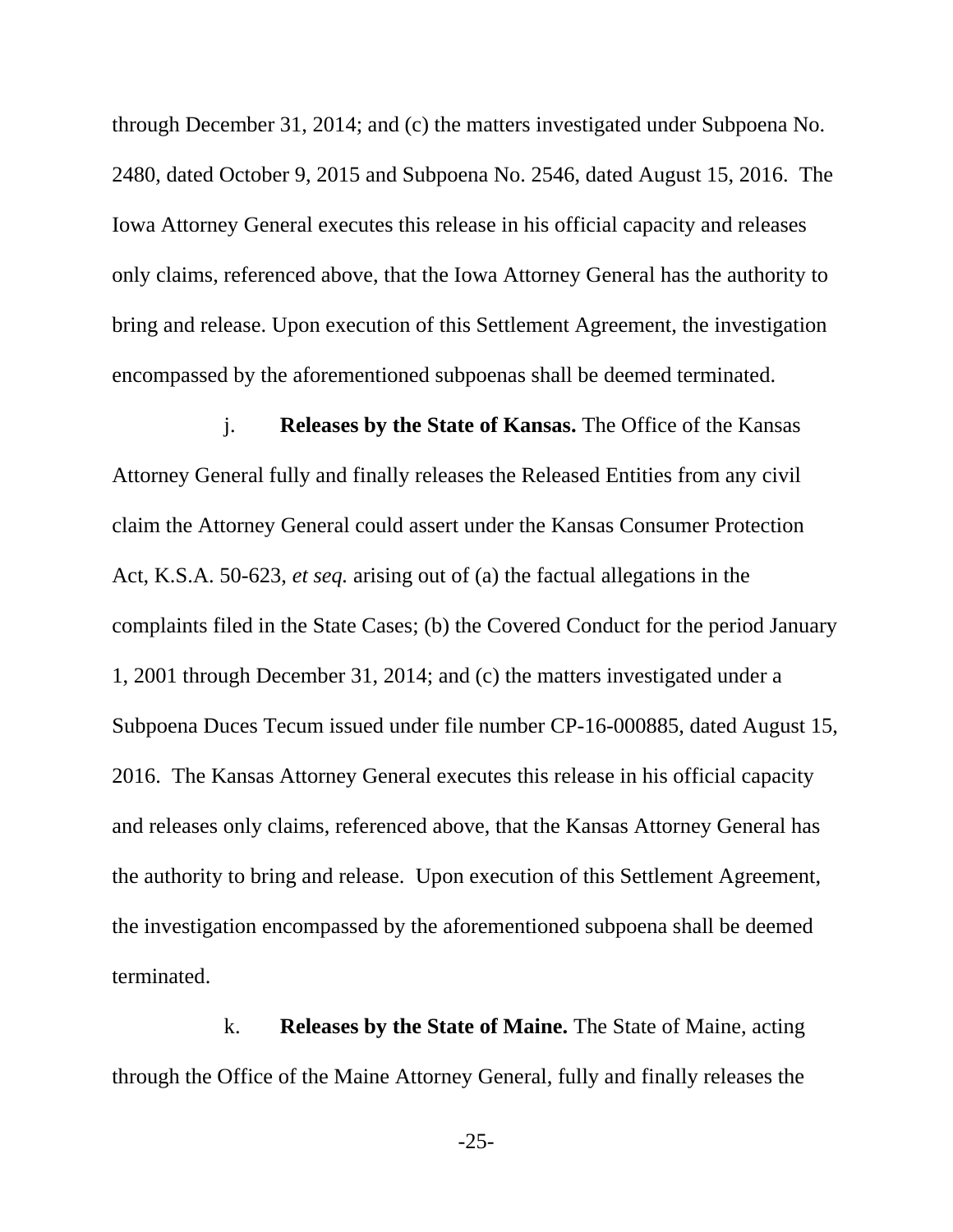through December 31, 2014; and (c) the matters investigated under Subpoena No. 2480, dated October 9, 2015 and Subpoena No. 2546, dated August 15, 2016. The Iowa Attorney General executes this release in his official capacity and releases only claims, referenced above, that the Iowa Attorney General has the authority to bring and release. Upon execution of this Settlement Agreement, the investigation encompassed by the aforementioned subpoenas shall be deemed terminated.

j. **Releases by the State of Kansas.** The Office of the Kansas Attorney General fully and finally releases the Released Entities from any civil claim the Attorney General could assert under the Kansas Consumer Protection Act, K.S.A. 50-623, *et seq.* arising out of (a) the factual allegations in the complaints filed in the State Cases; (b) the Covered Conduct for the period January 1, 2001 through December 31, 2014; and (c) the matters investigated under a Subpoena Duces Tecum issued under file number CP-16-000885, dated August 15, 2016. The Kansas Attorney General executes this release in his official capacity and releases only claims, referenced above, that the Kansas Attorney General has the authority to bring and release. Upon execution of this Settlement Agreement, the investigation encompassed by the aforementioned subpoena shall be deemed terminated.

k. **Releases by the State of Maine.** The State of Maine, acting through the Office of the Maine Attorney General, fully and finally releases the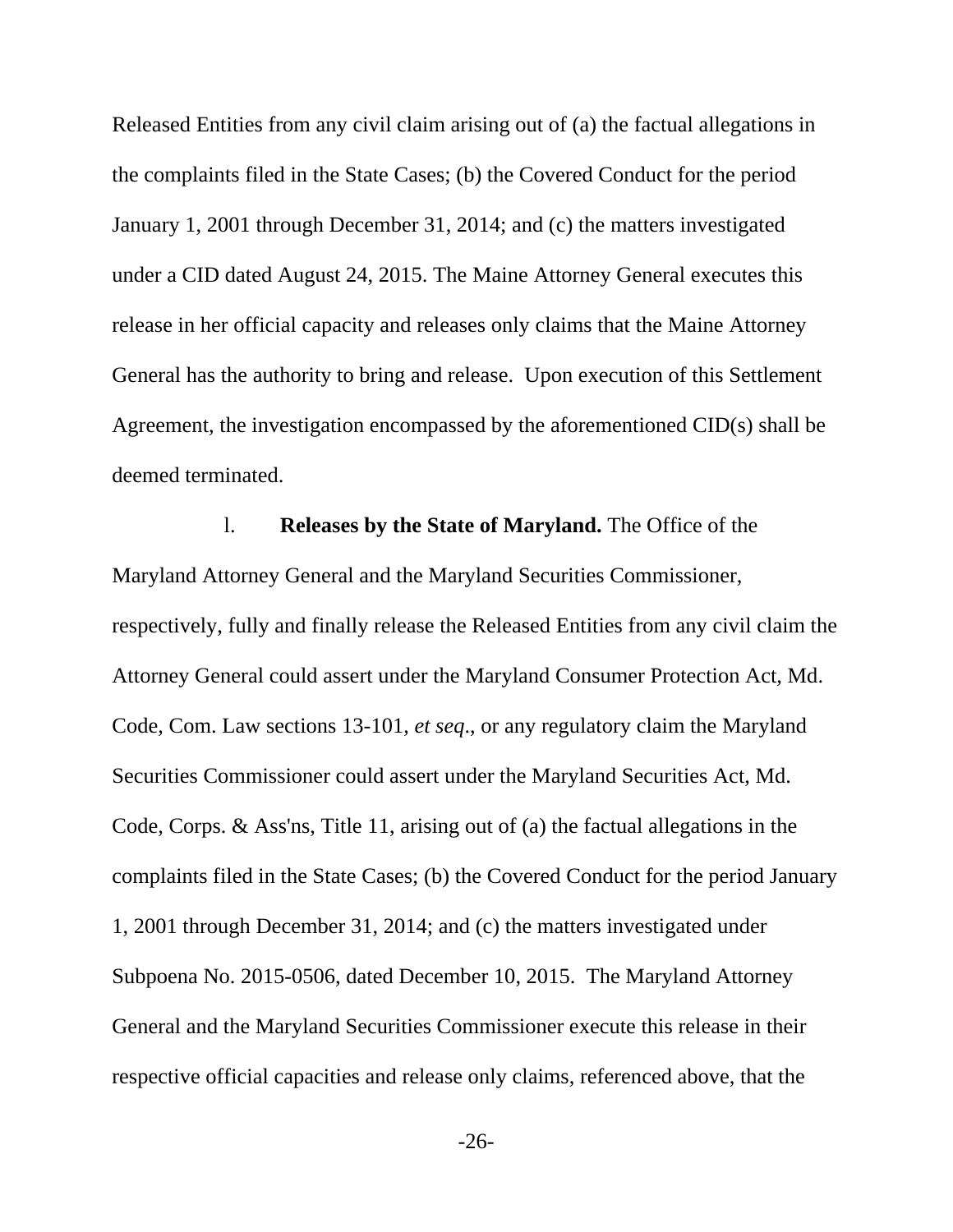Released Entities from any civil claim arising out of (a) the factual allegations in the complaints filed in the State Cases; (b) the Covered Conduct for the period January 1, 2001 through December 31, 2014; and (c) the matters investigated under a CID dated August 24, 2015. The Maine Attorney General executes this release in her official capacity and releases only claims that the Maine Attorney General has the authority to bring and release. Upon execution of this Settlement Agreement, the investigation encompassed by the aforementioned CID(s) shall be deemed terminated.

l. **Releases by the State of Maryland.** The Office of the Maryland Attorney General and the Maryland Securities Commissioner, respectively, fully and finally release the Released Entities from any civil claim the Attorney General could assert under the Maryland Consumer Protection Act, Md. Code, Com. Law sections 13-101, *et seq*., or any regulatory claim the Maryland Securities Commissioner could assert under the Maryland Securities Act, Md. Code, Corps. & Ass'ns, Title 11, arising out of (a) the factual allegations in the complaints filed in the State Cases; (b) the Covered Conduct for the period January 1, 2001 through December 31, 2014; and (c) the matters investigated under Subpoena No. 2015-0506, dated December 10, 2015. The Maryland Attorney General and the Maryland Securities Commissioner execute this release in their respective official capacities and release only claims, referenced above, that the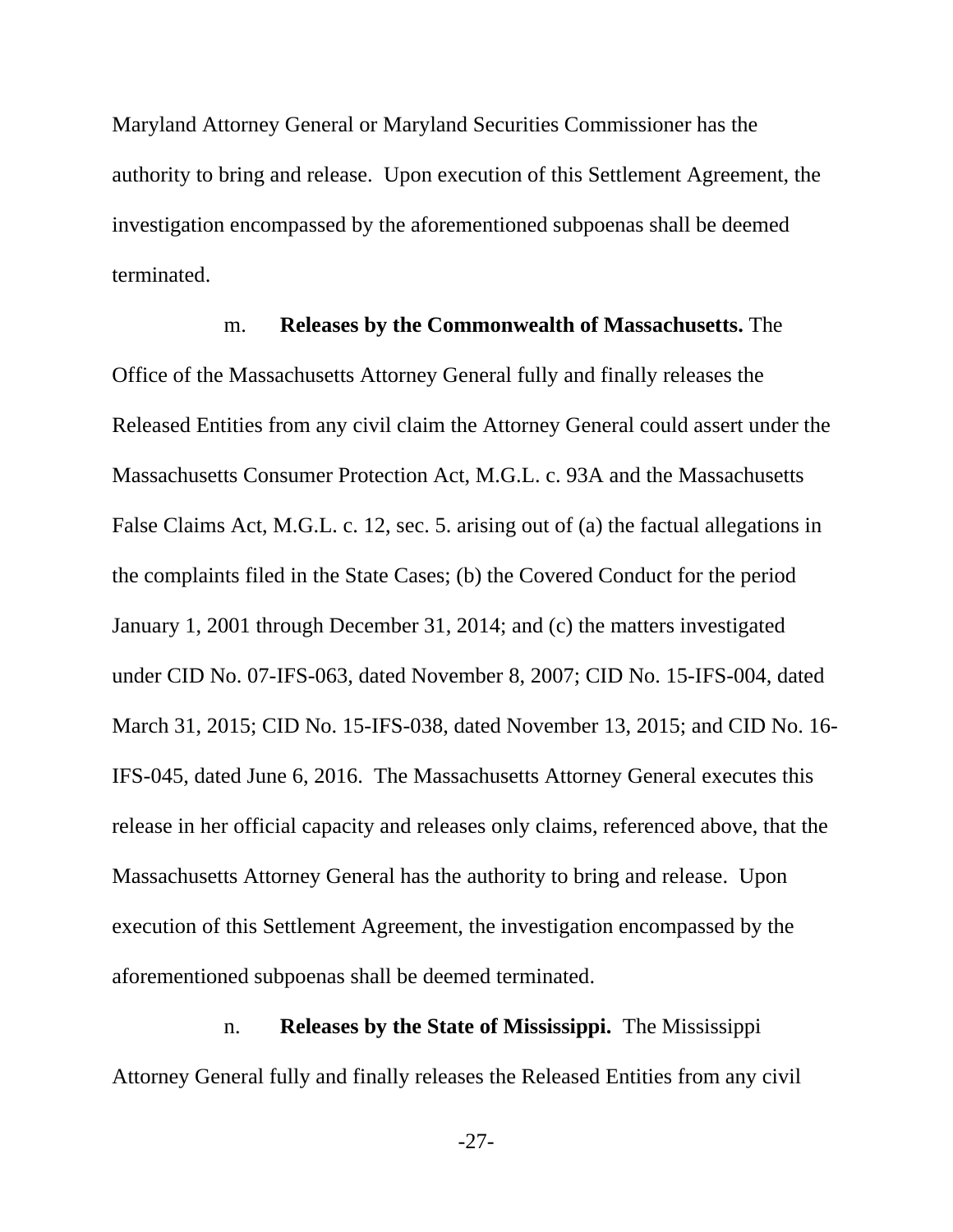Maryland Attorney General or Maryland Securities Commissioner has the authority to bring and release. Upon execution of this Settlement Agreement, the investigation encompassed by the aforementioned subpoenas shall be deemed terminated.

m. **Releases by the Commonwealth of Massachusetts.** The Office of the Massachusetts Attorney General fully and finally releases the Released Entities from any civil claim the Attorney General could assert under the Massachusetts Consumer Protection Act, M.G.L. c. 93A and the Massachusetts False Claims Act, M.G.L. c. 12, sec. 5. arising out of (a) the factual allegations in the complaints filed in the State Cases; (b) the Covered Conduct for the period January 1, 2001 through December 31, 2014; and (c) the matters investigated under CID No. 07-IFS-063, dated November 8, 2007; CID No. 15-IFS-004, dated March 31, 2015; CID No. 15-IFS-038, dated November 13, 2015; and CID No. 16-IFS-045, dated June 6, 2016. The Massachusetts Attorney General executes this release in her official capacity and releases only claims, referenced above, that the Massachusetts Attorney General has the authority to bring and release. Upon execution of this Settlement Agreement, the investigation encompassed by the aforementioned subpoenas shall be deemed terminated.

n. **Releases by the State of Mississippi.** The Mississippi Attorney General fully and finally releases the Released Entities from any civil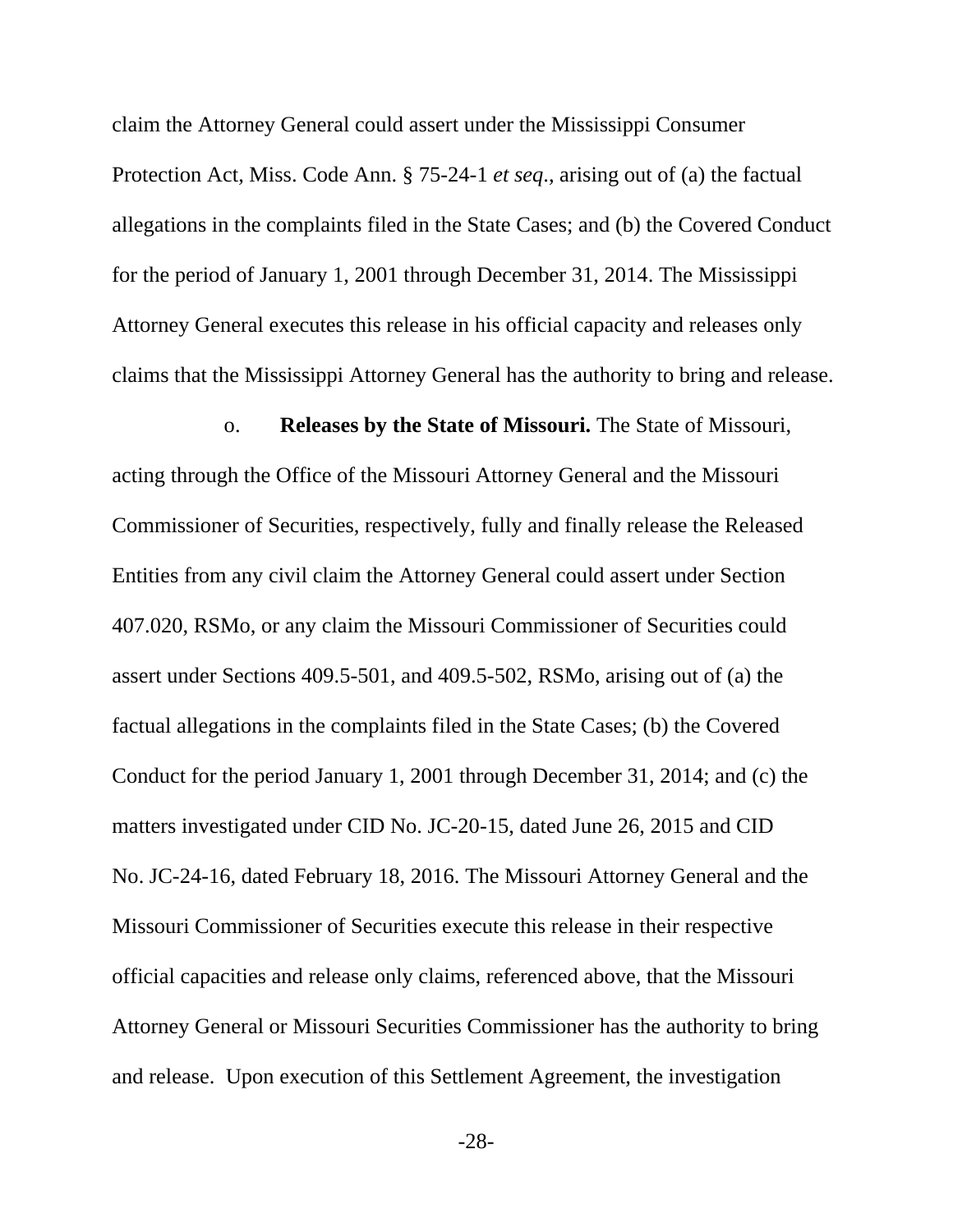claim the Attorney General could assert under the Mississippi Consumer Protection Act, Miss. Code Ann. § 75-24-1 *et seq*., arising out of (a) the factual allegations in the complaints filed in the State Cases; and (b) the Covered Conduct for the period of January 1, 2001 through December 31, 2014. The Mississippi Attorney General executes this release in his official capacity and releases only claims that the Mississippi Attorney General has the authority to bring and release.

o. **Releases by the State of Missouri.** The State of Missouri, acting through the Office of the Missouri Attorney General and the Missouri Commissioner of Securities, respectively, fully and finally release the Released Entities from any civil claim the Attorney General could assert under Section 407.020, RSMo, or any claim the Missouri Commissioner of Securities could assert under Sections 409.5-501, and 409.5-502, RSMo, arising out of (a) the factual allegations in the complaints filed in the State Cases; (b) the Covered Conduct for the period January 1, 2001 through December 31, 2014; and (c) the matters investigated under CID No. JC-20-15, dated June 26, 2015 and CID No. JC-24-16, dated February 18, 2016. The Missouri Attorney General and the Missouri Commissioner of Securities execute this release in their respective official capacities and release only claims, referenced above, that the Missouri Attorney General or Missouri Securities Commissioner has the authority to bring and release. Upon execution of this Settlement Agreement, the investigation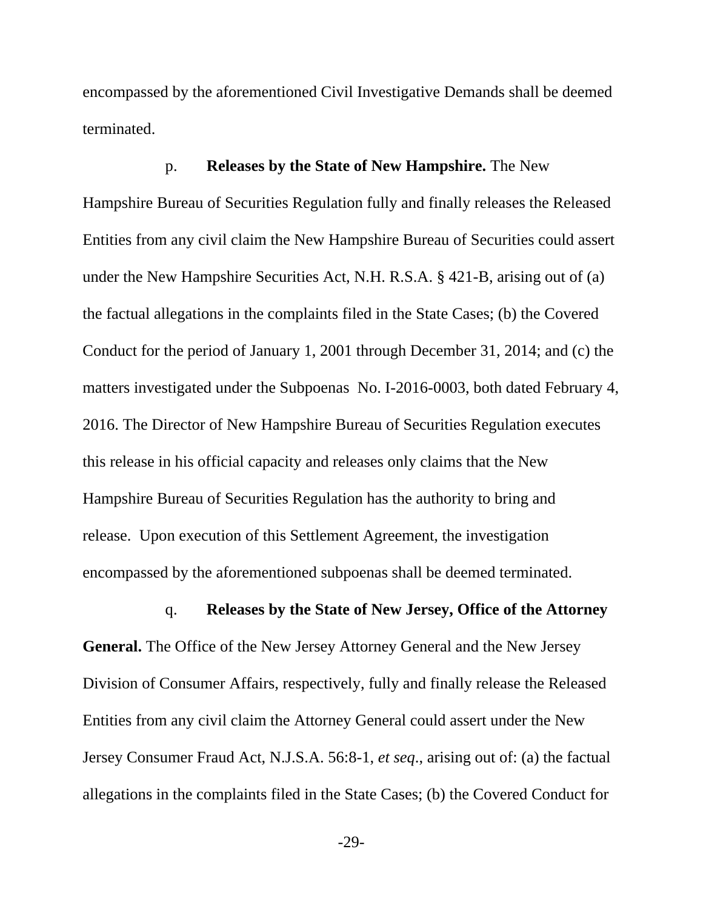encompassed by the aforementioned Civil Investigative Demands shall be deemed terminated.

p. **Releases by the State of New Hampshire.** The New Hampshire Bureau of Securities Regulation fully and finally releases the Released Entities from any civil claim the New Hampshire Bureau of Securities could assert under the New Hampshire Securities Act, N.H. R.S.A. § 421-B, arising out of (a) the factual allegations in the complaints filed in the State Cases; (b) the Covered Conduct for the period of January 1, 2001 through December 31, 2014; and (c) the matters investigated under the Subpoenas No. I-2016-0003, both dated February 4, 2016. The Director of New Hampshire Bureau of Securities Regulation executes this release in his official capacity and releases only claims that the New Hampshire Bureau of Securities Regulation has the authority to bring and release. Upon execution of this Settlement Agreement, the investigation encompassed by the aforementioned subpoenas shall be deemed terminated.

q. **Releases by the State of New Jersey, Office of the Attorney General.** The Office of the New Jersey Attorney General and the New Jersey Division of Consumer Affairs, respectively, fully and finally release the Released Entities from any civil claim the Attorney General could assert under the New Jersey Consumer Fraud Act, N.J.S.A. 56:8-1, *et seq*., arising out of: (a) the factual allegations in the complaints filed in the State Cases; (b) the Covered Conduct for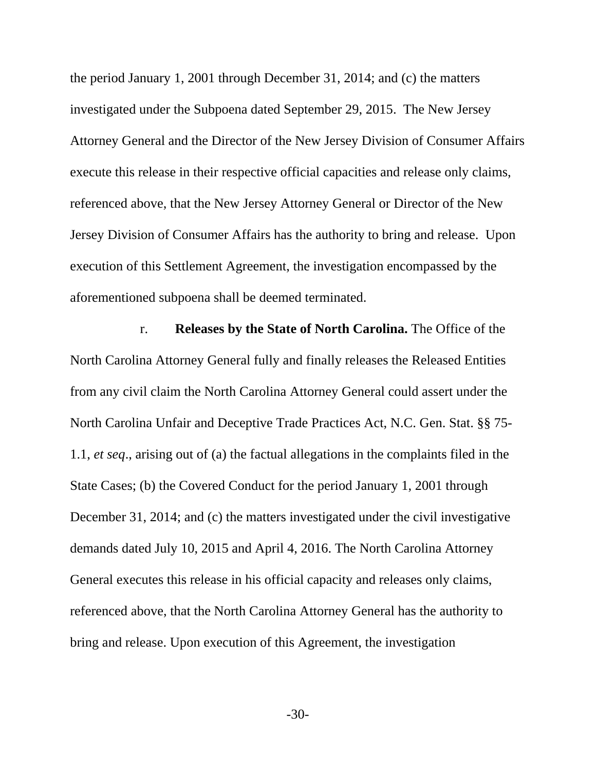the period January 1, 2001 through December 31, 2014; and (c) the matters investigated under the Subpoena dated September 29, 2015. The New Jersey Attorney General and the Director of the New Jersey Division of Consumer Affairs execute this release in their respective official capacities and release only claims, referenced above, that the New Jersey Attorney General or Director of the New Jersey Division of Consumer Affairs has the authority to bring and release. Upon execution of this Settlement Agreement, the investigation encompassed by the aforementioned subpoena shall be deemed terminated.

r. **Releases by the State of North Carolina.** The Office of the North Carolina Attorney General fully and finally releases the Released Entities from any civil claim the North Carolina Attorney General could assert under the North Carolina Unfair and Deceptive Trade Practices Act, N.C. Gen. Stat. §§ 75-1.1, *et seq*., arising out of (a) the factual allegations in the complaints filed in the State Cases; (b) the Covered Conduct for the period January 1, 2001 through December 31, 2014; and (c) the matters investigated under the civil investigative demands dated July 10, 2015 and April 4, 2016. The North Carolina Attorney General executes this release in his official capacity and releases only claims, referenced above, that the North Carolina Attorney General has the authority to bring and release. Upon execution of this Agreement, the investigation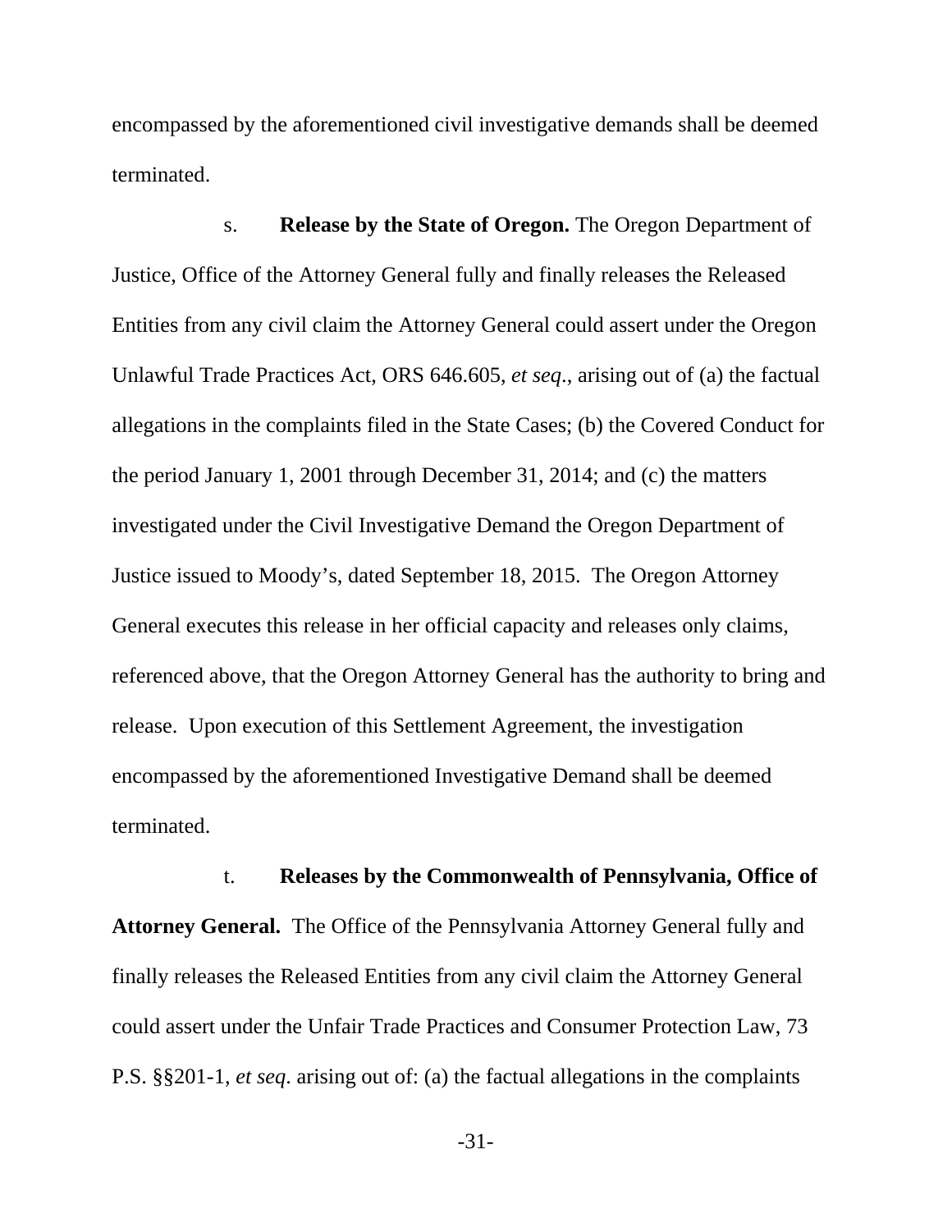encompassed by the aforementioned civil investigative demands shall be deemed terminated.

s. **Release by the State of Oregon.** The Oregon Department of Justice, Office of the Attorney General fully and finally releases the Released Entities from any civil claim the Attorney General could assert under the Oregon Unlawful Trade Practices Act, ORS 646.605, *et seq*., arising out of (a) the factual allegations in the complaints filed in the State Cases; (b) the Covered Conduct for the period January 1, 2001 through December 31, 2014; and (c) the matters investigated under the Civil Investigative Demand the Oregon Department of Justice issued to Moody's, dated September 18, 2015. The Oregon Attorney General executes this release in her official capacity and releases only claims, referenced above, that the Oregon Attorney General has the authority to bring and release. Upon execution of this Settlement Agreement, the investigation encompassed by the aforementioned Investigative Demand shall be deemed terminated.

t. **Releases by the Commonwealth of Pennsylvania, Office of Attorney General.** The Office of the Pennsylvania Attorney General fully and finally releases the Released Entities from any civil claim the Attorney General could assert under the Unfair Trade Practices and Consumer Protection Law, 73 P.S. §§201-1, *et seq*. arising out of: (a) the factual allegations in the complaints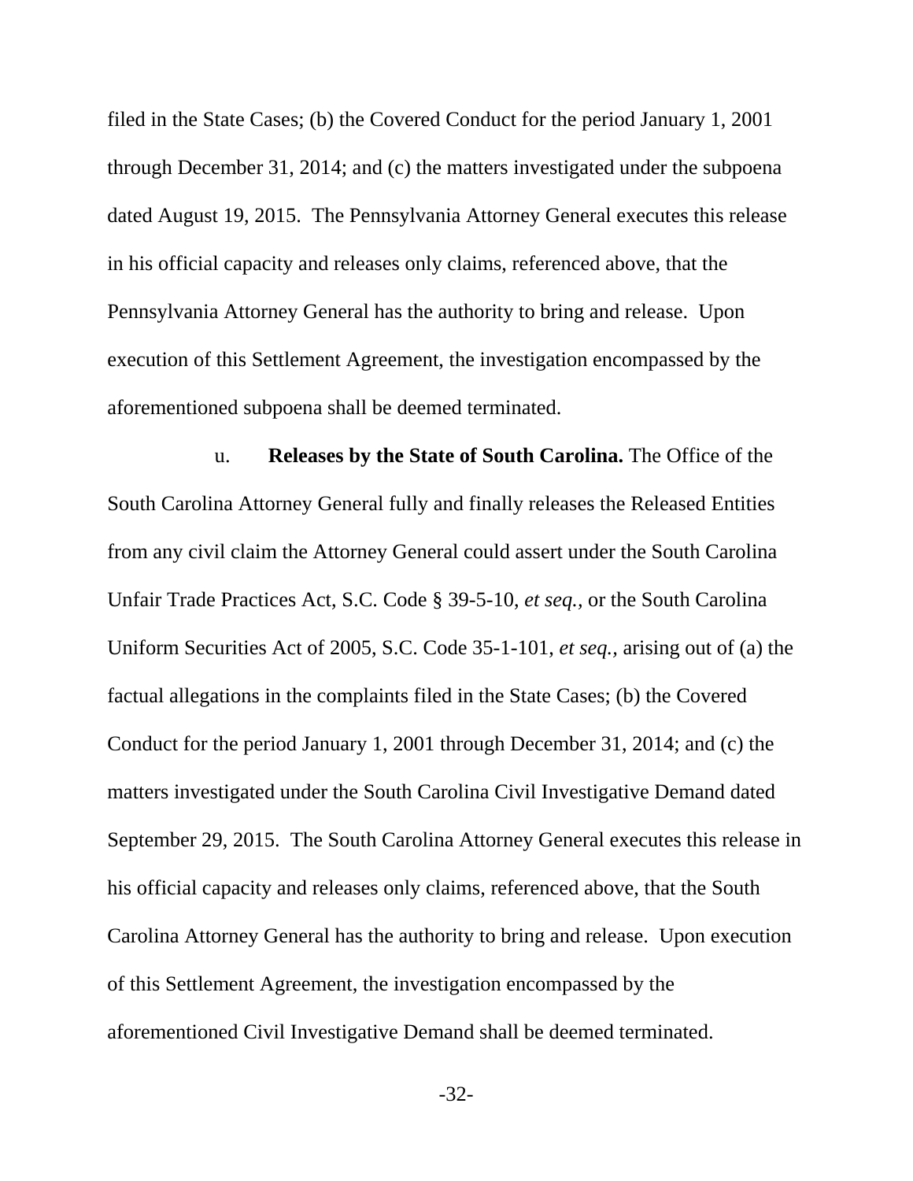filed in the State Cases; (b) the Covered Conduct for the period January 1, 2001 through December 31, 2014; and (c) the matters investigated under the subpoena dated August 19, 2015. The Pennsylvania Attorney General executes this release in his official capacity and releases only claims, referenced above, that the Pennsylvania Attorney General has the authority to bring and release. Upon execution of this Settlement Agreement, the investigation encompassed by the aforementioned subpoena shall be deemed terminated.

u. **Releases by the State of South Carolina.** The Office of the South Carolina Attorney General fully and finally releases the Released Entities from any civil claim the Attorney General could assert under the South Carolina Unfair Trade Practices Act, S.C. Code § 39-5-10, *et seq.,* or the South Carolina Uniform Securities Act of 2005, S.C. Code 35-1-101, *et seq.,* arising out of (a) the factual allegations in the complaints filed in the State Cases; (b) the Covered Conduct for the period January 1, 2001 through December 31, 2014; and (c) the matters investigated under the South Carolina Civil Investigative Demand dated September 29, 2015. The South Carolina Attorney General executes this release in his official capacity and releases only claims, referenced above, that the South Carolina Attorney General has the authority to bring and release. Upon execution of this Settlement Agreement, the investigation encompassed by the aforementioned Civil Investigative Demand shall be deemed terminated.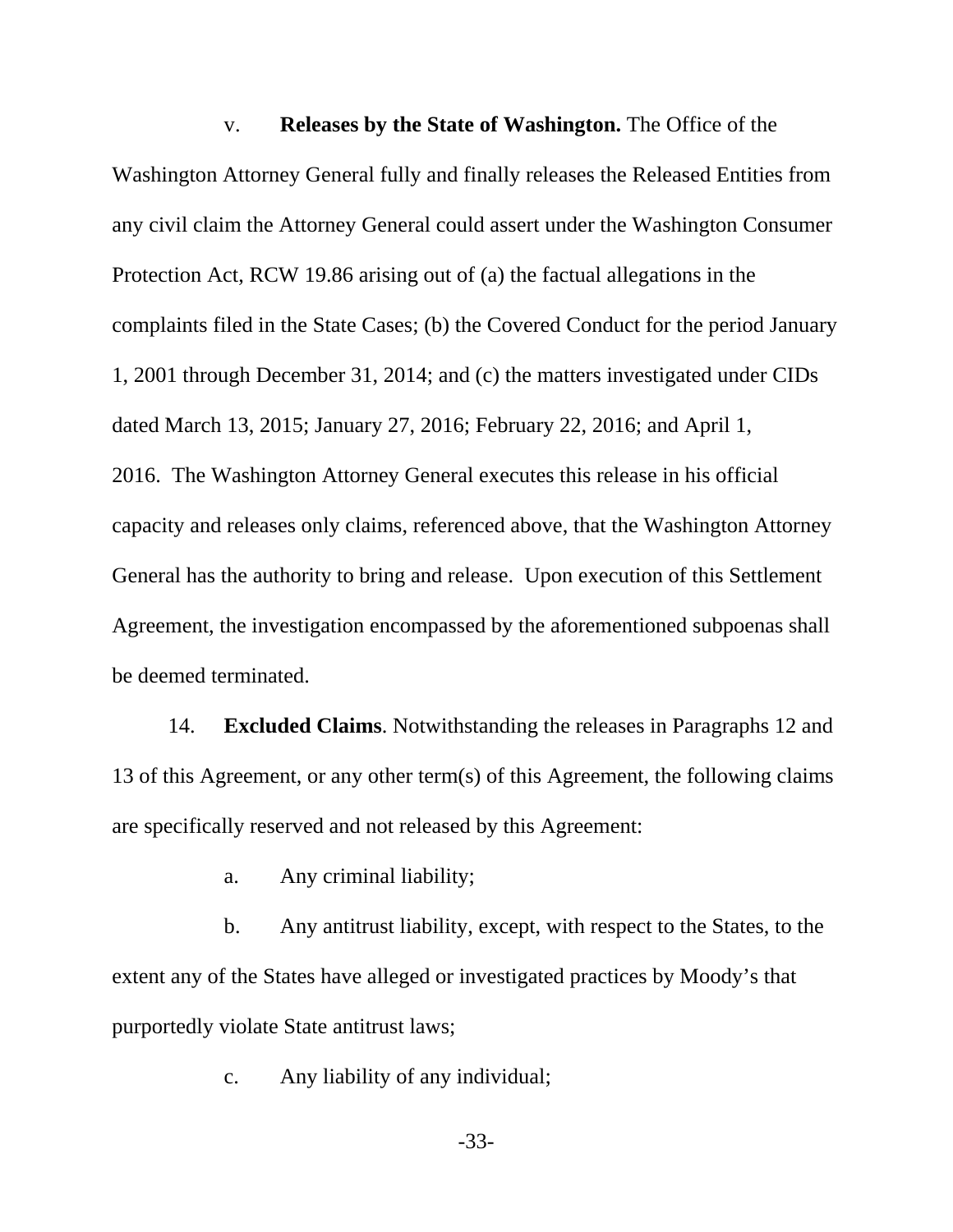v. **Releases by the State of Washington.** The Office of the Washington Attorney General fully and finally releases the Released Entities from any civil claim the Attorney General could assert under the Washington Consumer Protection Act, RCW 19.86 arising out of (a) the factual allegations in the complaints filed in the State Cases; (b) the Covered Conduct for the period January 1, 2001 through December 31, 2014; and (c) the matters investigated under CIDs dated March 13, 2015; January 27, 2016; February 22, 2016; and April 1, 2016. The Washington Attorney General executes this release in his official capacity and releases only claims, referenced above, that the Washington Attorney General has the authority to bring and release. Upon execution of this Settlement Agreement, the investigation encompassed by the aforementioned subpoenas shall be deemed terminated.

14. **Excluded Claims**. Notwithstanding the releases in Paragraphs 12 and 13 of this Agreement, or any other term(s) of this Agreement, the following claims are specifically reserved and not released by this Agreement:

a. Any criminal liability;

b. Any antitrust liability, except, with respect to the States, to the extent any of the States have alleged or investigated practices by Moody's that purportedly violate State antitrust laws;

c. Any liability of any individual;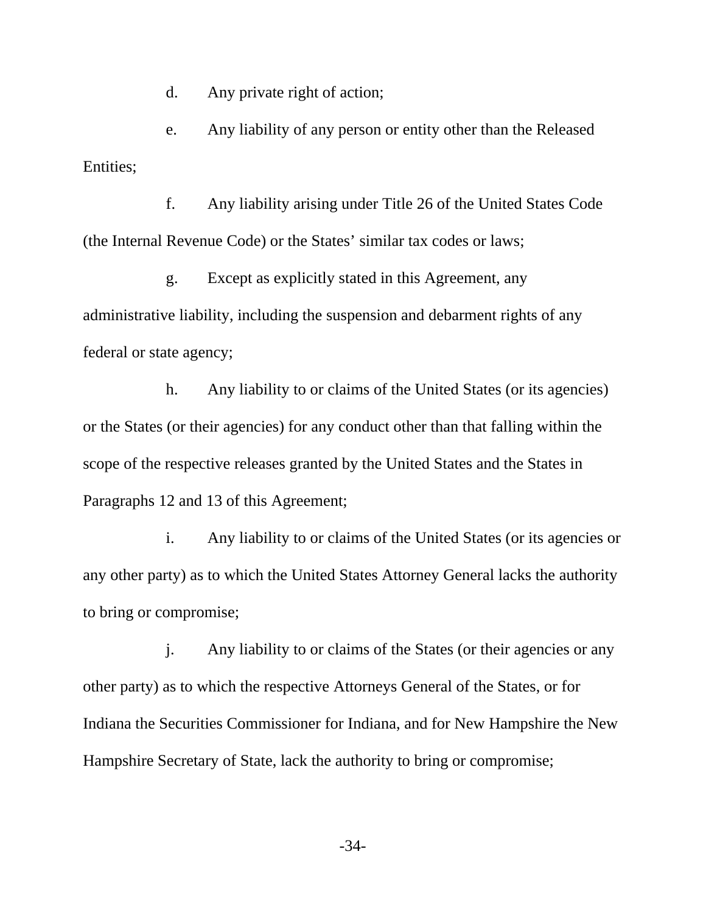d. Any private right of action;

e. Any liability of any person or entity other than the Released Entities;

f. Any liability arising under Title 26 of the United States Code (the Internal Revenue Code) or the States' similar tax codes or laws;

g. Except as explicitly stated in this Agreement, any administrative liability, including the suspension and debarment rights of any federal or state agency;

h. Any liability to or claims of the United States (or its agencies) or the States (or their agencies) for any conduct other than that falling within the scope of the respective releases granted by the United States and the States in Paragraphs 12 and 13 of this Agreement;

i. Any liability to or claims of the United States (or its agencies or any other party) as to which the United States Attorney General lacks the authority to bring or compromise;

j. Any liability to or claims of the States (or their agencies or any other party) as to which the respective Attorneys General of the States, or for Indiana the Securities Commissioner for Indiana, and for New Hampshire the New Hampshire Secretary of State, lack the authority to bring or compromise;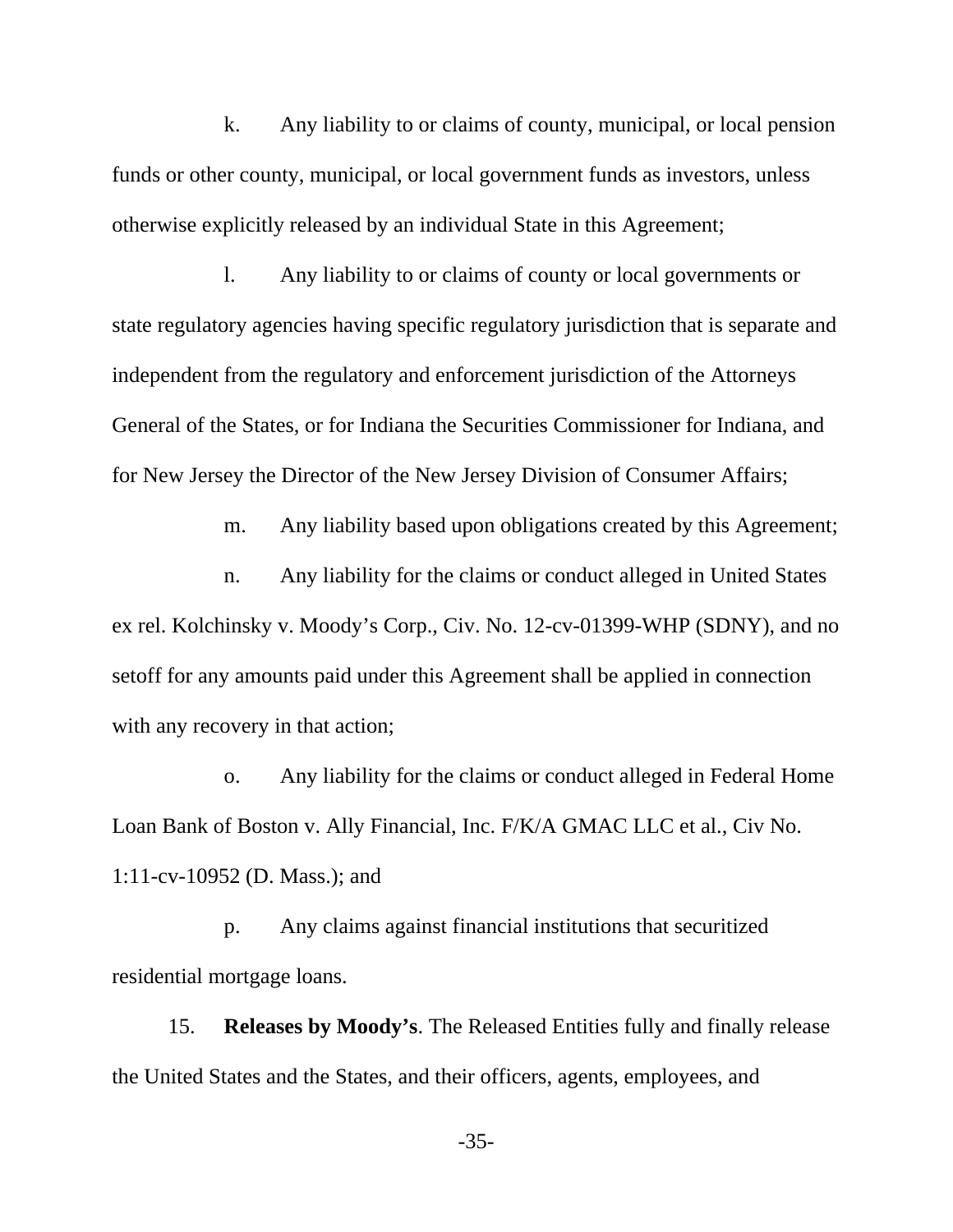k. Any liability to or claims of county, municipal, or local pension funds or other county, municipal, or local government funds as investors, unless otherwise explicitly released by an individual State in this Agreement;

l. Any liability to or claims of county or local governments or state regulatory agencies having specific regulatory jurisdiction that is separate and independent from the regulatory and enforcement jurisdiction of the Attorneys General of the States, or for Indiana the Securities Commissioner for Indiana, and for New Jersey the Director of the New Jersey Division of Consumer Affairs;

m. Any liability based upon obligations created by this Agreement;

n. Any liability for the claims or conduct alleged in United States ex rel. Kolchinsky v. Moody's Corp., Civ. No. 12-cv-01399-WHP (SDNY), and no setoff for any amounts paid under this Agreement shall be applied in connection with any recovery in that action;

o. Any liability for the claims or conduct alleged in Federal Home Loan Bank of Boston v. Ally Financial, Inc. F/K/A GMAC LLC et al., Civ No. 1:11-cv-10952 (D. Mass.); and

p. Any claims against financial institutions that securitized residential mortgage loans.

15. **Releases by Moody's**. The Released Entities fully and finally release the United States and the States, and their officers, agents, employees, and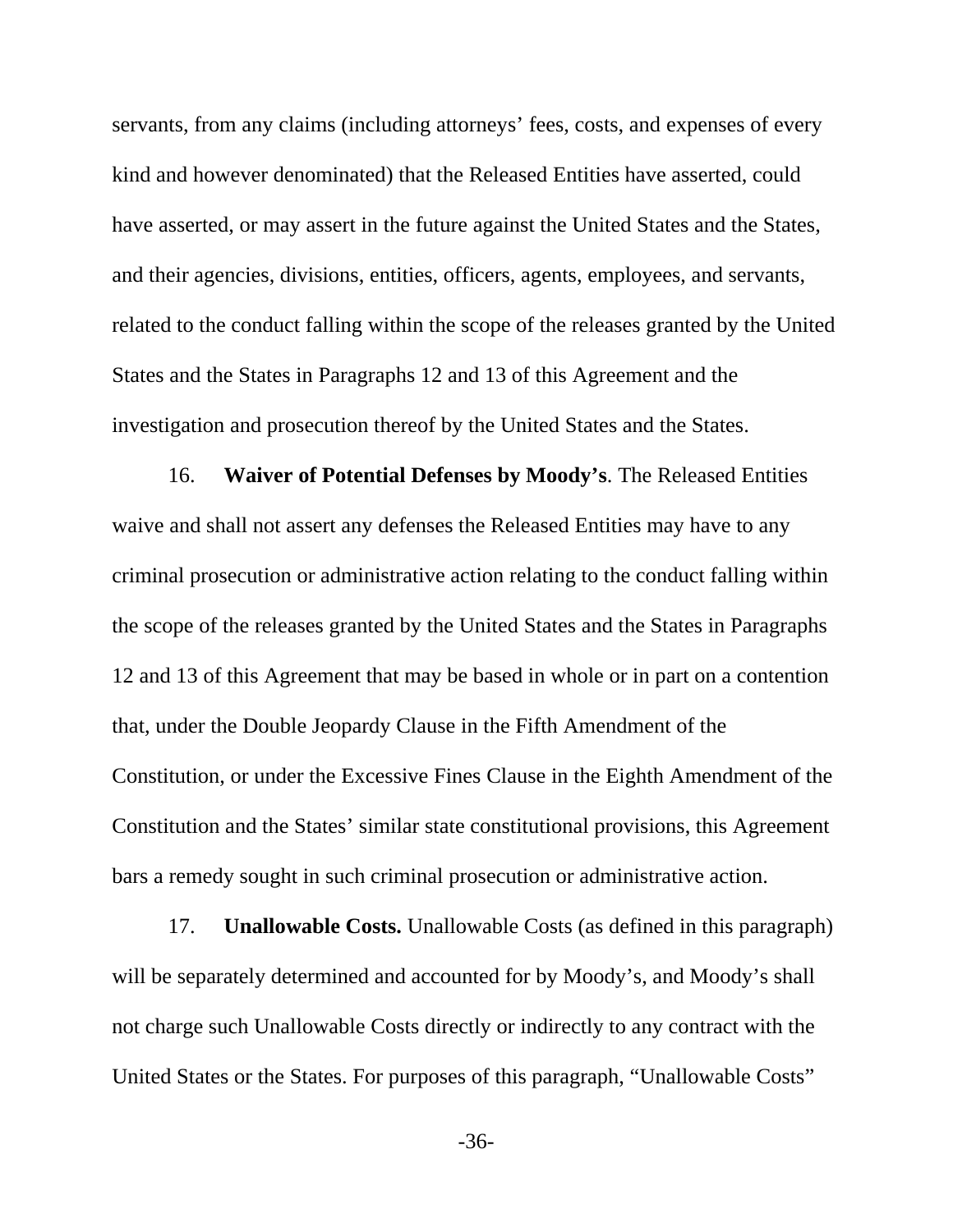servants, from any claims (including attorneys' fees, costs, and expenses of every kind and however denominated) that the Released Entities have asserted, could have asserted, or may assert in the future against the United States and the States, and their agencies, divisions, entities, officers, agents, employees, and servants, related to the conduct falling within the scope of the releases granted by the United States and the States in Paragraphs 12 and 13 of this Agreement and the investigation and prosecution thereof by the United States and the States.

16. **Waiver of Potential Defenses by Moody's**. The Released Entities waive and shall not assert any defenses the Released Entities may have to any criminal prosecution or administrative action relating to the conduct falling within the scope of the releases granted by the United States and the States in Paragraphs 12 and 13 of this Agreement that may be based in whole or in part on a contention that, under the Double Jeopardy Clause in the Fifth Amendment of the Constitution, or under the Excessive Fines Clause in the Eighth Amendment of the Constitution and the States' similar state constitutional provisions, this Agreement bars a remedy sought in such criminal prosecution or administrative action.

17. **Unallowable Costs.** Unallowable Costs (as defined in this paragraph) will be separately determined and accounted for by Moody's, and Moody's shall not charge such Unallowable Costs directly or indirectly to any contract with the United States or the States. For purposes of this paragraph, "Unallowable Costs"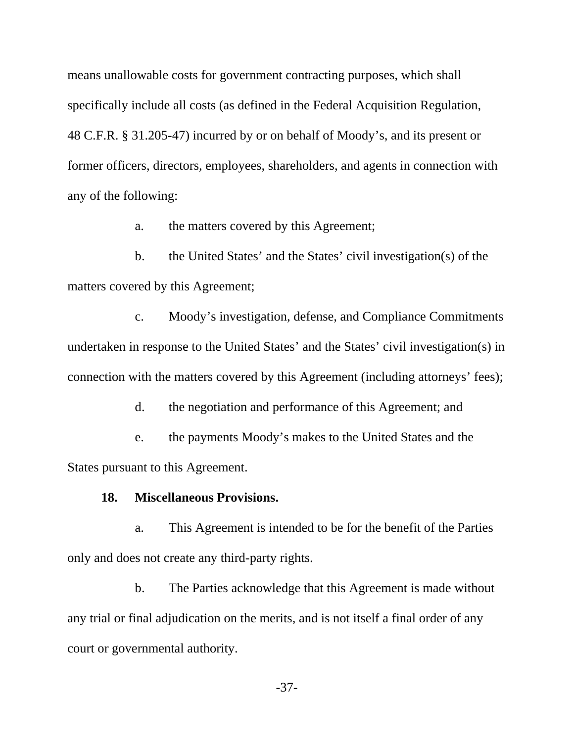means unallowable costs for government contracting purposes, which shall specifically include all costs (as defined in the Federal Acquisition Regulation, 48 C.F.R. § 31.205-47) incurred by or on behalf of Moody's, and its present or former officers, directors, employees, shareholders, and agents in connection with any of the following:

a. the matters covered by this Agreement;

b. the United States' and the States' civil investigation(s) of the matters covered by this Agreement;

c. Moody's investigation, defense, and Compliance Commitments undertaken in response to the United States' and the States' civil investigation(s) in connection with the matters covered by this Agreement (including attorneys' fees);

d. the negotiation and performance of this Agreement; and

e. the payments Moody's makes to the United States and the States pursuant to this Agreement.

**18. Miscellaneous Provisions.**

a. This Agreement is intended to be for the benefit of the Parties only and does not create any third-party rights.

b. The Parties acknowledge that this Agreement is made without any trial or final adjudication on the merits, and is not itself a final order of any court or governmental authority.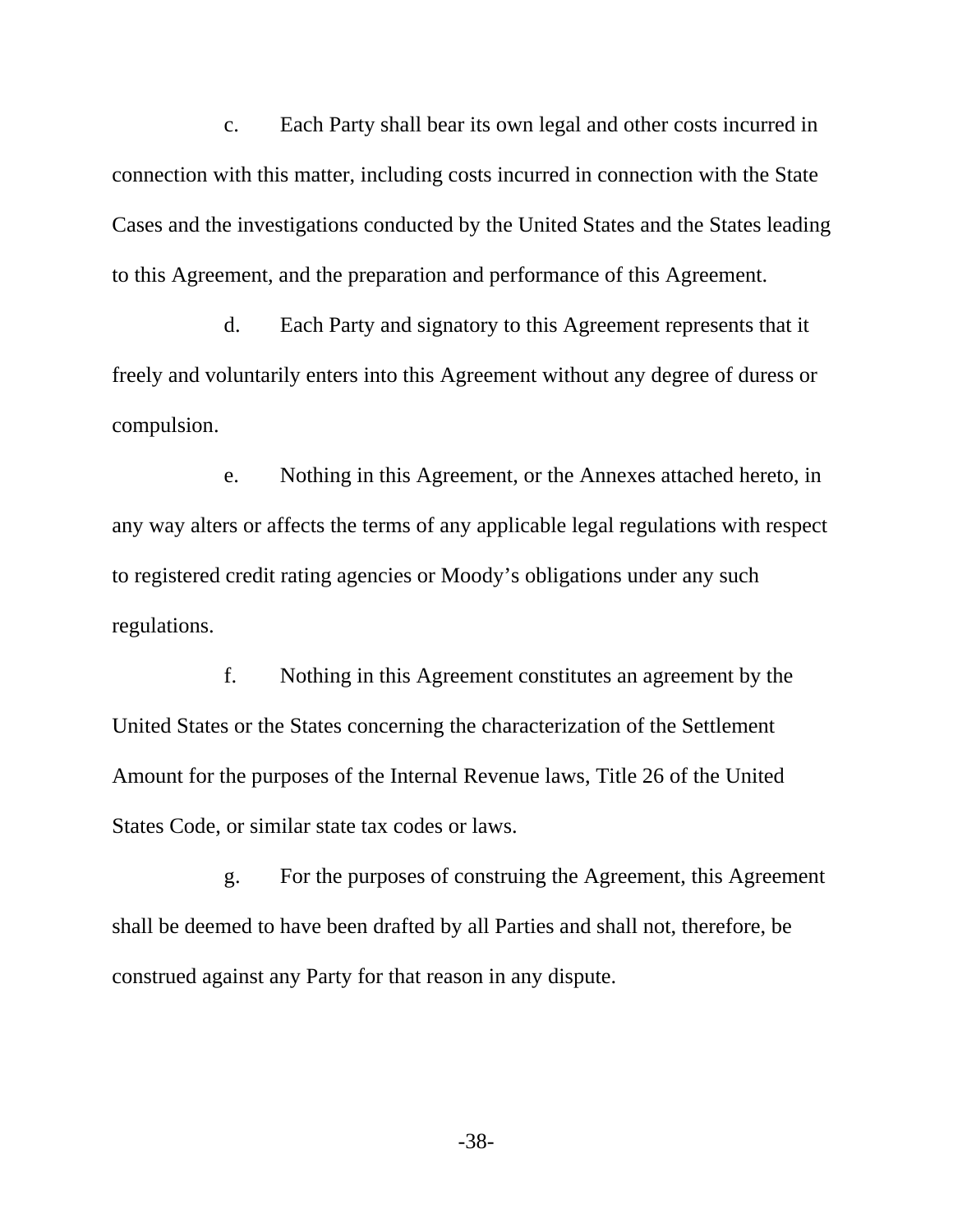c. Each Party shall bear its own legal and other costs incurred in connection with this matter, including costs incurred in connection with the State Cases and the investigations conducted by the United States and the States leading to this Agreement, and the preparation and performance of this Agreement.

d. Each Party and signatory to this Agreement represents that it freely and voluntarily enters into this Agreement without any degree of duress or compulsion.

e. Nothing in this Agreement, or the Annexes attached hereto, in any way alters or affects the terms of any applicable legal regulations with respect to registered credit rating agencies or Moody's obligations under any such regulations.

f. Nothing in this Agreement constitutes an agreement by the United States or the States concerning the characterization of the Settlement Amount for the purposes of the Internal Revenue laws, Title 26 of the United States Code, or similar state tax codes or laws.

g. For the purposes of construing the Agreement, this Agreement shall be deemed to have been drafted by all Parties and shall not, therefore, be construed against any Party for that reason in any dispute.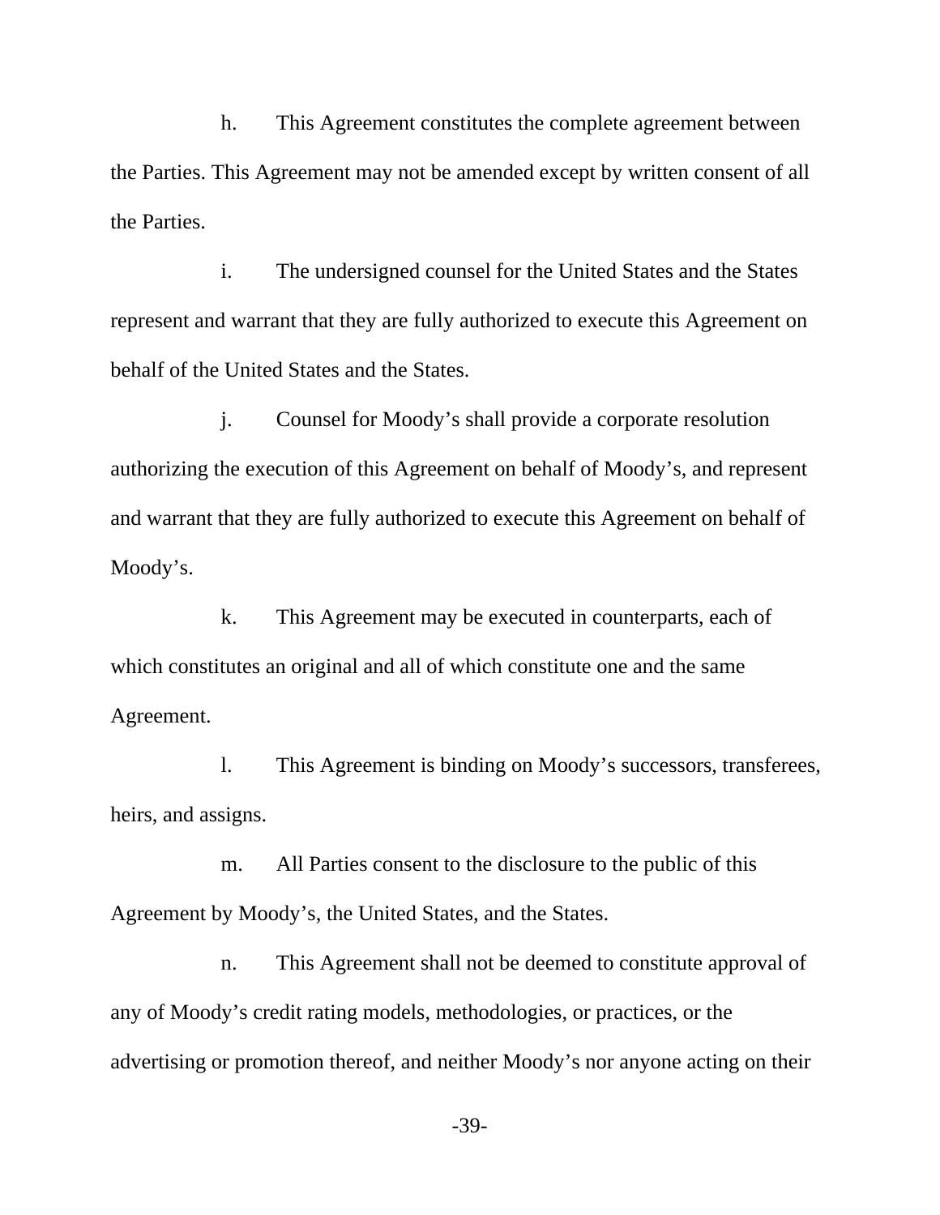h. This Agreement constitutes the complete agreement between the Parties. This Agreement may not be amended except by written consent of all the Parties.

i. The undersigned counsel for the United States and the States represent and warrant that they are fully authorized to execute this Agreement on behalf of the United States and the States.

j. Counsel for Moody's shall provide a corporate resolution authorizing the execution of this Agreement on behalf of Moody's, and represent and warrant that they are fully authorized to execute this Agreement on behalf of Moody's.

k. This Agreement may be executed in counterparts, each of which constitutes an original and all of which constitute one and the same Agreement.

l. This Agreement is binding on Moody's successors, transferees, heirs, and assigns.

m. All Parties consent to the disclosure to the public of this Agreement by Moody's, the United States, and the States.

n. This Agreement shall not be deemed to constitute approval of any of Moody's credit rating models, methodologies, or practices, or the advertising or promotion thereof, and neither Moody's nor anyone acting on their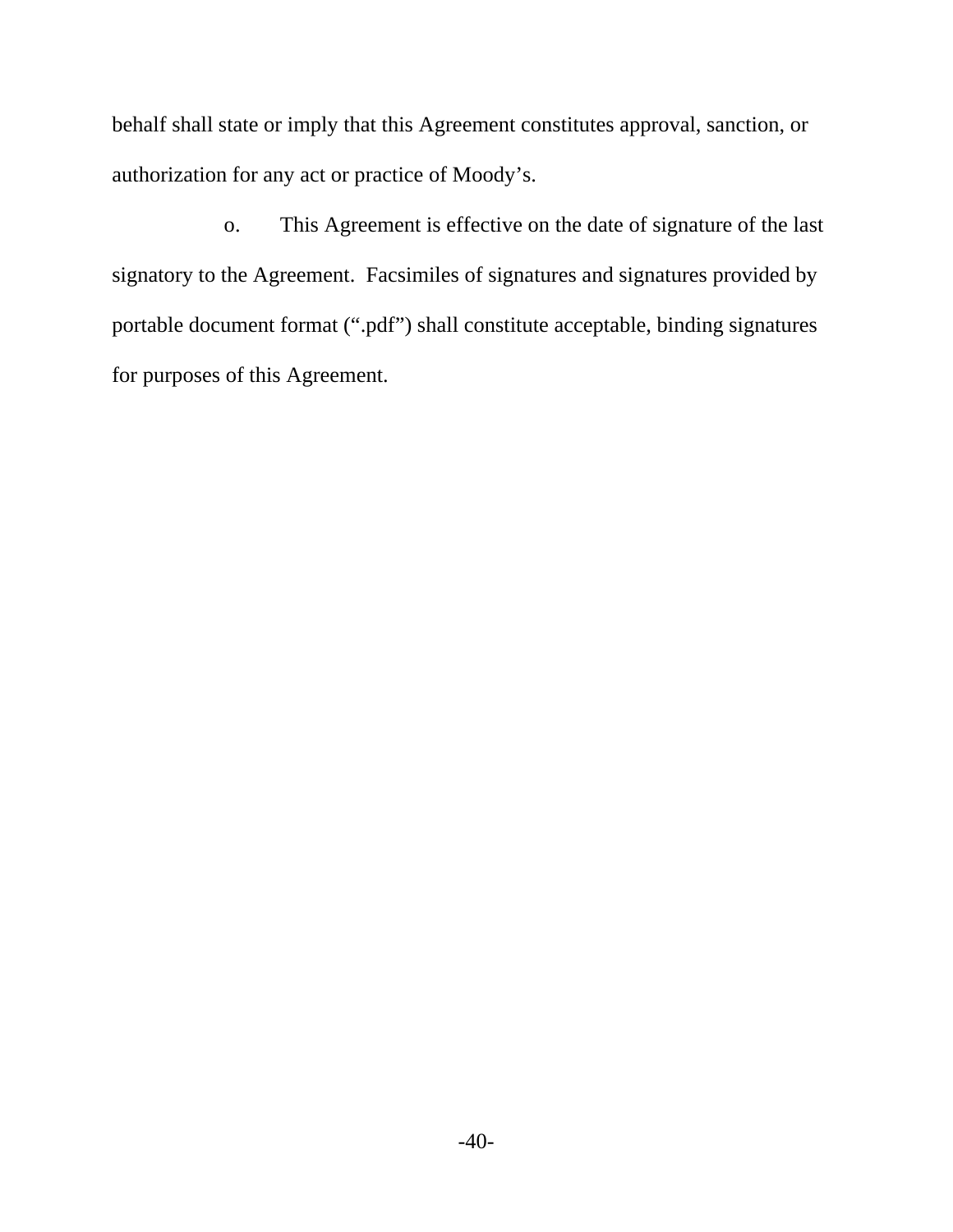behalf shall state or imply that this Agreement constitutes approval, sanction, or authorization for any act or practice of Moody's.

o. This Agreement is effective on the date of signature of the last signatory to the Agreement. Facsimiles of signatures and signatures provided by portable document format (".pdf") shall constitute acceptable, binding signatures for purposes of this Agreement.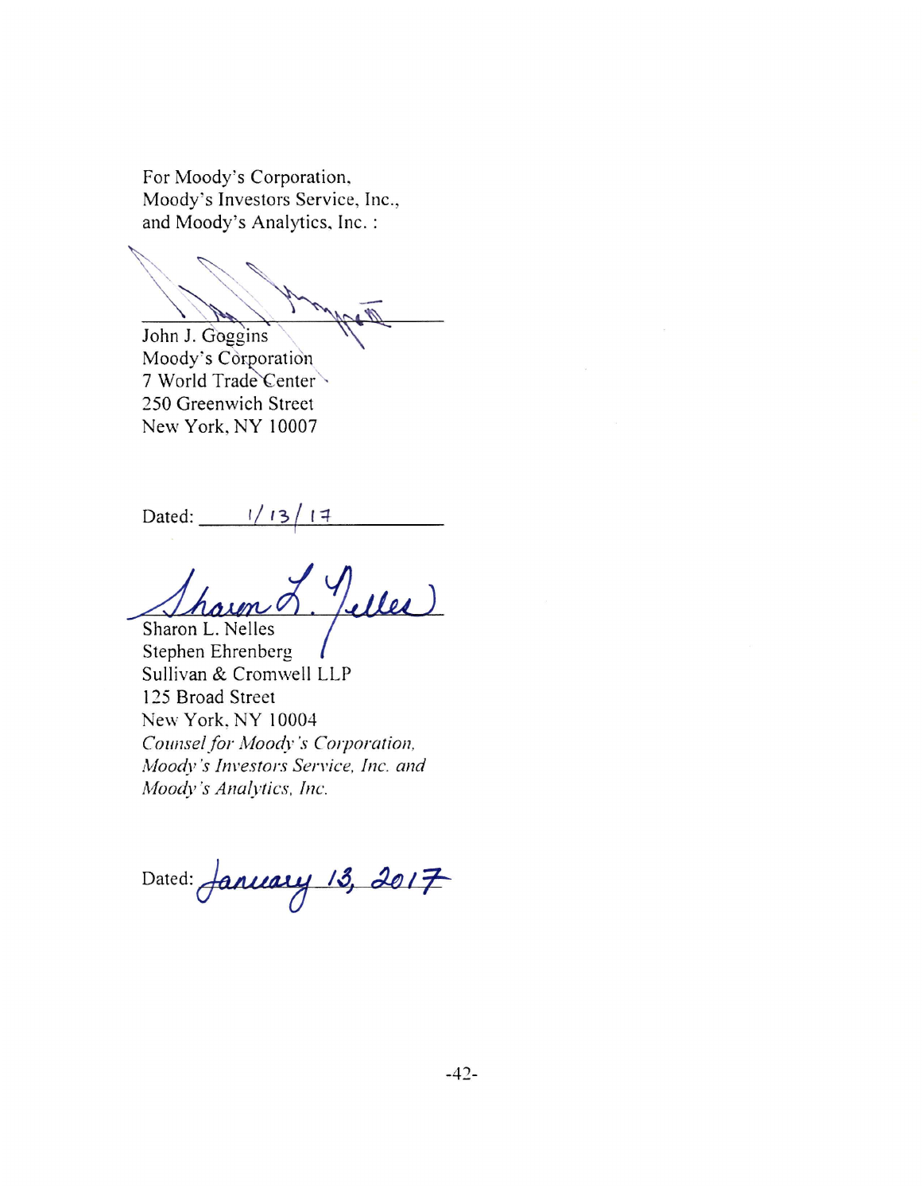For Moody's Corporation,
Moody's Investors Service, Inc.,
and Moody's Analytics, Inc. :

\_\_\_\_\_\_\_\_\_\_\_\_\_\_\_\_\_\_\_\_\_\_\_\_\_\_\_\_

John J. Goggins
Moody's Corporation
7 World Trade Center
250 Greenwich Street
New York, NY 10007

Dated: 1/13/17

\_\_\_\_\_\_\_\_\_\_\_\_\_\_\_\_\_\_\_\_\_\_\_\_\_\_\_\_

Sharon L. Nelles
Stephen Ehrenberg
Sullivan & Cromwell LLP
125 Broad Street
New York, NY 10004
*Counsel for Moody's Corporation, Moody's Investors Service, Inc. and Moody's Analytics, Inc.*

Dated: January 13, 2017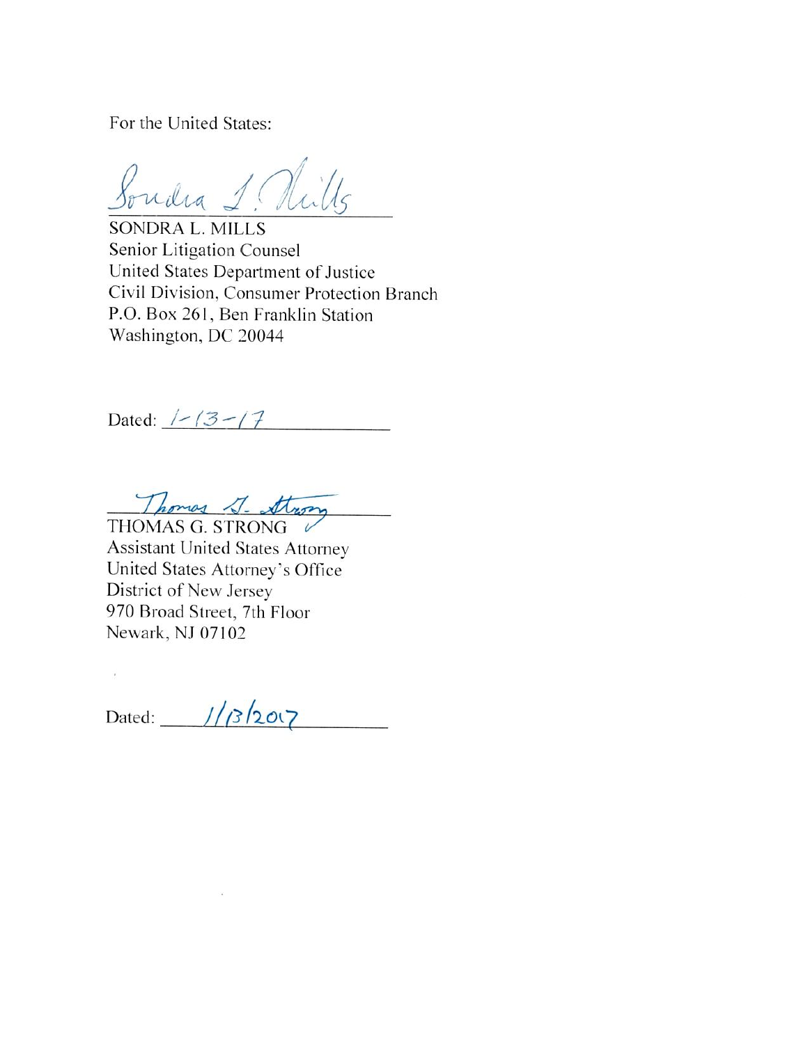For the United States:

Sondra L. Mills

SONDRA L. MILLS
Senior Litigation Counsel
United States Department of Justice
Civil Division, Consumer Protection Branch
P.O. Box 261, Ben Franklin Station
Washington, DC 20044

Dated: 1-13-17

Thomas G. Strong

THOMAS G. STRONG
Assistant United States Attorney
United States Attorney's Office
District of New Jersey
970 Broad Street, 7th Floor
Newark, NJ 07102

Dated: 1/13/2017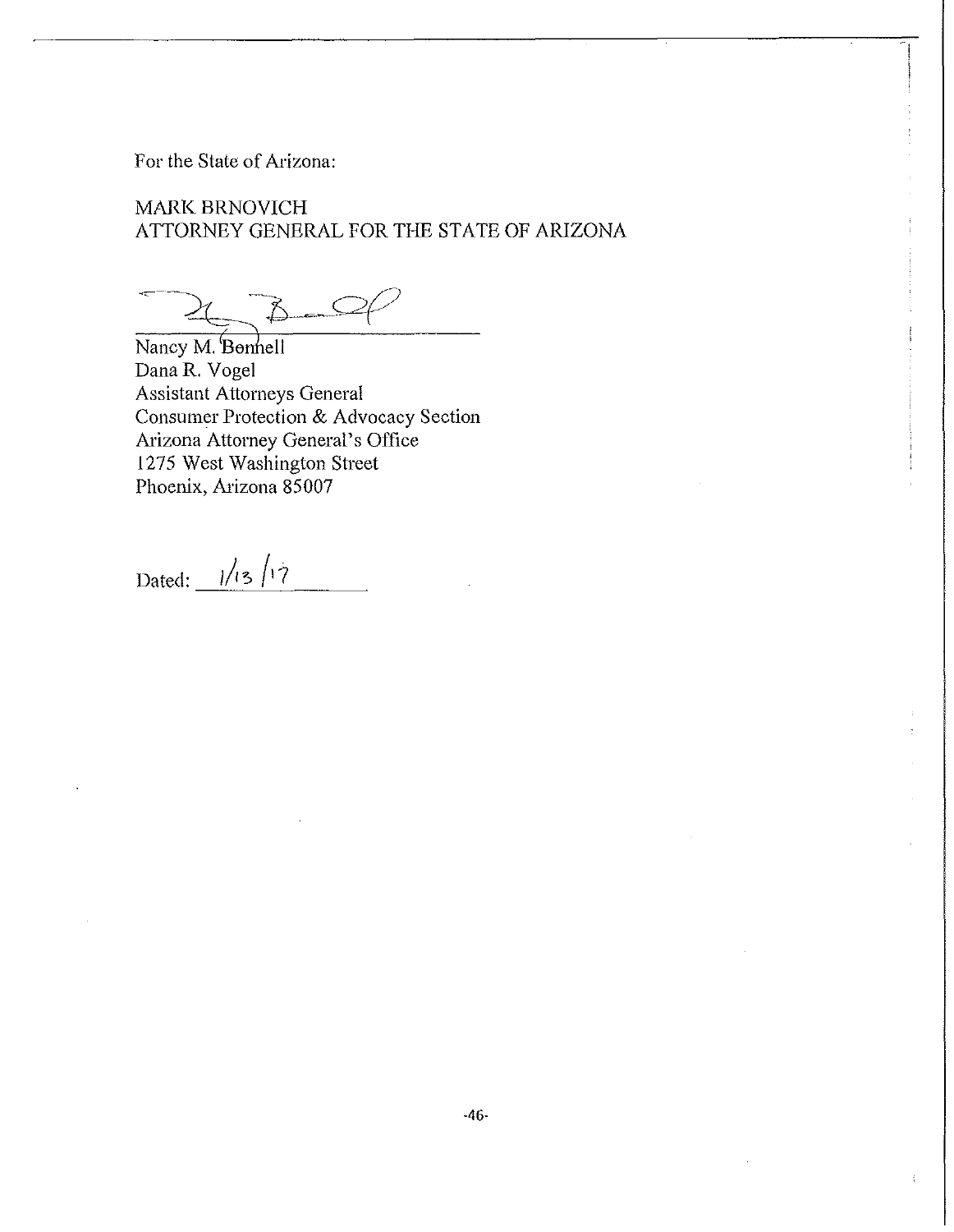For the State of Arizona:

MARK BRNOVICH
ATTORNEY GENERAL FOR THE STATE OF ARIZONA

Nancy M. Bonnell
Dana R. Vogel
Assistant Attorneys General
Consumer Protection & Advocacy Section
Arizona Attorney General's Office
1275 West Washington Street
Phoenix, Arizona 85007

Dated: 1/13/17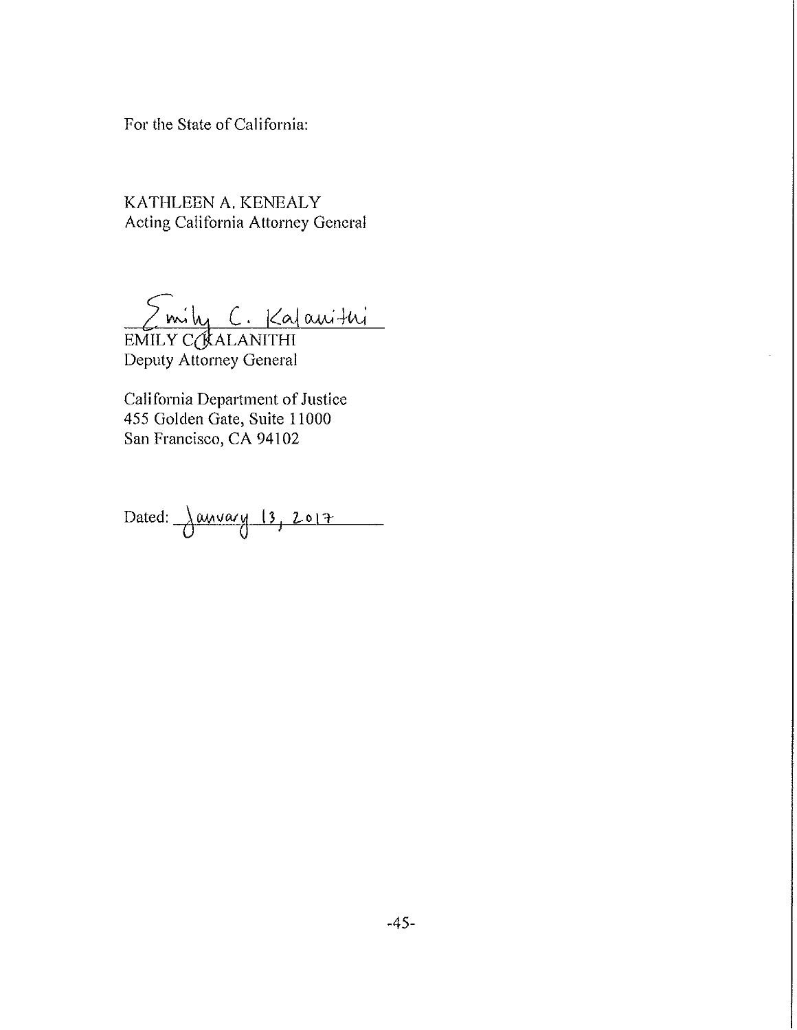For the State of California:

KATHLEEN A. KENEALY
Acting California Attorney General

Emily C. Kalanithi
EMILY C. KALANITHI
Deputy Attorney General

California Department of Justice
455 Golden Gate, Suite 11000
San Francisco, CA 94102

Dated: January 13, 2017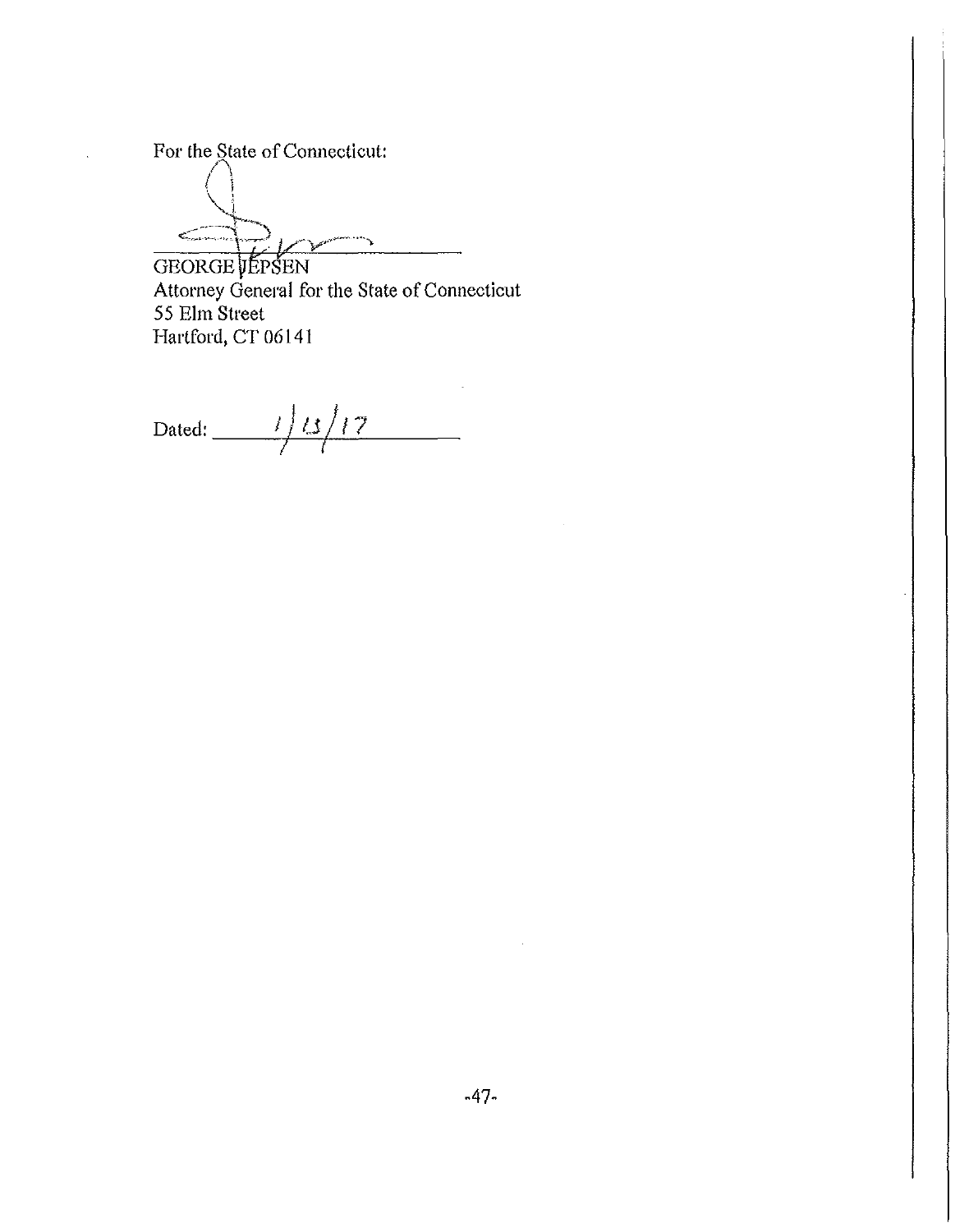For the State of Connecticut:

GEORGE JEPSEN
Attorney General for the State of Connecticut
55 Elm Street
Hartford, CT 06141

Dated: 1/13/17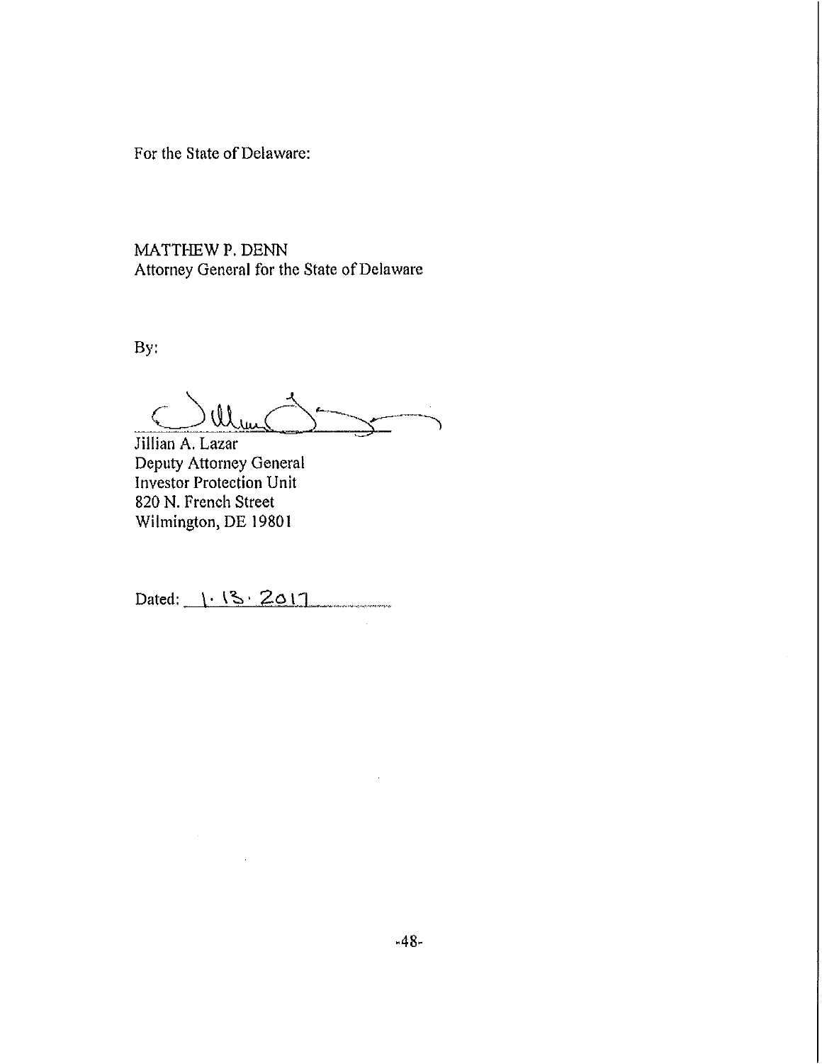For the State of Delaware:

MATTHEW P. DENN
Attorney General for the State of Delaware

By:

Jillian A. Lazar
Deputy Attorney General
Investor Protection Unit
820 N. French Street
Wilmington, DE 19801

Dated: 1. 13. 2017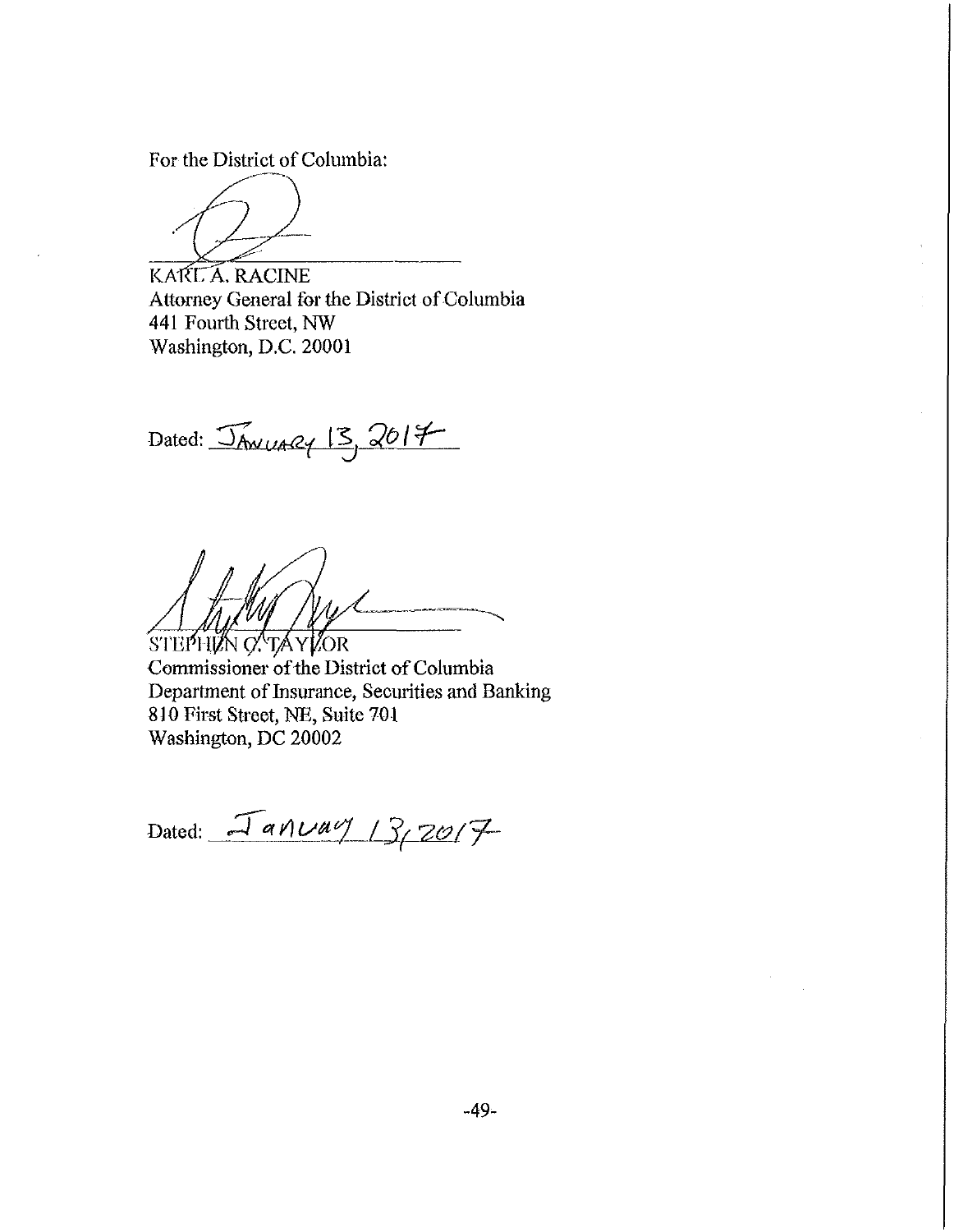For the District of Columbia:

KARL A. RACINE
Attorney General for the District of Columbia
441 Fourth Street, NW
Washington, D.C. 20001

Dated: January 13, 2017

STEPHEN C. TAYLOR
Commissioner of the District of Columbia
Department of Insurance, Securities and Banking
810 First Street, NE, Suite 701
Washington, DC 20002

Dated: January 13, 2017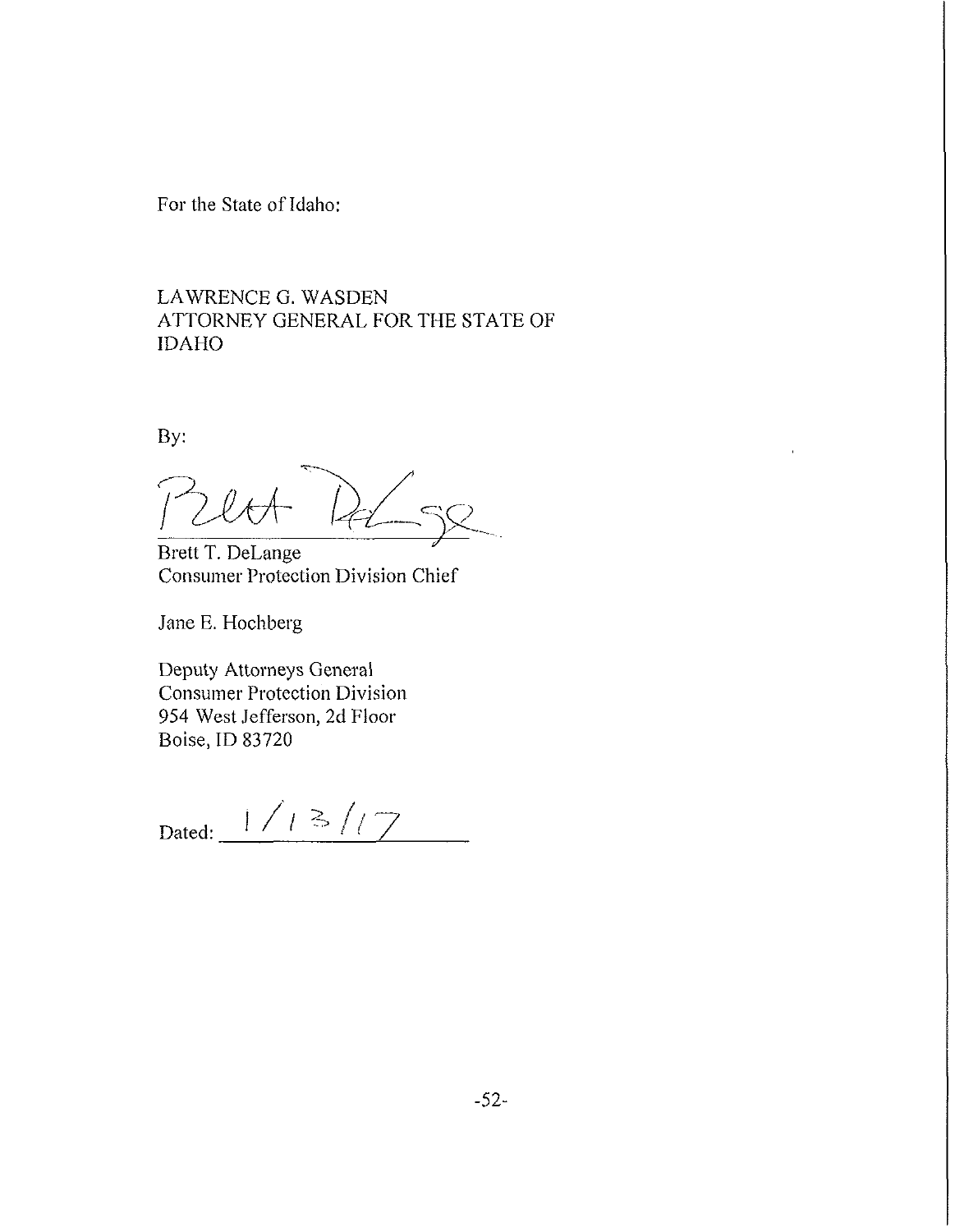For the State of Idaho:

LAWRENCE G. WASDEN
ATTORNEY GENERAL FOR THE STATE OF IDAHO

By:

Brett T. DeLange
Consumer Protection Division Chief

Jane E. Hochberg

Deputy Attorneys General
Consumer Protection Division
954 West Jefferson, 2d Floor
Boise, ID 83720

Dated: 1/13/17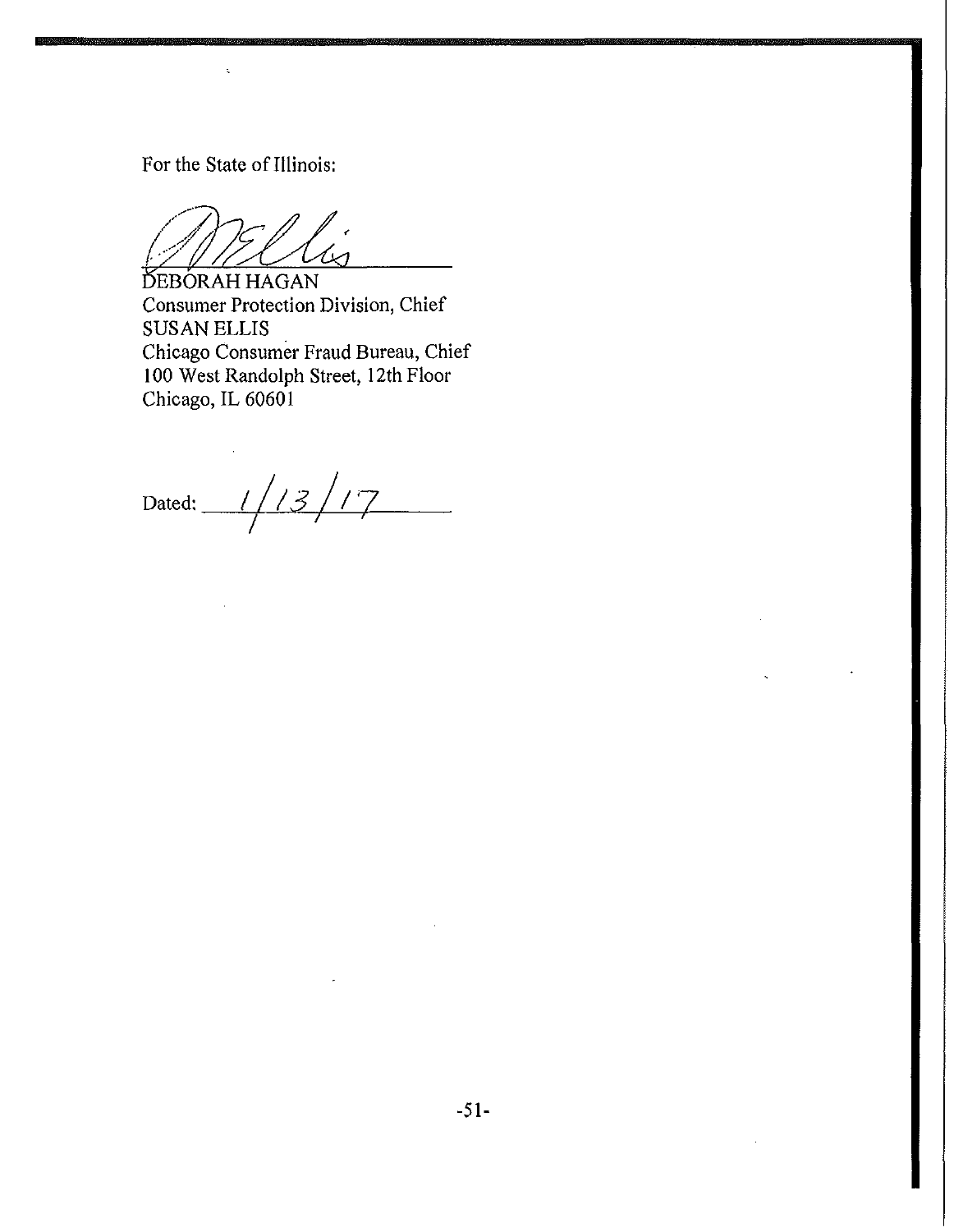For the State of Illinois:

DEBORAH HAGAN
Consumer Protection Division, Chief
SUSAN ELLIS
Chicago Consumer Fraud Bureau, Chief
100 West Randolph Street, 12th Floor
Chicago, IL 60601

Dated: 1/13/17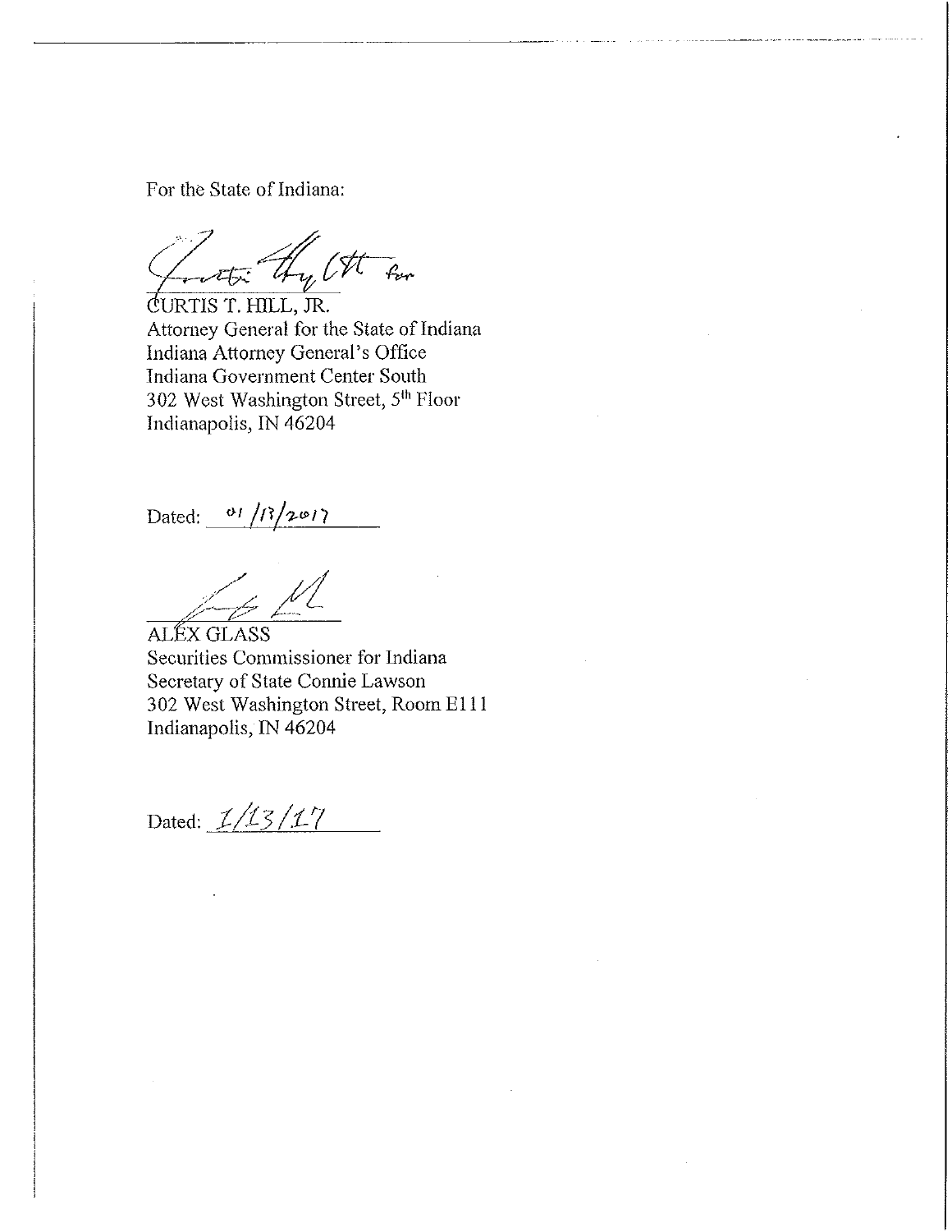For the State of Indiana:

CURTIS T. HILL, JR.
Attorney General for the State of Indiana
Indiana Attorney General's Office
Indiana Government Center South
302 West Washington Street, 5th Floor
Indianapolis, IN 46204

Dated: 01/13/2017

ALEX GLASS
Securities Commissioner for Indiana
Secretary of State Connie Lawson
302 West Washington Street, Room E111
Indianapolis, IN 46204

Dated: 1/13/17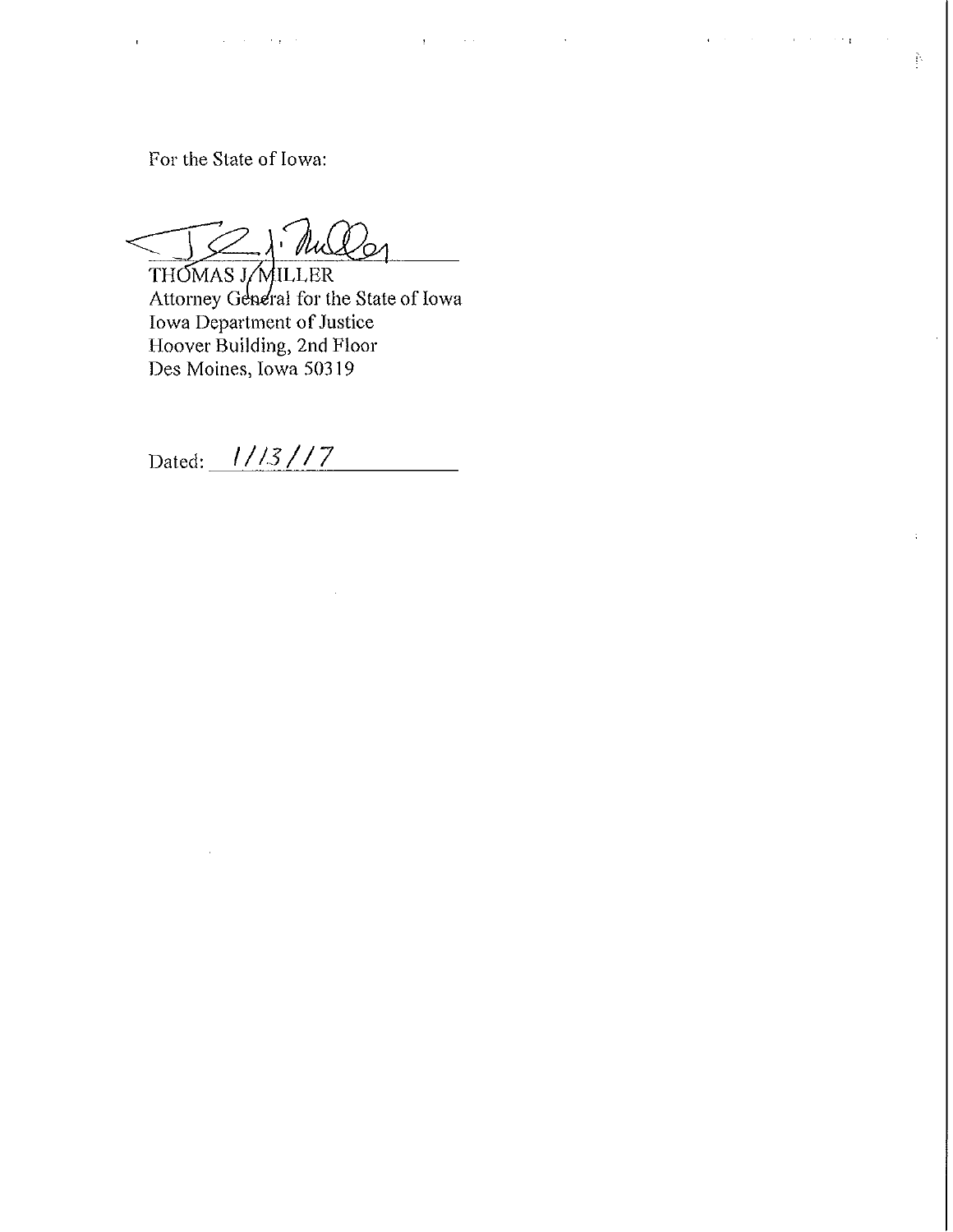For the State of Iowa:

THOMAS J. MILLER
Attorney General for the State of Iowa
Iowa Department of Justice
Hoover Building, 2nd Floor
Des Moines, Iowa 50319

Dated: 1/13/17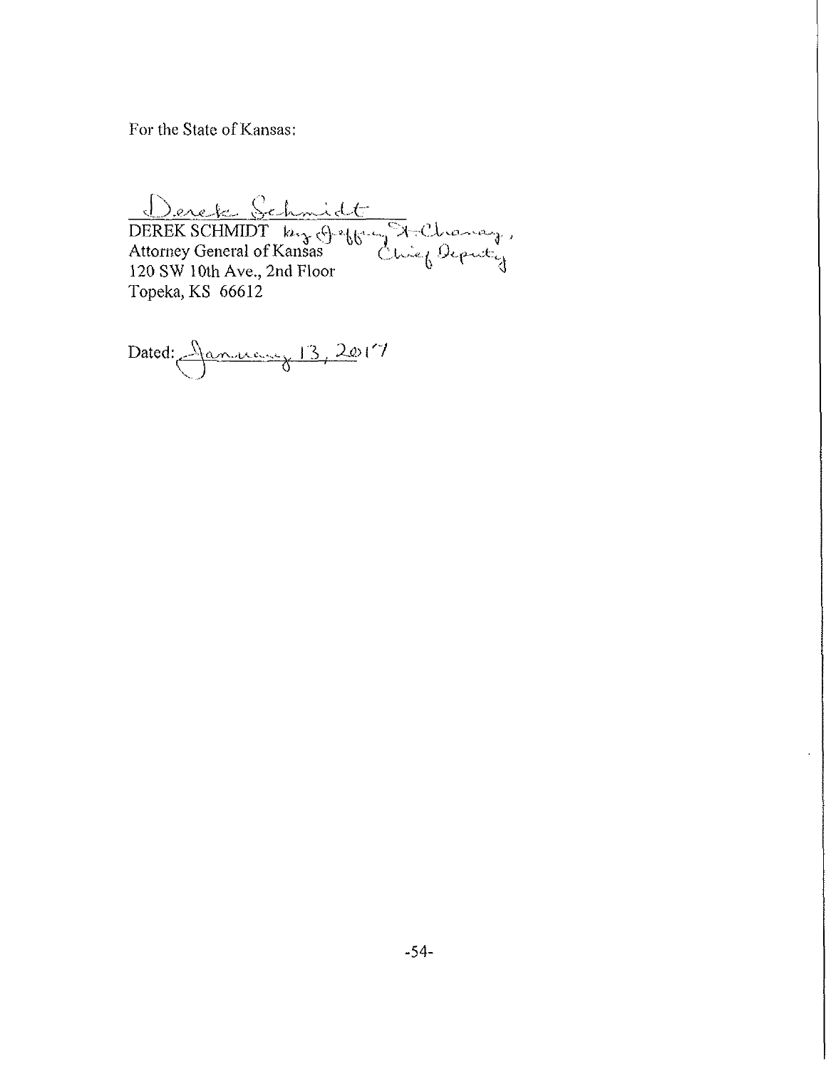For the State of Kansas:

Derek Schmidt

DEREK SCHMIDT by Jeffrey A. Chanay, Chief Deputy
Attorney General of Kansas
120 SW 10th Ave., 2nd Floor
Topeka, KS 66612

Dated: January 13, 2017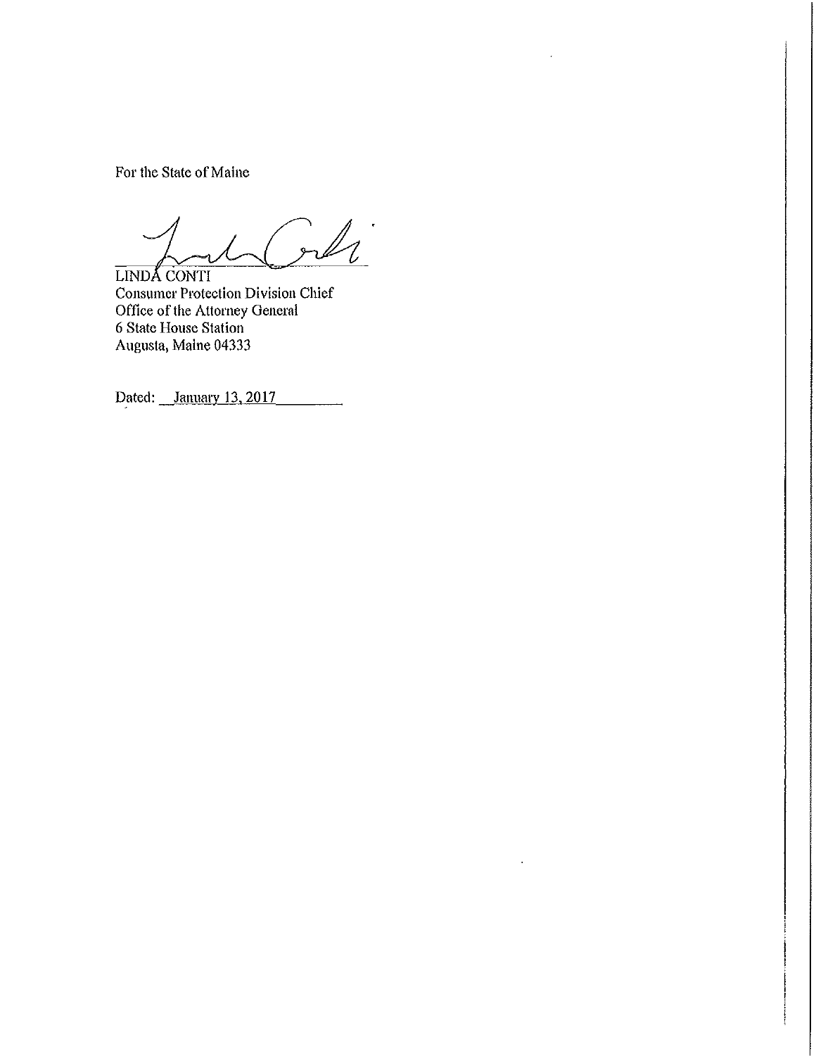For the State of Maine

LINDA CONTI
Consumer Protection Division Chief
Office of the Attorney General
6 State House Station
Augusta, Maine 04333

Dated: January 13, 2017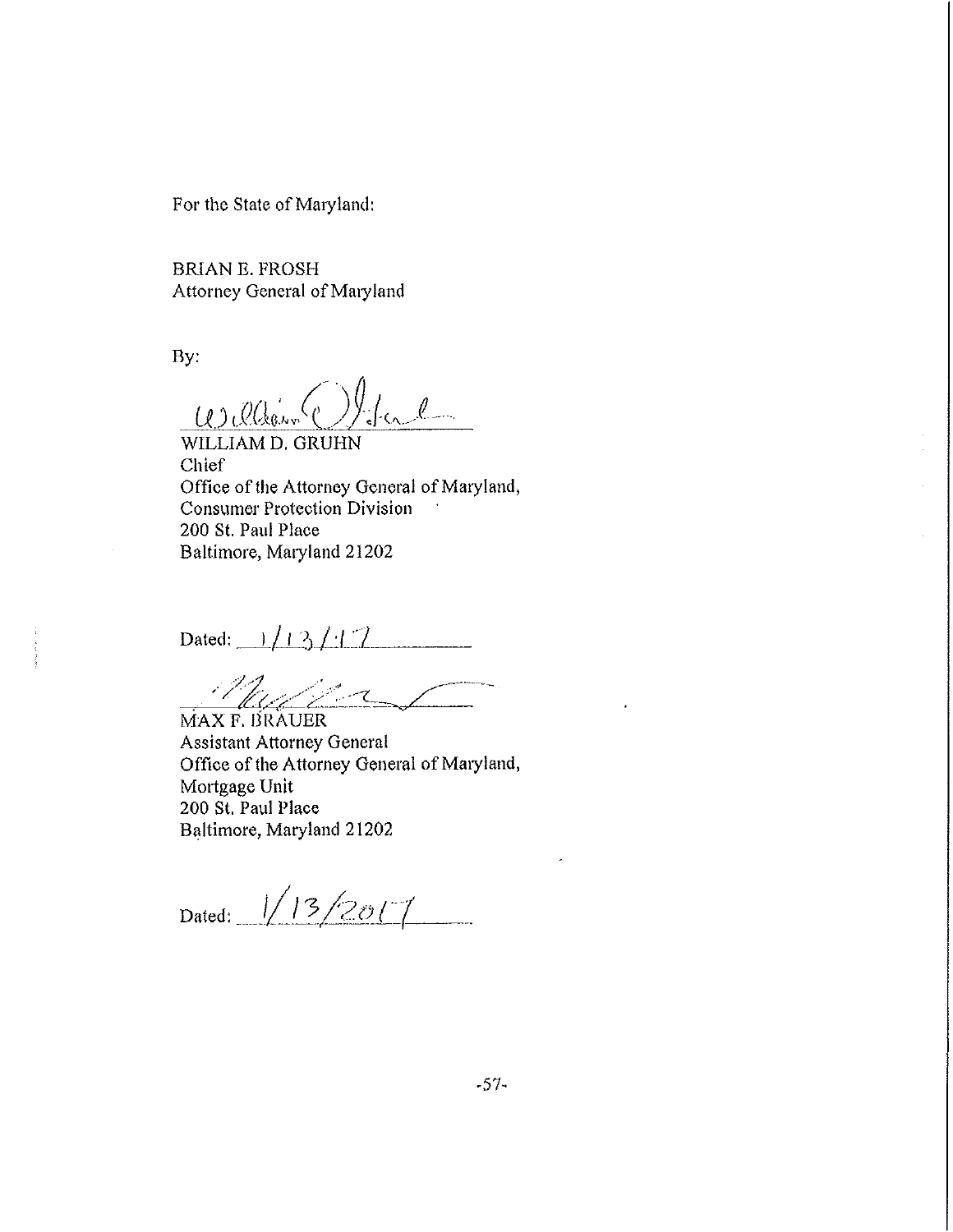For the State of Maryland:

BRIAN E. FROSH
Attorney General of Maryland

By:

_______________________
WILLIAM D. GRUHN
Chief
Office of the Attorney General of Maryland,
Consumer Protection Division
200 St. Paul Place
Baltimore, Maryland 21202

Dated: 1/13/17

_______________________
MAX F. BRAUER
Assistant Attorney General
Office of the Attorney General of Maryland,
Mortgage Unit
200 St. Paul Place
Baltimore, Maryland 21202

Dated: 1/13/2017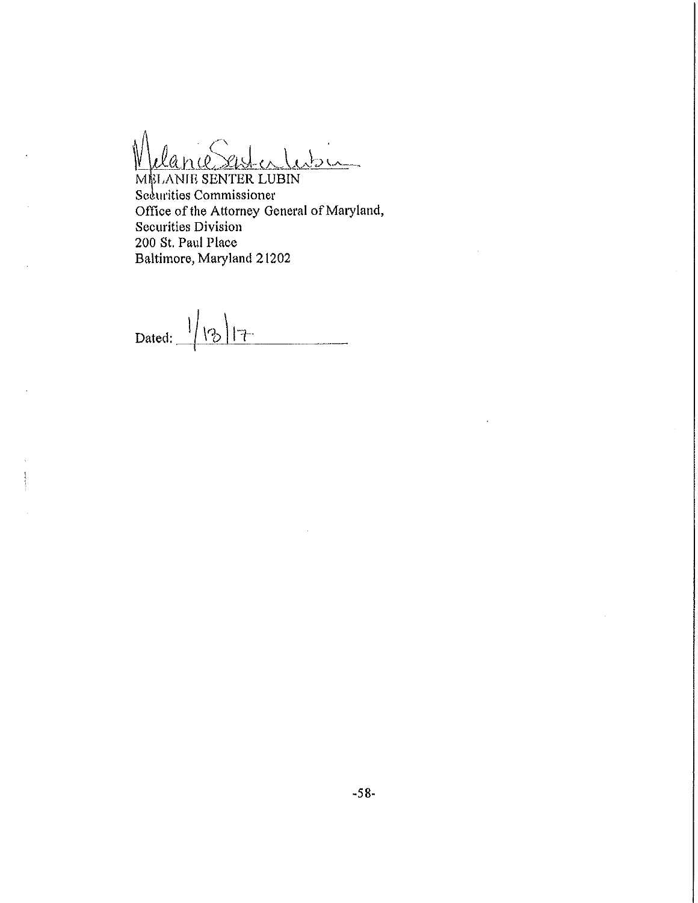MELANIE SENTER LUBIN  
Securities Commissioner  
Office of the Attorney General of Maryland,  
Securities Division  
200 St. Paul Place  
Baltimore, Maryland 21202

Dated: 1/13/17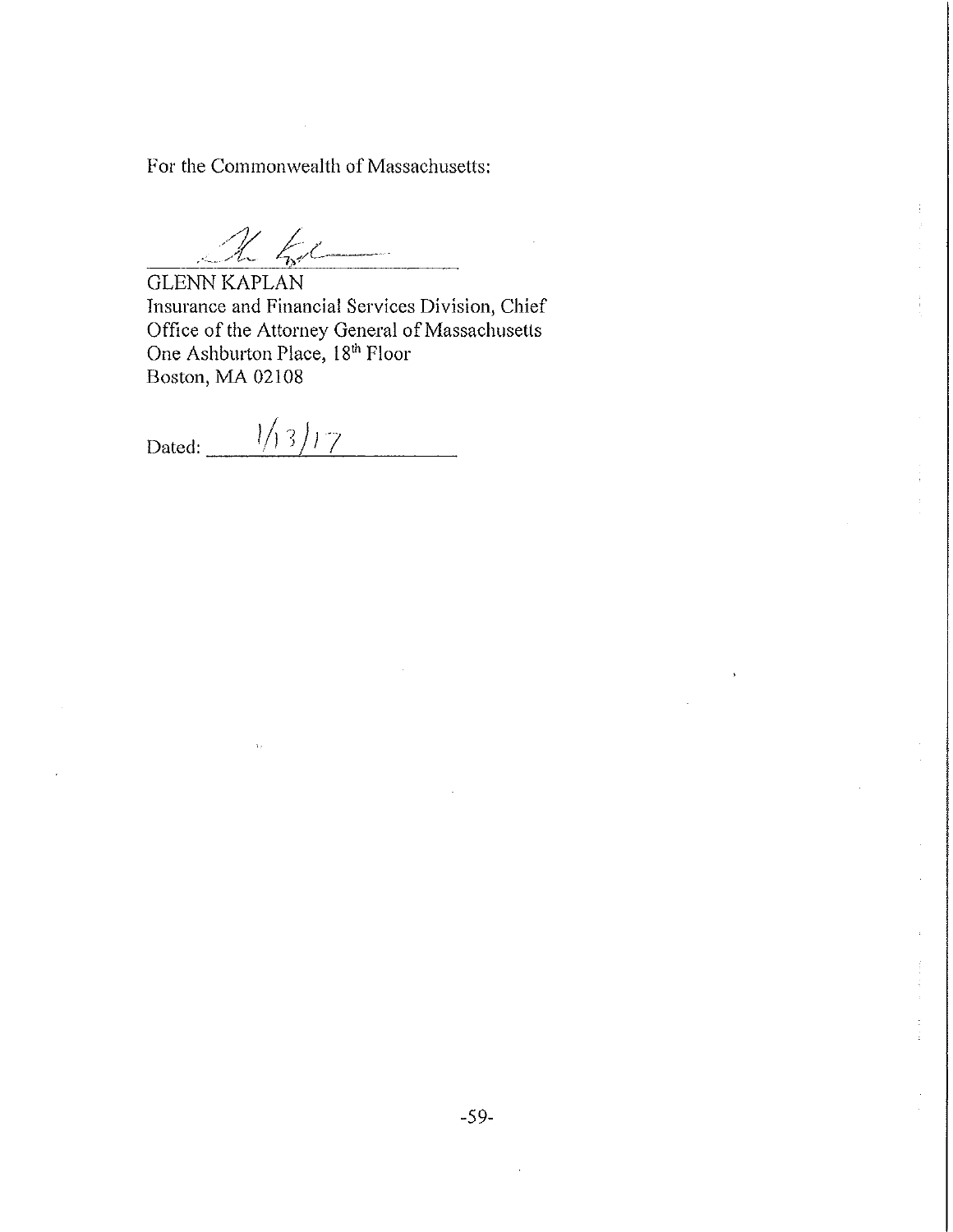For the Commonwealth of Massachusetts:

GLENN KAPLAN
Insurance and Financial Services Division, Chief
Office of the Attorney General of Massachusetts
One Ashburton Place, 18th Floor
Boston, MA 02108

Dated: 1/13/17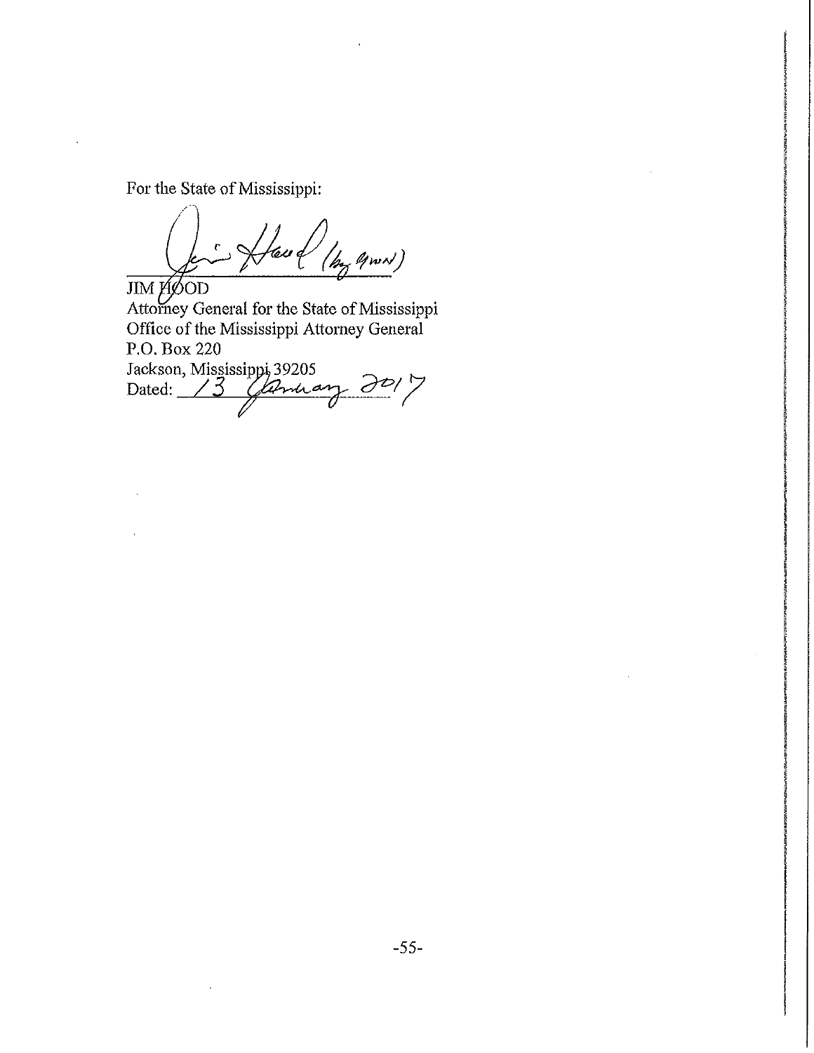For the State of Mississippi:

*Jim Hood (by GWN)*

JIM HOOD
Attorney General for the State of Mississippi
Office of the Mississippi Attorney General
P.O. Box 220
Jackson, Mississippi 39205
Dated: *13 January 2017*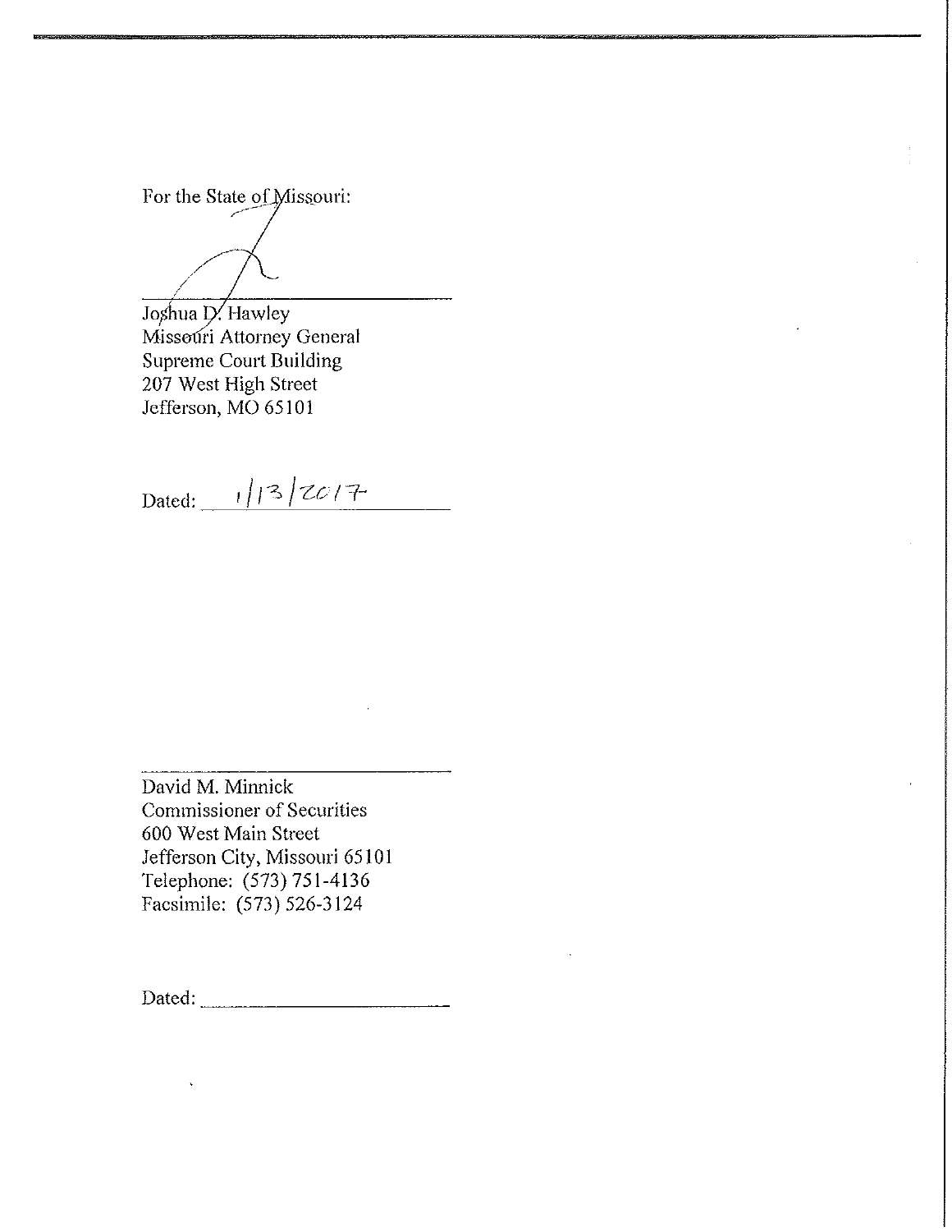For the State of Missouri:

\_\_\_\_\_\_\_\_\_\_\_\_\_\_\_\_\_\_\_\_\_\_\_\_\_\_\_\_\_\_

Joshua D. Hawley
Missouri Attorney General
Supreme Court Building
207 West High Street
Jefferson, MO 65101

Dated: 1/13/2017

\_\_\_\_\_\_\_\_\_\_\_\_\_\_\_\_\_\_\_\_\_\_\_\_\_\_\_\_\_\_

David M. Minnick
Commissioner of Securities
600 West Main Street
Jefferson City, Missouri 65101
Telephone: (573) 751-4136
Facsimile: (573) 526-3124

Dated: \_\_\_\_\_\_\_\_\_\_\_\_\_\_\_\_\_\_\_\_\_\_\_\_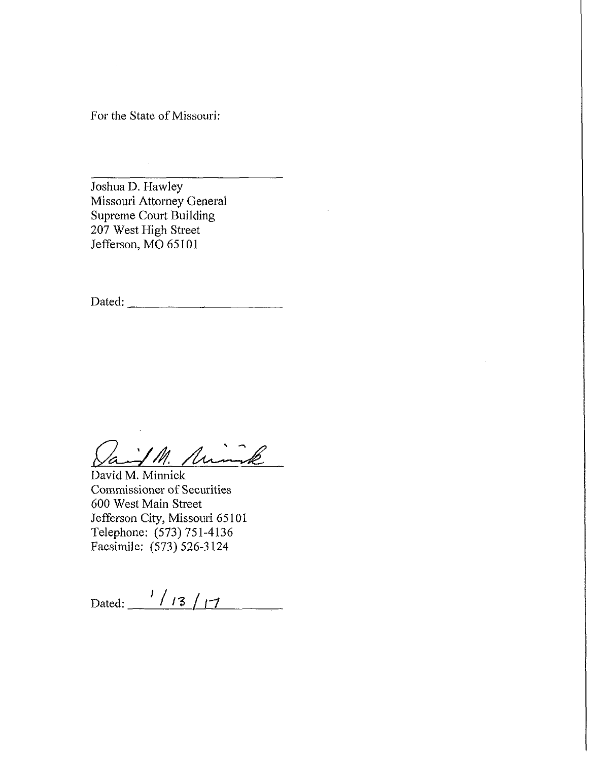For the State of Missouri:

\_\_\_\_\_\_\_\_\_\_\_\_\_\_\_\_\_\_\_\_\_\_\_\_\_\_\_\_

Joshua D. Hawley
Missouri Attorney General
Supreme Court Building
207 West High Street
Jefferson, MO 65101

Dated: \_\_\_\_\_\_\_\_\_\_\_\_\_\_\_\_\_\_\_\_\_\_

\_\_\_\_\_\_\_\_\_\_\_\_\_\_\_\_\_\_\_\_\_\_\_\_\_\_\_\_

David M. Minnick
Commissioner of Securities
600 West Main Street
Jefferson City, Missouri 65101
Telephone: (573) 751-4136
Facsimile: (573) 526-3124

Dated: 1/13/17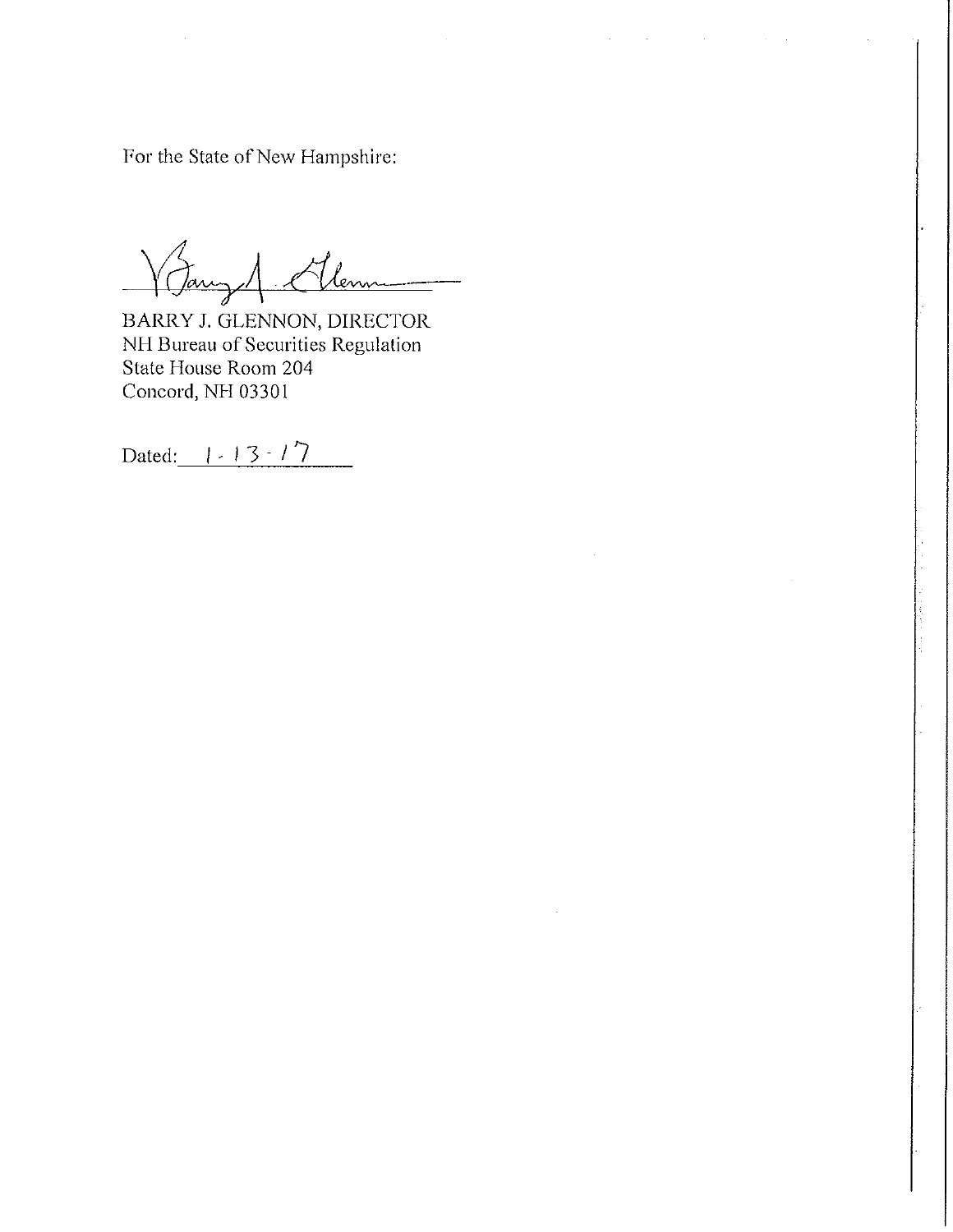For the State of New Hampshire:

BARRY J. GLENNON, DIRECTOR
NH Bureau of Securities Regulation
State House Room 204
Concord, NH 03301

Dated: 1-13-17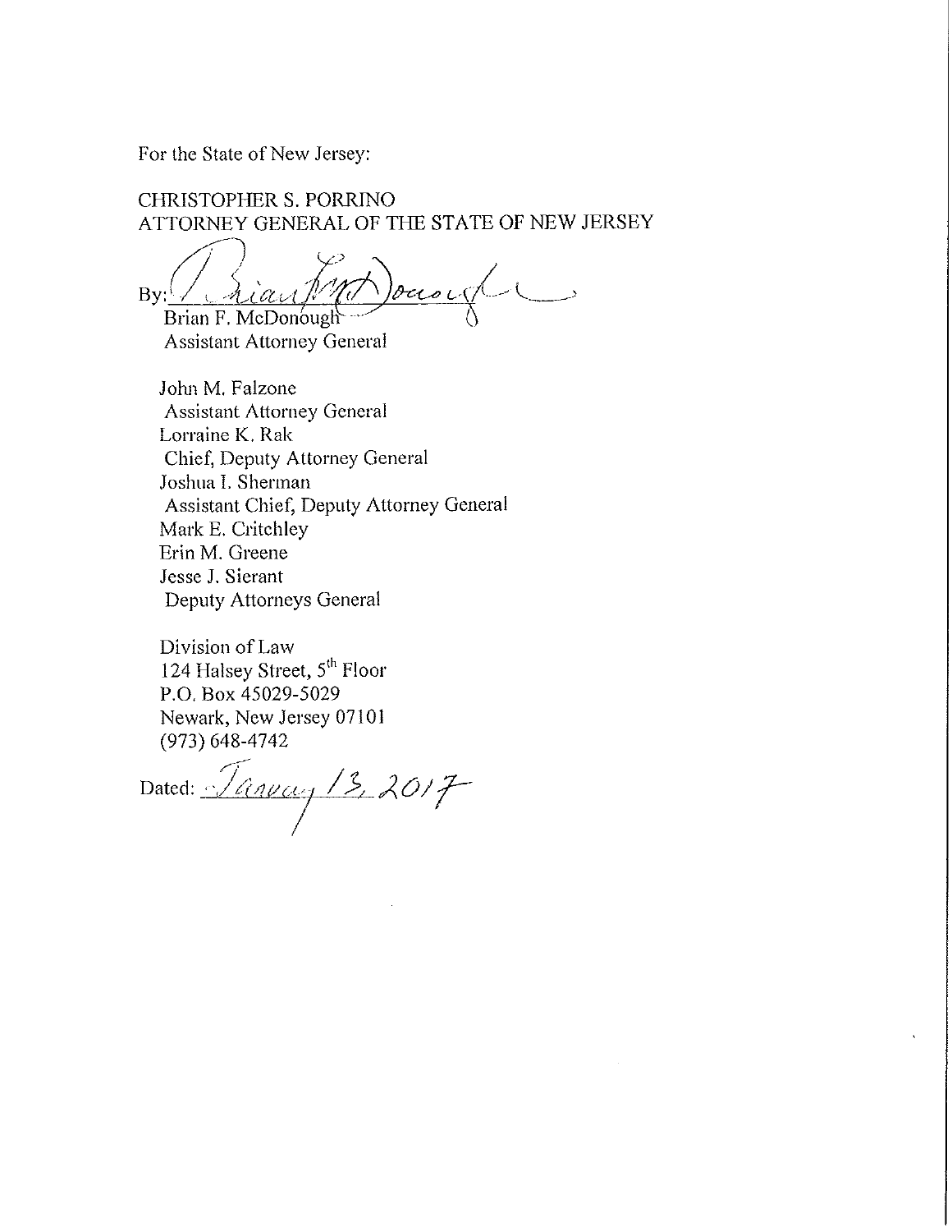For the State of New Jersey:

CHRISTOPHER S. PORRINO
ATTORNEY GENERAL OF THE STATE OF NEW JERSEY

By: Brian F. McDonough
Brian F. McDonough
Assistant Attorney General

John M. Falzone
Assistant Attorney General
Lorraine K. Rak
Chief, Deputy Attorney General
Joshua I. Sherman
Assistant Chief, Deputy Attorney General
Mark E. Critchley
Erin M. Greene
Jesse J. Sierant
Deputy Attorneys General

Division of Law
124 Halsey Street, 5th Floor
P.O. Box 45029-5029
Newark, New Jersey 07101
(973) 648-4742

Dated: January 13, 2017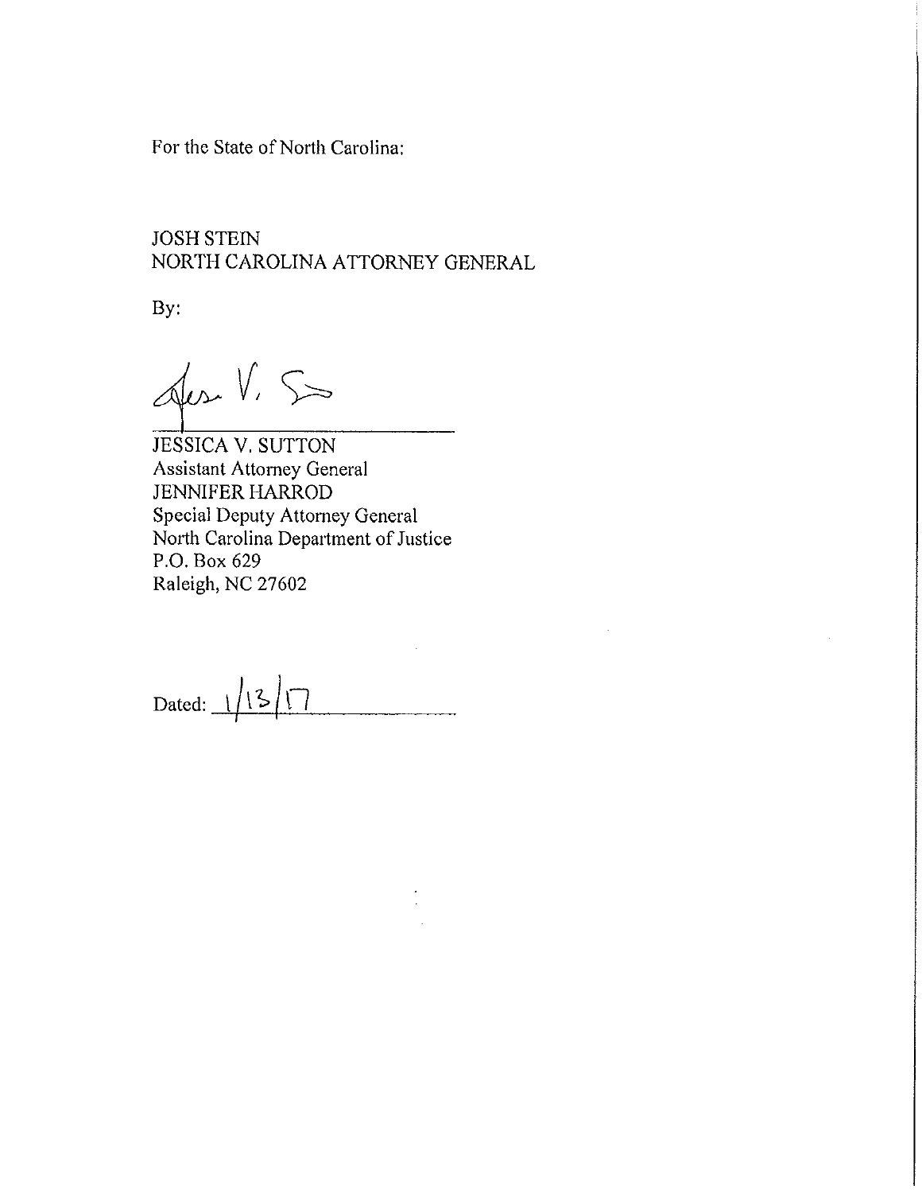For the State of North Carolina:

JOSH STEIN
NORTH CAROLINA ATTORNEY GENERAL

By:

_______________________________

JESSICA V. SUTTON
Assistant Attorney General
JENNIFER HARROD
Special Deputy Attorney General
North Carolina Department of Justice
P.O. Box 629
Raleigh, NC 27602

Dated: 1/13/17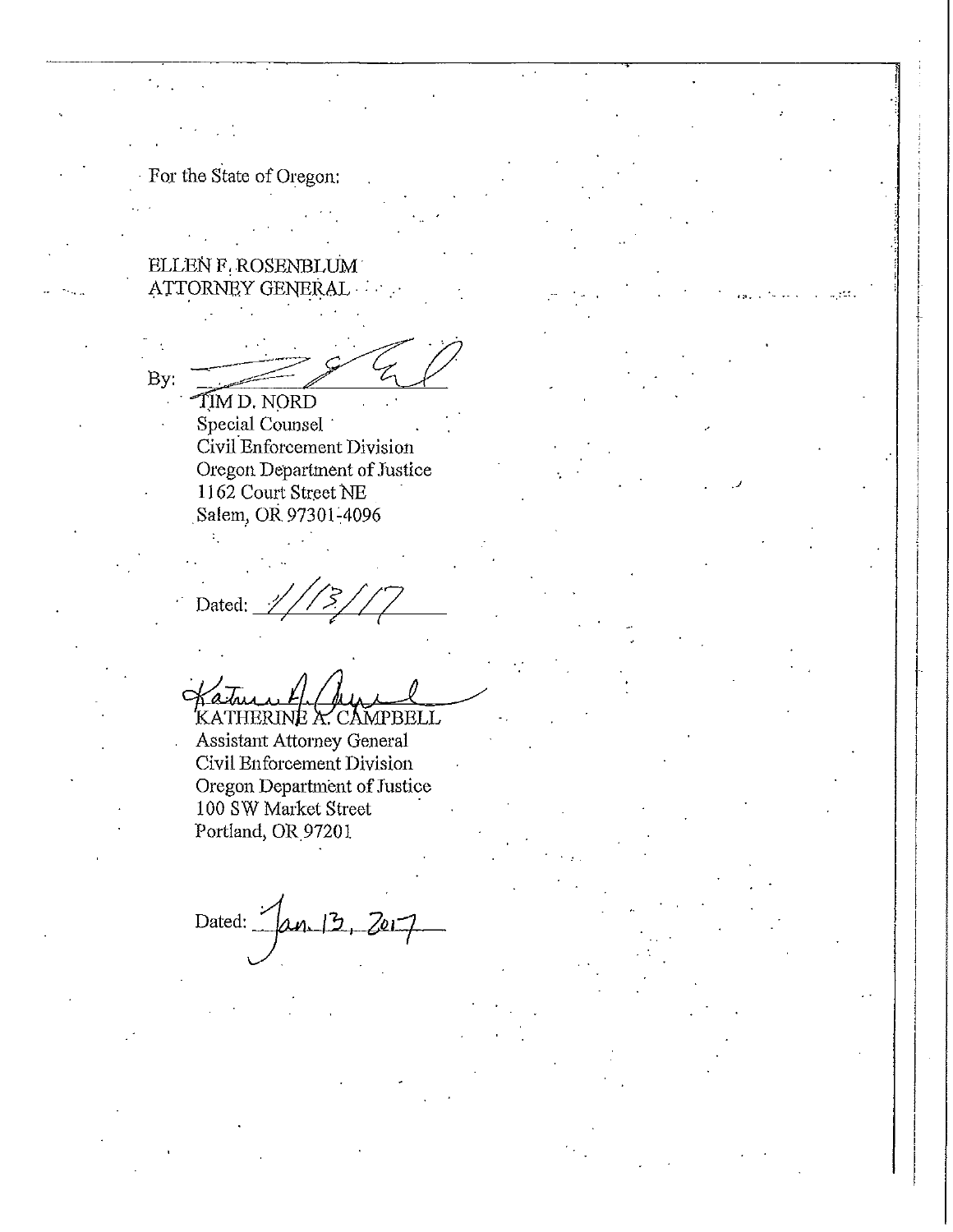For the State of Oregon:

ELLEN F. ROSENBLUM
ATTORNEY GENERAL

By: ______________________
TIM D. NORD
Special Counsel
Civil Enforcement Division
Oregon Department of Justice
1162 Court Street NE
Salem, OR 97301-4096

Dated: 1/13/17

______________________
KATHERINE A. CAMPBELL
Assistant Attorney General
Civil Enforcement Division
Oregon Department of Justice
100 SW Market Street
Portland, OR 97201

Dated: Jan. 13, 2017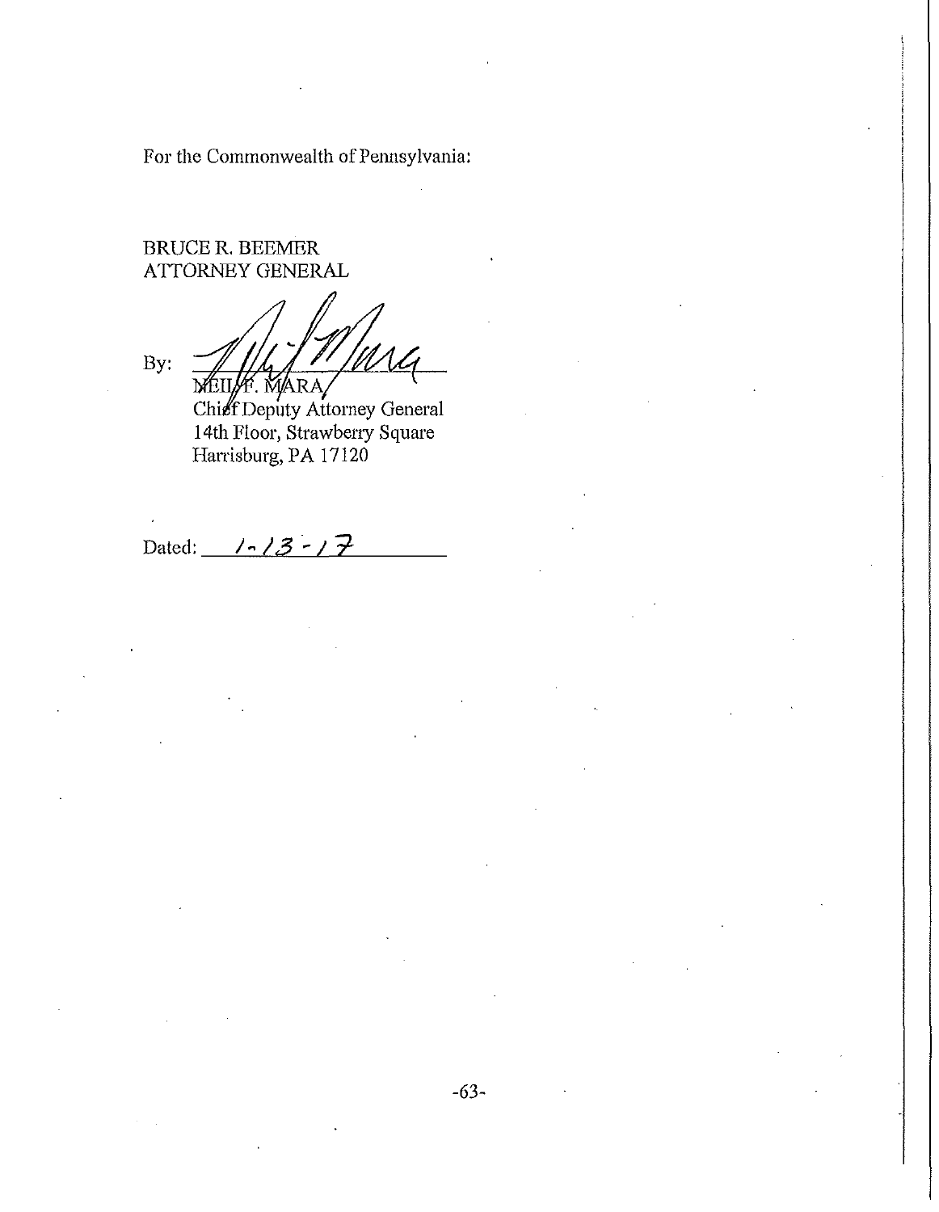For the Commonwealth of Pennsylvania:

BRUCE R. BEEMER
ATTORNEY GENERAL

By: ______________________
NEIL F. MARA
Chief Deputy Attorney General
14th Floor, Strawberry Square
Harrisburg, PA 17120

Dated: 1-13-17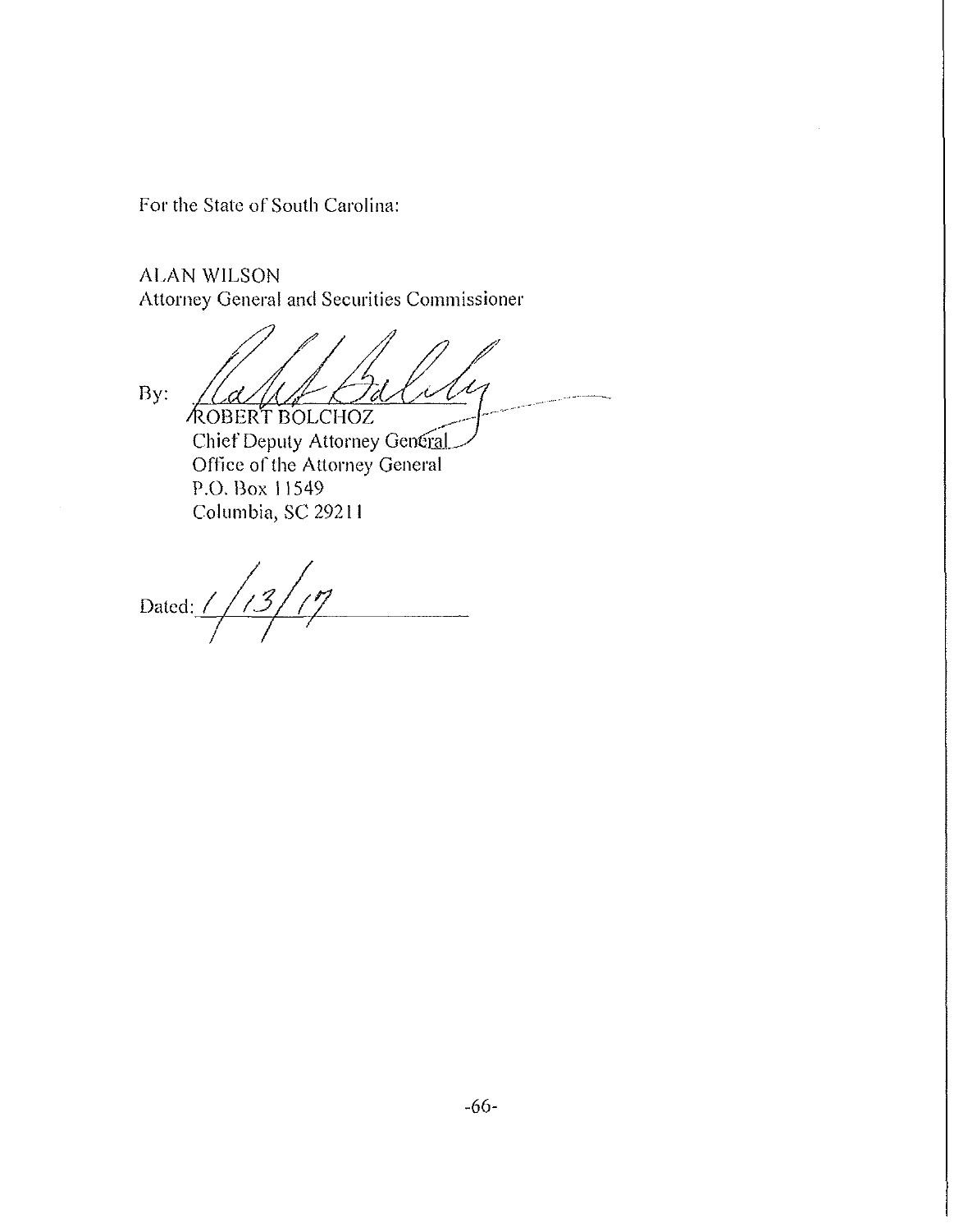For the State of South Carolina:

ALAN WILSON
Attorney General and Securities Commissioner

By: ______________________
ROBERT BOLCHOZ
Chief Deputy Attorney General
Office of the Attorney General
P.O. Box 11549
Columbia, SC 29211

Dated: 1/13/17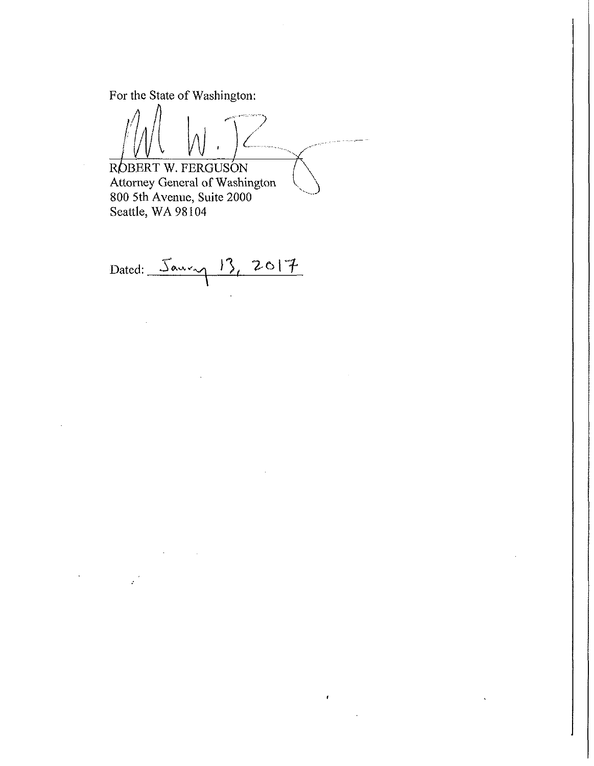For the State of Washington:

ROBERT W. FERGUSON
Attorney General of Washington
800 5th Avenue, Suite 2000
Seattle, WA 98104

Dated: January 13, 2017